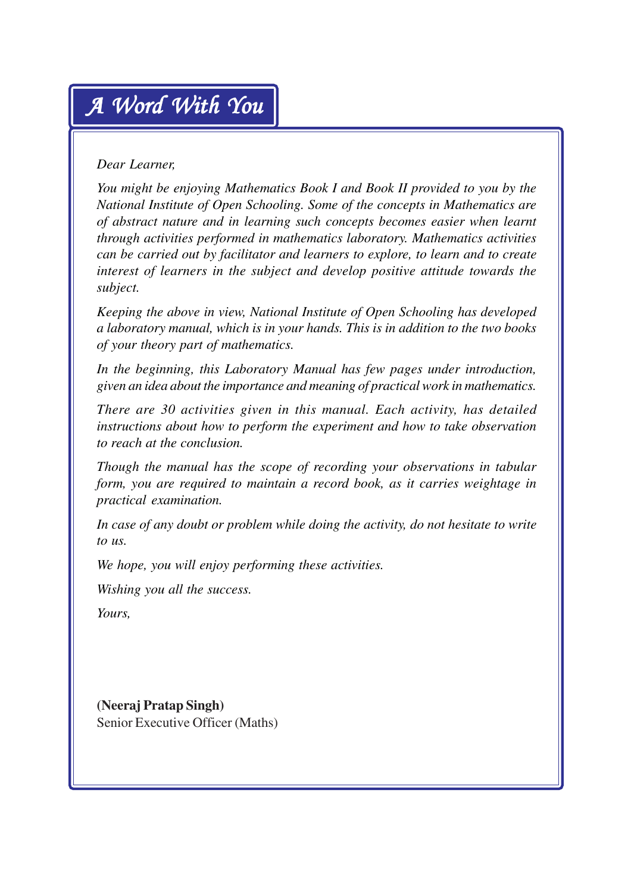# *A Word With You*

*Dear Learner,*

*You might be enjoying Mathematics Book I and Book II provided to you by the National Institute of Open Schooling. Some of the concepts in Mathematics are of abstract nature and in learning such concepts becomes easier when learnt through activities performed in mathematics laboratory. Mathematics activities can be carried out by facilitator and learners to explore, to learn and to create interest of learners in the subject and develop positive attitude towards the subject.*

*Keeping the above in view, National Institute of Open Schooling has developed a laboratory manual, which is in your hands. This is in addition to the two books of your theory part of mathematics.*

*In the beginning, this Laboratory Manual has few pages under introduction, given an idea about the importance and meaning of practical work in mathematics.*

*There are 30 activities given in this manual. Each activity, has detailed instructions about how to perform the experiment and how to take observation to reach at the conclusion.*

*Though the manual has the scope of recording your observations in tabular form, you are required to maintain a record book, as it carries weightage in practical examination.*

*In case of any doubt or problem while doing the activity, do not hesitate to write to us.*

*We hope, you will enjoy performing these activities.*

*Wishing you all the success.*

*Yours,*

**(Neeraj Pratap Singh)**
Senior Executive Officer (Maths)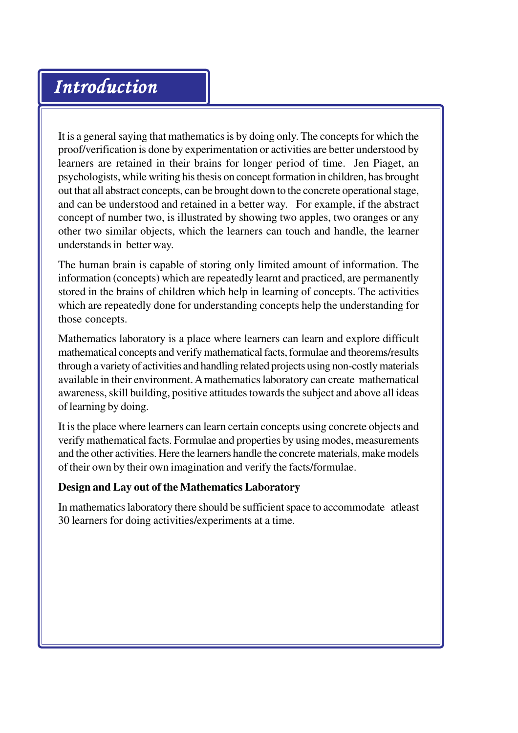# Introduction

It is a general saying that mathematics is by doing only. The concepts for which the proof/verification is done by experimentation or activities are better understood by learners are retained in their brains for longer period of time. Jen Piaget, an psychologists, while writing his thesis on concept formation in children, has brought out that all abstract concepts, can be brought down to the concrete operational stage, and can be understood and retained in a better way. For example, if the abstract concept of number two, is illustrated by showing two apples, two oranges or any other two similar objects, which the learners can touch and handle, the learner understands in better way.

The human brain is capable of storing only limited amount of information. The information (concepts) which are repeatedly learnt and practiced, are permanently stored in the brains of children which help in learning of concepts. The activities which are repeatedly done for understanding concepts help the understanding for those concepts.

Mathematics laboratory is a place where learners can learn and explore difficult mathematical concepts and verify mathematical facts, formulae and theorems/results through a variety of activities and handling related projects using non-costly materials available in their environment. A mathematics laboratory can create mathematical awareness, skill building, positive attitudes towards the subject and above all ideas of learning by doing.

It is the place where learners can learn certain concepts using concrete objects and verify mathematical facts. Formulae and properties by using modes, measurements and the other activities. Here the learners handle the concrete materials, make models of their own by their own imagination and verify the facts/formulae.

**Design and Lay out of the Mathematics Laboratory**

In mathematics laboratory there should be sufficient space to accommodate atleast 30 learners for doing activities/experiments at a time.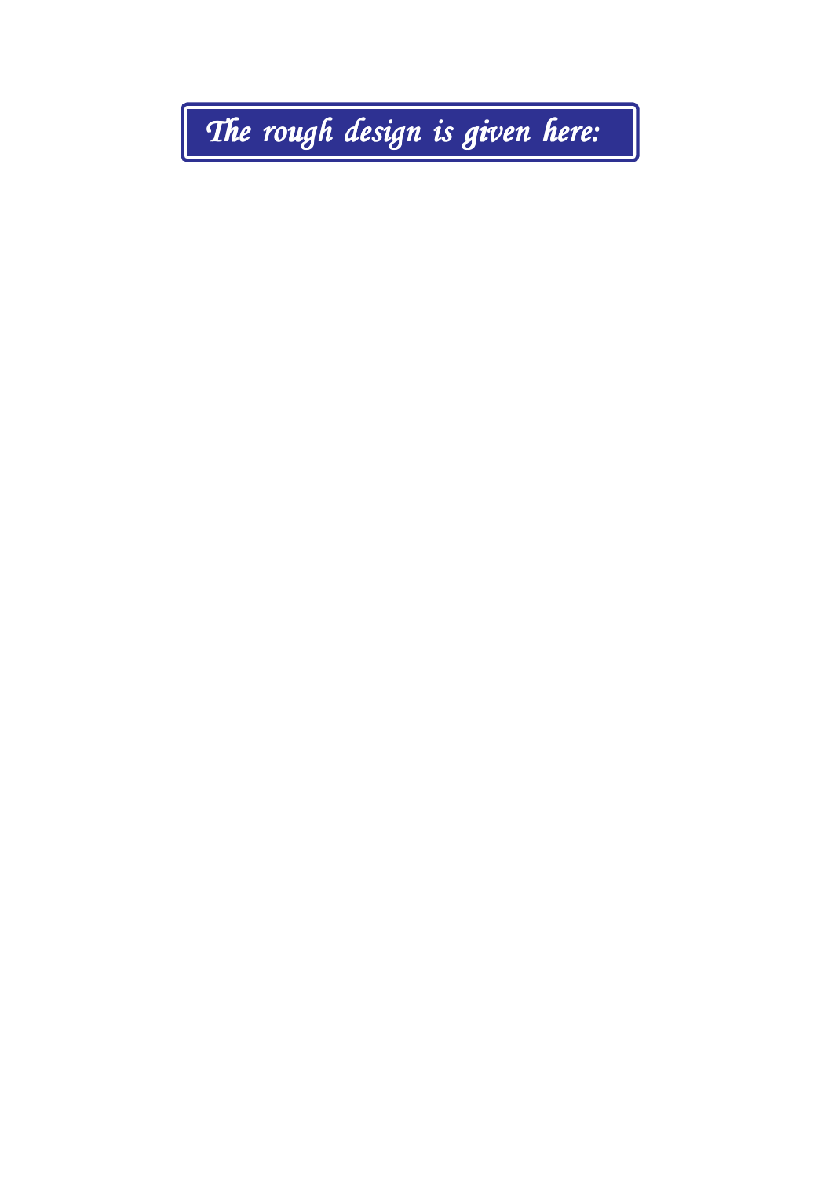# *The rough design is given here:*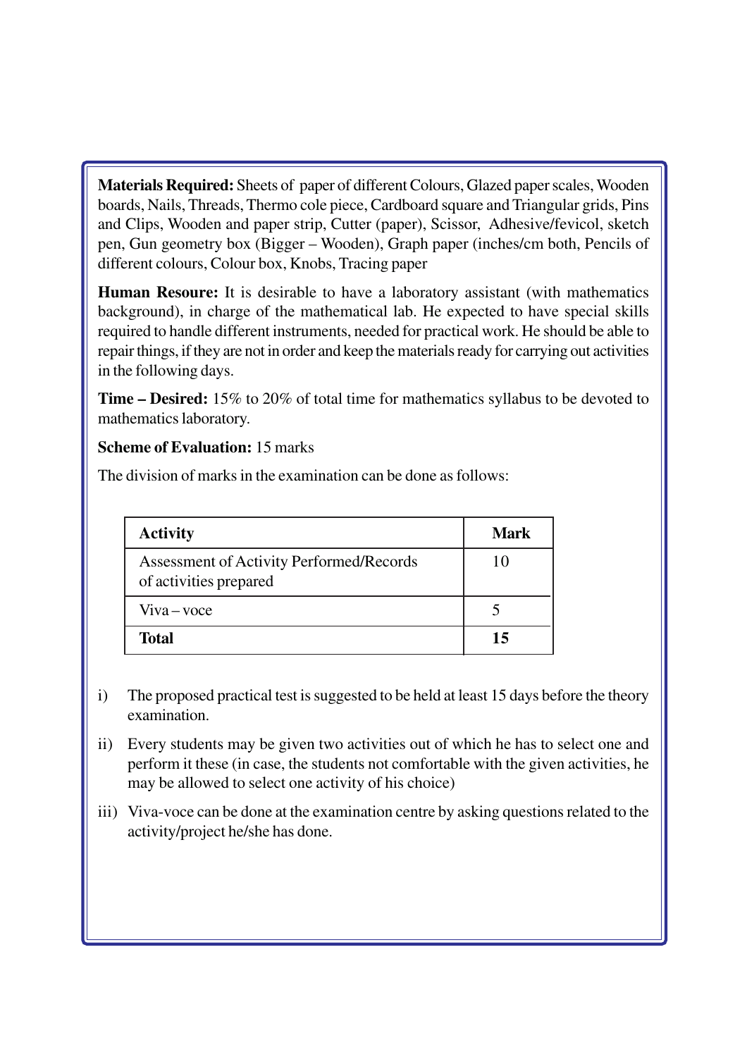**Materials Required:** Sheets of paper of different Colours, Glazed paper scales, Wooden boards, Nails, Threads, Thermo cole piece, Cardboard square and Triangular grids, Pins and Clips, Wooden and paper strip, Cutter (paper), Scissor, Adhesive/fevicol, sketch pen, Gun geometry box (Bigger – Wooden), Graph paper (inches/cm both, Pencils of different colours, Colour box, Knobs, Tracing paper

**Human Resoure:** It is desirable to have a laboratory assistant (with mathematics background), in charge of the mathematical lab. He expected to have special skills required to handle different instruments, needed for practical work. He should be able to repair things, if they are not in order and keep the materials ready for carrying out activities in the following days.

**Time – Desired:** 15% to 20% of total time for mathematics syllabus to be devoted to mathematics laboratory.

**Scheme of Evaluation:** 15 marks

The division of marks in the examination can be done as follows:

| Activity | Mark |
|---|---|
| Assessment of Activity Performed/Records of activities prepared | 10 |
| Viva – voce | 5 |
| **Total** | **15** |

i) The proposed practical test is suggested to be held at least 15 days before the theory examination.

ii) Every students may be given two activities out of which he has to select one and perform it these (in case, the students not comfortable with the given activities, he may be allowed to select one activity of his choice)

iii) Viva-voce can be done at the examination centre by asking questions related to the activity/project he/she has done.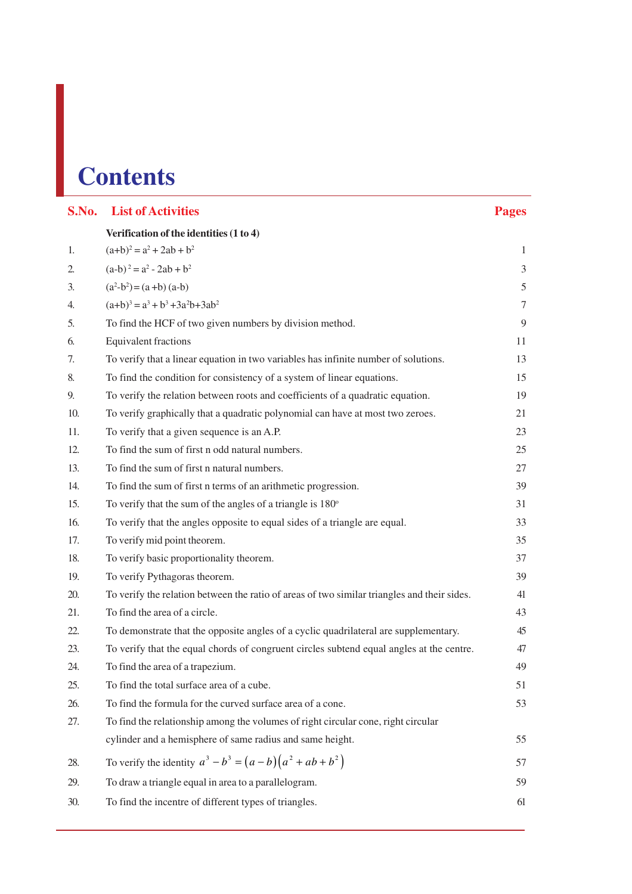# Contents

| S.No. | List of Activities | Pages |
|---|---|---|
| | **Verification of the identities (1 to 4)** | |
| 1. | $(a+b)^2 = a^2 + 2ab + b^2$ | 1 |
| 2. | $(a-b)^2 = a^2 - 2ab + b^2$ | 3 |
| 3. | $(a^2-b^2) = (a+b)(a-b)$ | 5 |
| 4. | $(a+b)^3 = a^3 + b^3 + 3a^2b + 3ab^2$ | 7 |
| 5. | To find the HCF of two given numbers by division method. | 9 |
| 6. | Equivalent fractions | 11 |
| 7. | To verify that a linear equation in two variables has infinite number of solutions. | 13 |
| 8. | To find the condition for consistency of a system of linear equations. | 15 |
| 9. | To verify the relation between roots and coefficients of a quadratic equation. | 19 |
| 10. | To verify graphically that a quadratic polynomial can have at most two zeroes. | 21 |
| 11. | To verify that a given sequence is an A.P. | 23 |
| 12. | To find the sum of first n odd natural numbers. | 25 |
| 13. | To find the sum of first n natural numbers. | 27 |
| 14. | To find the sum of first n terms of an arithmetic progression. | 39 |
| 15. | To verify that the sum of the angles of a triangle is $180^o$ | 31 |
| 16. | To verify that the angles opposite to equal sides of a triangle are equal. | 33 |
| 17. | To verify mid point theorem. | 35 |
| 18. | To verify basic proportionality theorem. | 37 |
| 19. | To verify Pythagoras theorem. | 39 |
| 20. | To verify the relation between the ratio of areas of two similar triangles and their sides. | 41 |
| 21. | To find the area of a circle. | 43 |
| 22. | To demonstrate that the opposite angles of a cyclic quadrilateral are supplementary. | 45 |
| 23. | To verify that the equal chords of congruent circles subtend equal angles at the centre. | 47 |
| 24. | To find the area of a trapezium. | 49 |
| 25. | To find the total surface area of a cube. | 51 |
| 26. | To find the formula for the curved surface area of a cone. | 53 |
| 27. | To find the relationship among the volumes of right circular cone, right circular cylinder and a hemisphere of same radius and same height. | 55 |
| 28. | To verify the identity $a^3 - b^3 = (a-b)(a^2 + ab + b^2)$ | 57 |
| 29. | To draw a triangle equal in area to a parallelogram. | 59 |
| 30. | To find the incentre of different types of triangles. | 61 |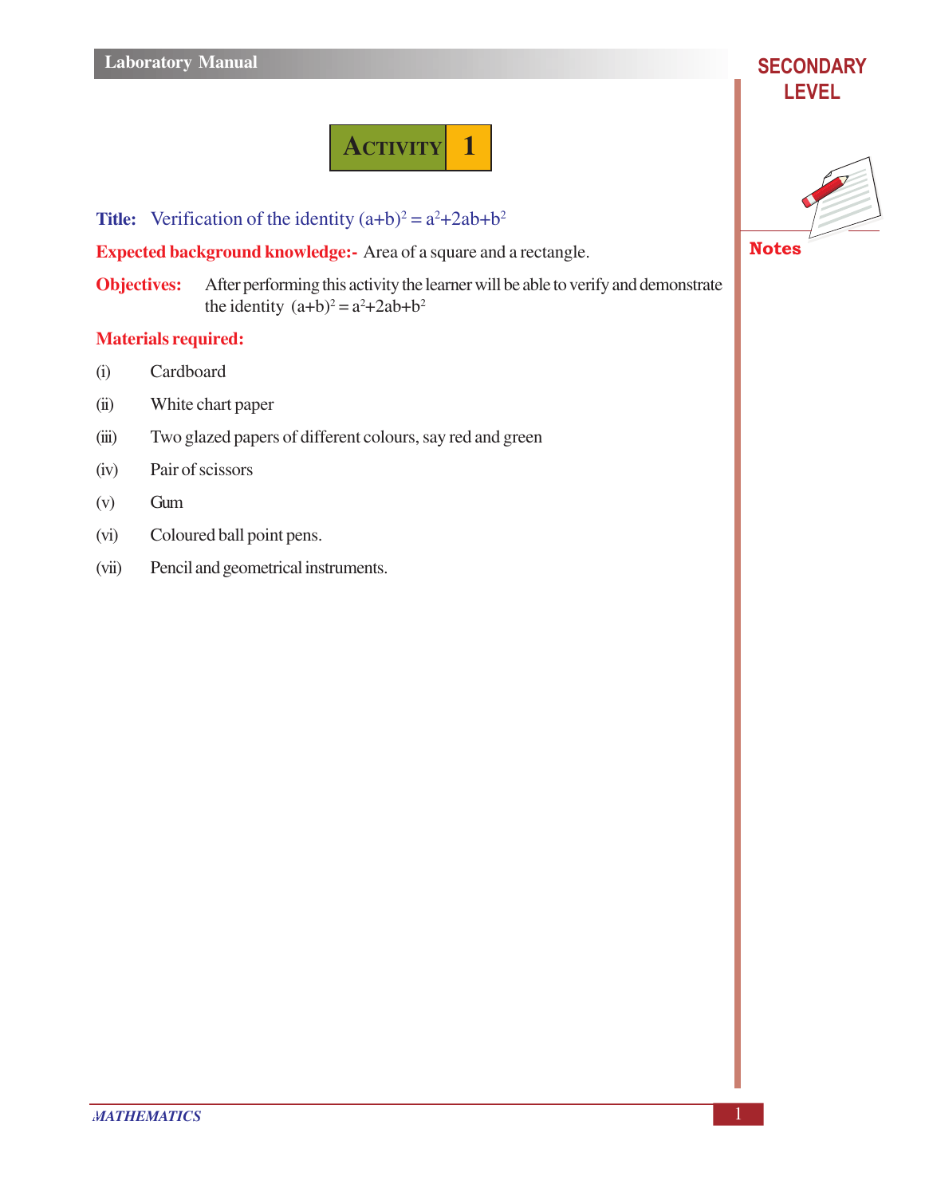# ACTIVITY 1

**Title:** Verification of the identity $(a+b)^2 = a^2+2ab+b^2$

**Expected background knowledge:-** Area of a square and a rectangle.

**Objectives:** After performing this activity the learner will be able to verify and demonstrate the identity $(a+b)^2 = a^2+2ab+b^2$

**Materials required:**

(i) Cardboard

(ii) White chart paper

(iii) Two glazed papers of different colours, say red and green

(iv) Pair of scissors

(v) Gum

(vi) Coloured ball point pens.

(vii) Pencil and geometrical instruments.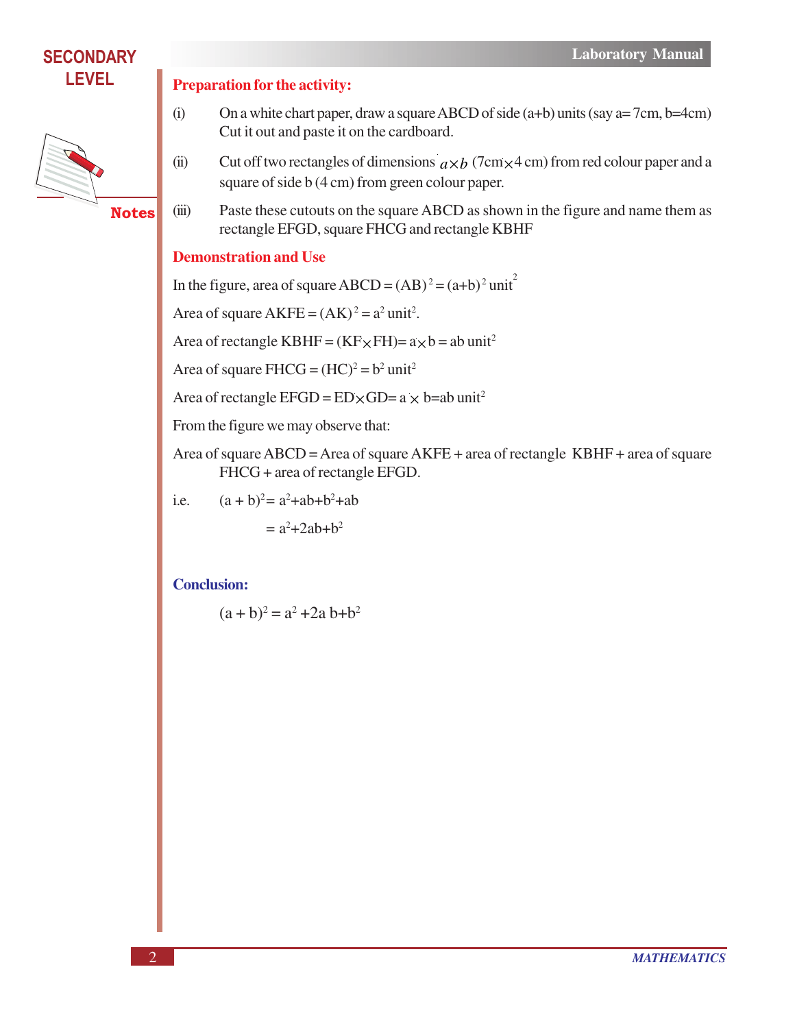### Preparation for the activity:

(i) On a white chart paper, draw a square ABCD of side (a+b) units (say a= 7cm, b=4cm) Cut it out and paste it on the cardboard.

(ii) Cut off two rectangles of dimensions $a \times b$ (7cm $\times$ 4 cm) from red colour paper and a square of side b (4 cm) from green colour paper.

(iii) Paste these cutouts on the square ABCD as shown in the figure and name them as rectangle EFGD, square FHCG and rectangle KBHF

### Demonstration and Use

In the figure, area of square ABCD = $(AB)^2 = (a+b)^2$ unit$^2$

Area of square AKFE = $(AK)^2 = a^2$ unit$^2$.

Area of rectangle KBHF = (KF $\times$ FH)= a $\times$ b = ab unit$^2$

Area of square FHCG = $(HC)^2 = b^2$ unit$^2$

Area of rectangle EFGD = ED $\times$ GD= a $\times$ b=ab unit$^2$

From the figure we may observe that:

Area of square ABCD = Area of square AKFE + area of rectangle KBHF + area of square FHCG + area of rectangle EFGD.

i.e. $(a + b)^2 = a^2+ab+b^2+ab$

$= a^2+2ab+b^2$

### Conclusion:

$(a + b)^2 = a^2 +2a\,b+b^2$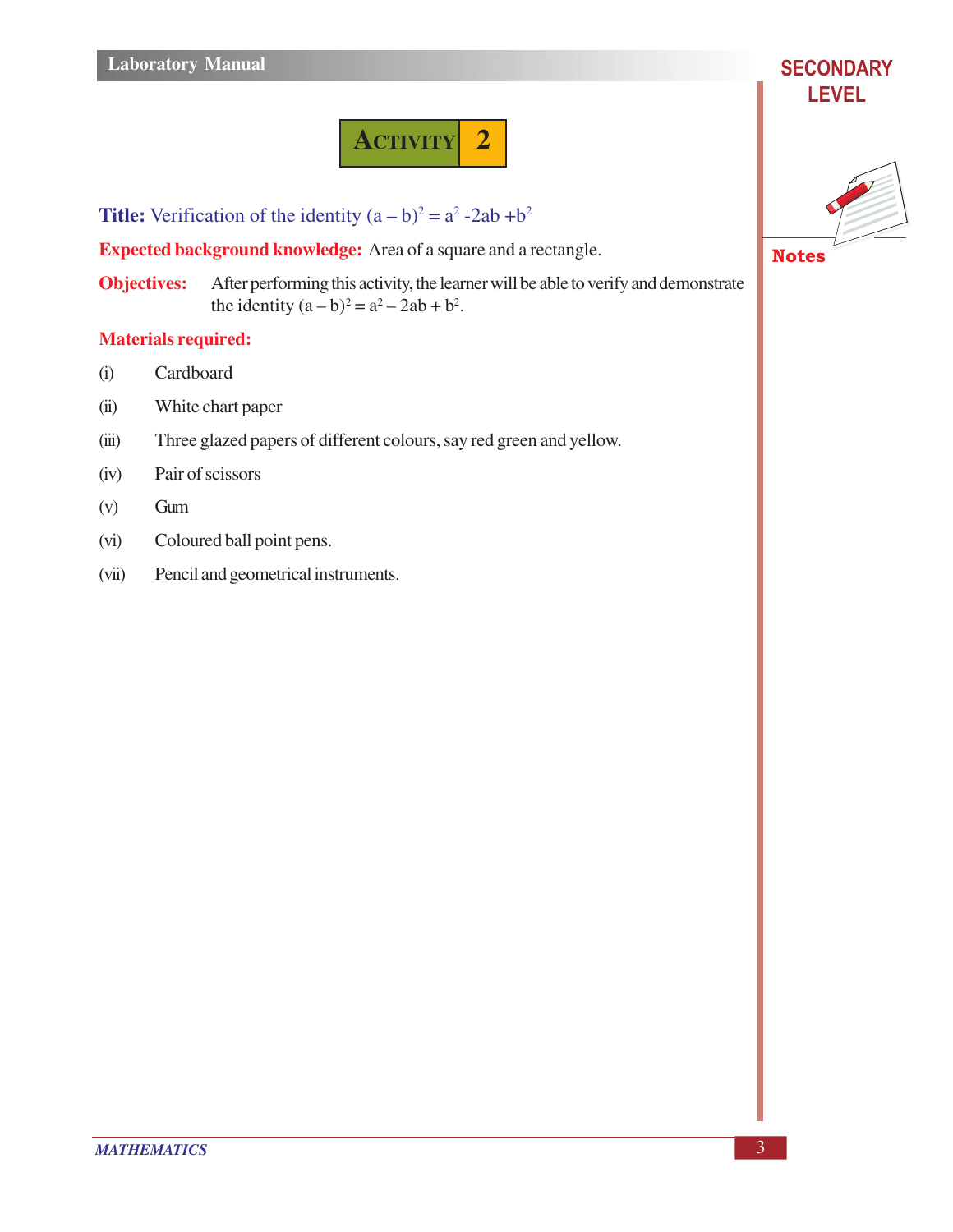# Activity 2

**Title:** Verification of the identity $(a - b)^2 = a^2 - 2ab + b^2$

**Expected background knowledge:** Area of a square and a rectangle.

**Objectives:** After performing this activity, the learner will be able to verify and demonstrate the identity $(a - b)^2 = a^2 - 2ab + b^2$.

**Materials required:**

(i) Cardboard

(ii) White chart paper

(iii) Three glazed papers of different colours, say red green and yellow.

(iv) Pair of scissors

(v) Gum

(vi) Coloured ball point pens.

(vii) Pencil and geometrical instruments.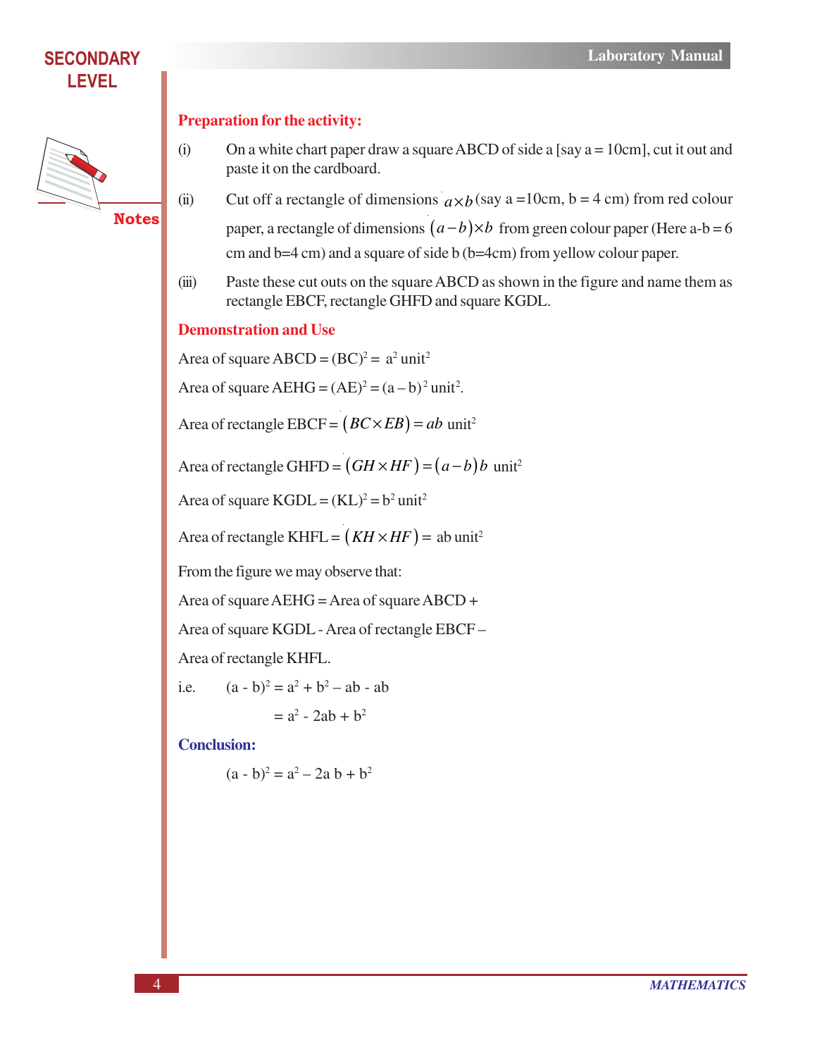### Preparation for the activity:

(i) On a white chart paper draw a square ABCD of side a [say a = 10cm], cut it out and paste it on the cardboard.

(ii) Cut off a rectangle of dimensions $a \times b$ (say a =10cm, b = 4 cm) from red colour paper, a rectangle of dimensions $(a-b)\times b$ from green colour paper (Here a-b = 6 cm and b=4 cm) and a square of side b (b=4cm) from yellow colour paper.

(iii) Paste these cut outs on the square ABCD as shown in the figure and name them as rectangle EBCF, rectangle GHFD and square KGDL.

### Demonstration and Use

Area of square ABCD = $(BC)^2 = a^2$ unit$^2$

Area of square AEHG = $(AE)^2 = (a-b)^2$ unit$^2$.

Area of rectangle EBCF = $(BC \times EB) = ab$ unit$^2$

Area of rectangle GHFD = $(GH \times HF) = (a-b)b$ unit$^2$

Area of square KGDL = $(KL)^2 = b^2$ unit$^2$

Area of rectangle KHFL = $(KH \times HF) =$ ab unit$^2$

From the figure we may observe that:

Area of square AEHG = Area of square ABCD +

Area of square KGDL - Area of rectangle EBCF –

Area of rectangle KHFL.

i.e. $(a - b)^2 = a^2 + b^2 - ab - ab$

$= a^2 - 2ab + b^2$

### Conclusion:

$(a - b)^2 = a^2 - 2a\,b + b^2$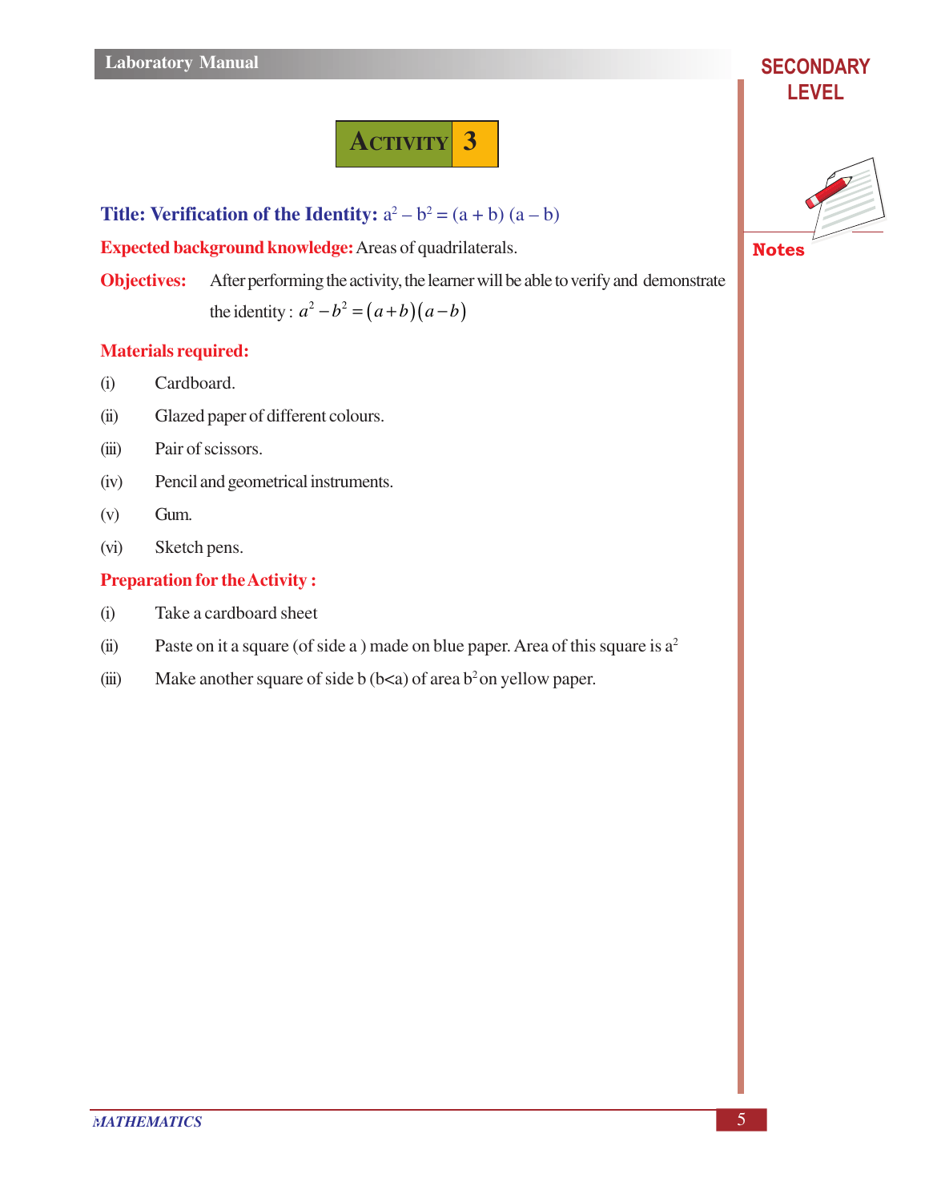## ACTIVITY 3

**Title: Verification of the Identity:** $a^2 - b^2 = (a + b)(a - b)$

**Expected background knowledge:** Areas of quadrilaterals.

**Objectives:** After performing the activity, the learner will be able to verify and demonstrate the identity : $a^2 - b^2 = (a+b)(a-b)$

**Materials required:**

(i) Cardboard.

(ii) Glazed paper of different colours.

(iii) Pair of scissors.

(iv) Pencil and geometrical instruments.

(v) Gum.

(vi) Sketch pens.

**Preparation for the Activity :**

(i) Take a cardboard sheet

(ii) Paste on it a square (of side a ) made on blue paper. Area of this square is $a^2$

(iii) Make another square of side b ($b<a$) of area $b^2$ on yellow paper.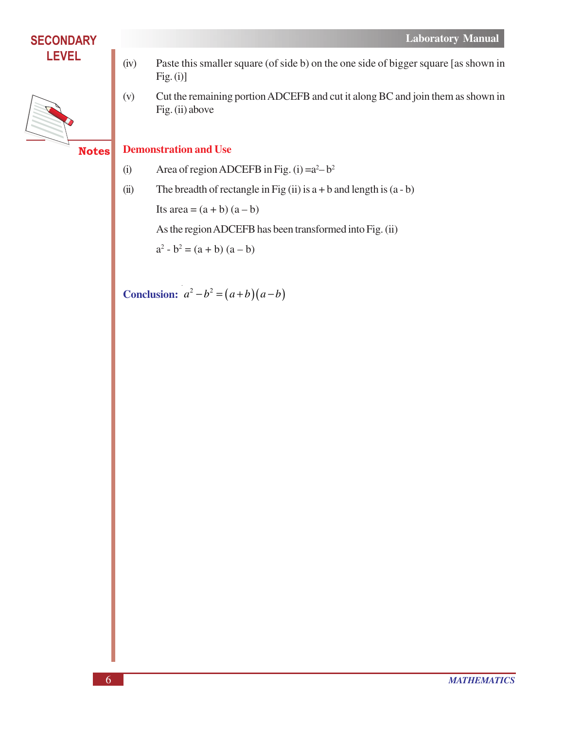(iv) Paste this smaller square (of side b) on the one side of bigger square [as shown in Fig. (i)]

(v) Cut the remaining portion ADCEFB and cut it along BC and join them as shown in Fig. (ii) above

## Demonstration and Use

(i) Area of region ADCEFB in Fig. (i) $= a^2 - b^2$

(ii) The breadth of rectangle in Fig (ii) is $a + b$ and length is $(a - b)$

Its area $= (a + b)(a - b)$

As the region ADCEFB has been transformed into Fig. (ii)

$a^2 - b^2 = (a + b)(a - b)$

**Conclusion:** $a^2 - b^2 = (a+b)(a-b)$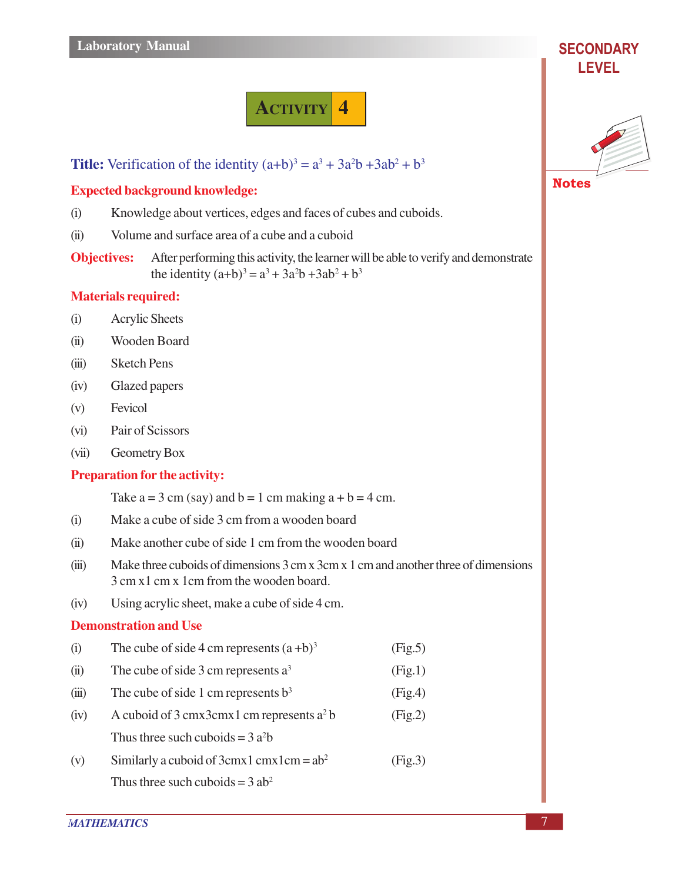## Activity 4

**Title:** Verification of the identity $(a+b)^3 = a^3 + 3a^2b + 3ab^2 + b^3$

**Expected background knowledge:**

(i) Knowledge about vertices, edges and faces of cubes and cuboids.

(ii) Volume and surface area of a cube and a cuboid

**Objectives:** After performing this activity, the learner will be able to verify and demonstrate the identity $(a+b)^3 = a^3 + 3a^2b + 3ab^2 + b^3$

**Materials required:**

(i) Acrylic Sheets

(ii) Wooden Board

(iii) Sketch Pens

(iv) Glazed papers

(v) Fevicol

(vi) Pair of Scissors

(vii) Geometry Box

**Preparation for the activity:**

Take $a = 3$ cm (say) and $b = 1$ cm making $a + b = 4$ cm.

(i) Make a cube of side 3 cm from a wooden board

(ii) Make another cube of side 1 cm from the wooden board

(iii) Make three cuboids of dimensions 3 cm x 3cm x 1 cm and another three of dimensions 3 cm x1 cm x 1cm from the wooden board.

(iv) Using acrylic sheet, make a cube of side 4 cm.

**Demonstration and Use**

(i) The cube of side 4 cm represents $(a+b)^3$ (Fig.5)

(ii) The cube of side 3 cm represents $a^3$ (Fig.1)

(iii) The cube of side 1 cm represents $b^3$ (Fig.4)

(iv) A cuboid of 3 cmx3cmx1 cm represents $a^2b$ (Fig.2)

Thus three such cuboids = $3a^2b$

(v) Similarly a cuboid of 3cmx1 cmx1cm = $ab^2$ (Fig.3)

Thus three such cuboids = $3ab^2$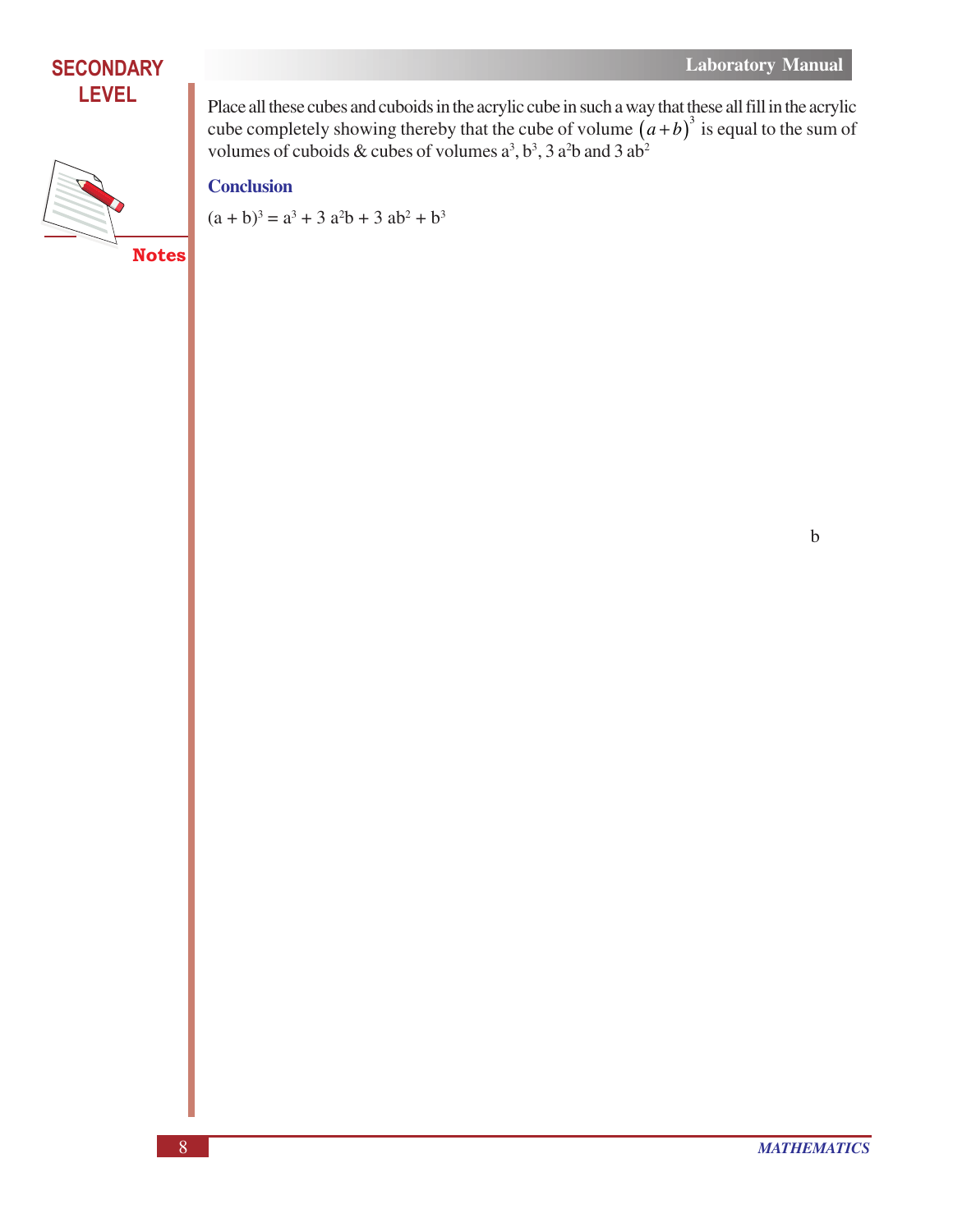Place all these cubes and cuboids in the acrylic cube in such a way that these all fill in the acrylic cube completely showing thereby that the cube of volume $(a+b)^3$ is equal to the sum of volumes of cuboids & cubes of volumes $a^3$, $b^3$, $3a^2b$ and $3ab^2$

### Conclusion

$(a + b)^3 = a^3 + 3a^2b + 3ab^2 + b^3$

b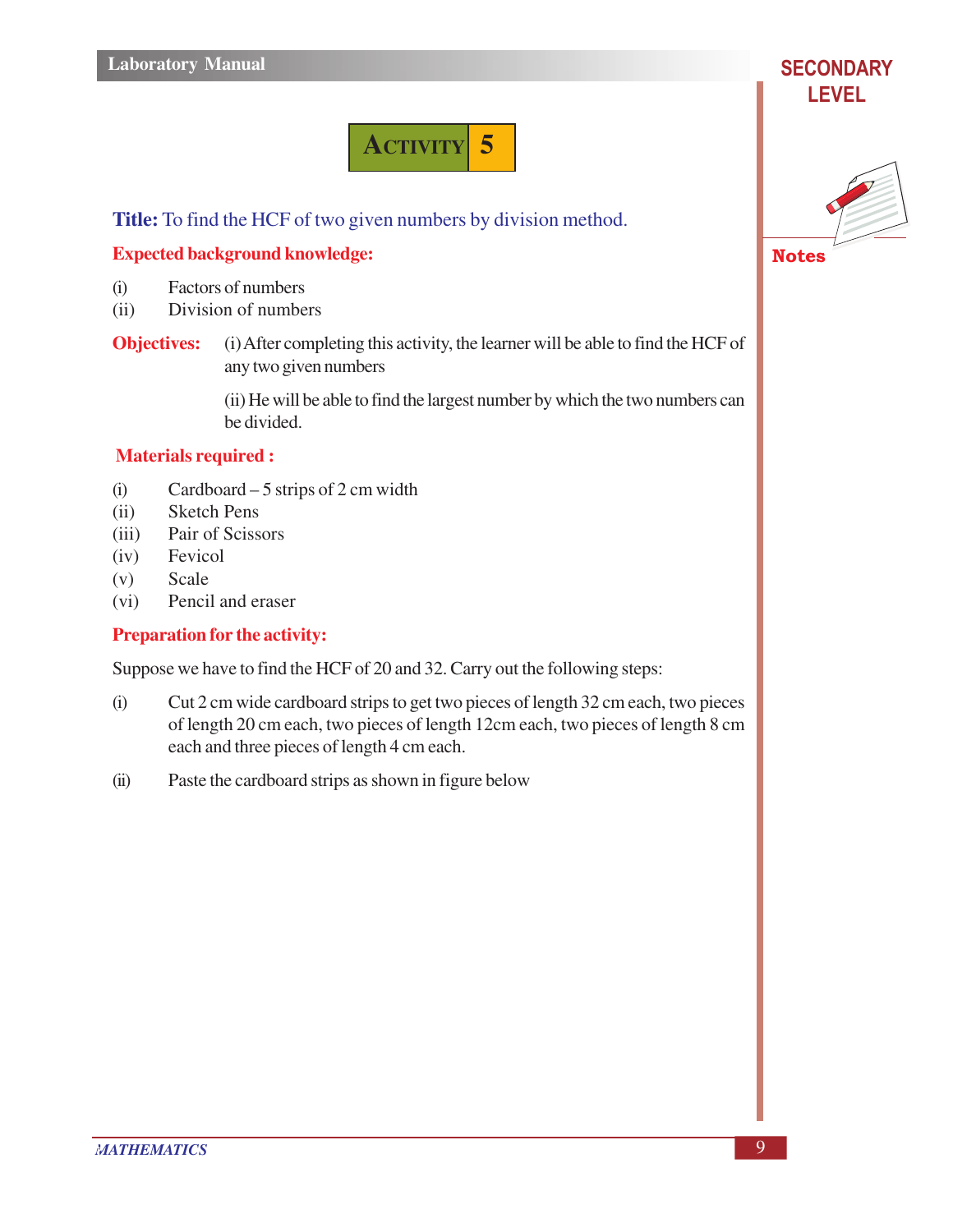# ACTIVITY 5

**Title:** To find the HCF of two given numbers by division method.

**Expected background knowledge:**

(i) Factors of numbers
(ii) Division of numbers

**Objectives:** (i) After completing this activity, the learner will be able to find the HCF of any two given numbers

(ii) He will be able to find the largest number by which the two numbers can be divided.

**Materials required :**

(i) Cardboard – 5 strips of 2 cm width
(ii) Sketch Pens
(iii) Pair of Scissors
(iv) Fevicol
(v) Scale
(vi) Pencil and eraser

**Preparation for the activity:**

Suppose we have to find the HCF of 20 and 32. Carry out the following steps:

(i) Cut 2 cm wide cardboard strips to get two pieces of length 32 cm each, two pieces of length 20 cm each, two pieces of length 12cm each, two pieces of length 8 cm each and three pieces of length 4 cm each.

(ii) Paste the cardboard strips as shown in figure below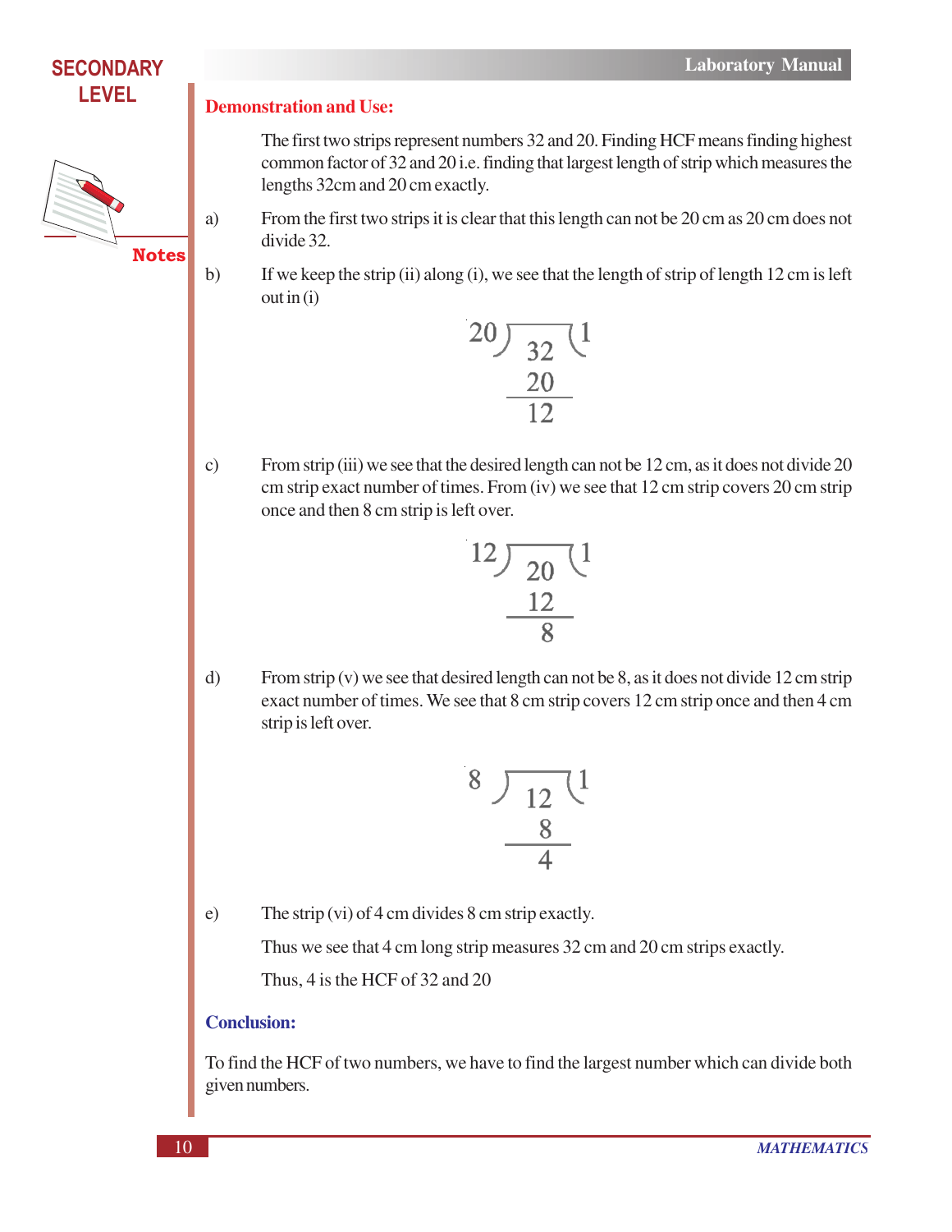## Demonstration and Use:

The first two strips represent numbers 32 and 20. Finding HCF means finding highest common factor of 32 and 20 i.e. finding that largest length of strip which measures the lengths 32cm and 20 cm exactly.

a) From the first two strips it is clear that this length can not be 20 cm as 20 cm does not divide 32.

b) If we keep the strip (ii) along (i), we see that the length of strip of length 12 cm is left out in (i)

$$20\overline{)\,32\,}(1$$
$$\underline{20}$$
$$12$$

c) From strip (iii) we see that the desired length can not be 12 cm, as it does not divide 20 cm strip exact number of times. From (iv) we see that 12 cm strip covers 20 cm strip once and then 8 cm strip is left over.

$$12\overline{)\,20\,}(1$$
$$\underline{12}$$
$$8$$

d) From strip (v) we see that desired length can not be 8, as it does not divide 12 cm strip exact number of times. We see that 8 cm strip covers 12 cm strip once and then 4 cm strip is left over.

$$8\overline{)\,12\,}(1$$
$$\underline{8}$$
$$4$$

e) The strip (vi) of 4 cm divides 8 cm strip exactly.

Thus we see that 4 cm long strip measures 32 cm and 20 cm strips exactly.

Thus, 4 is the HCF of 32 and 20

## Conclusion:

To find the HCF of two numbers, we have to find the largest number which can divide both given numbers.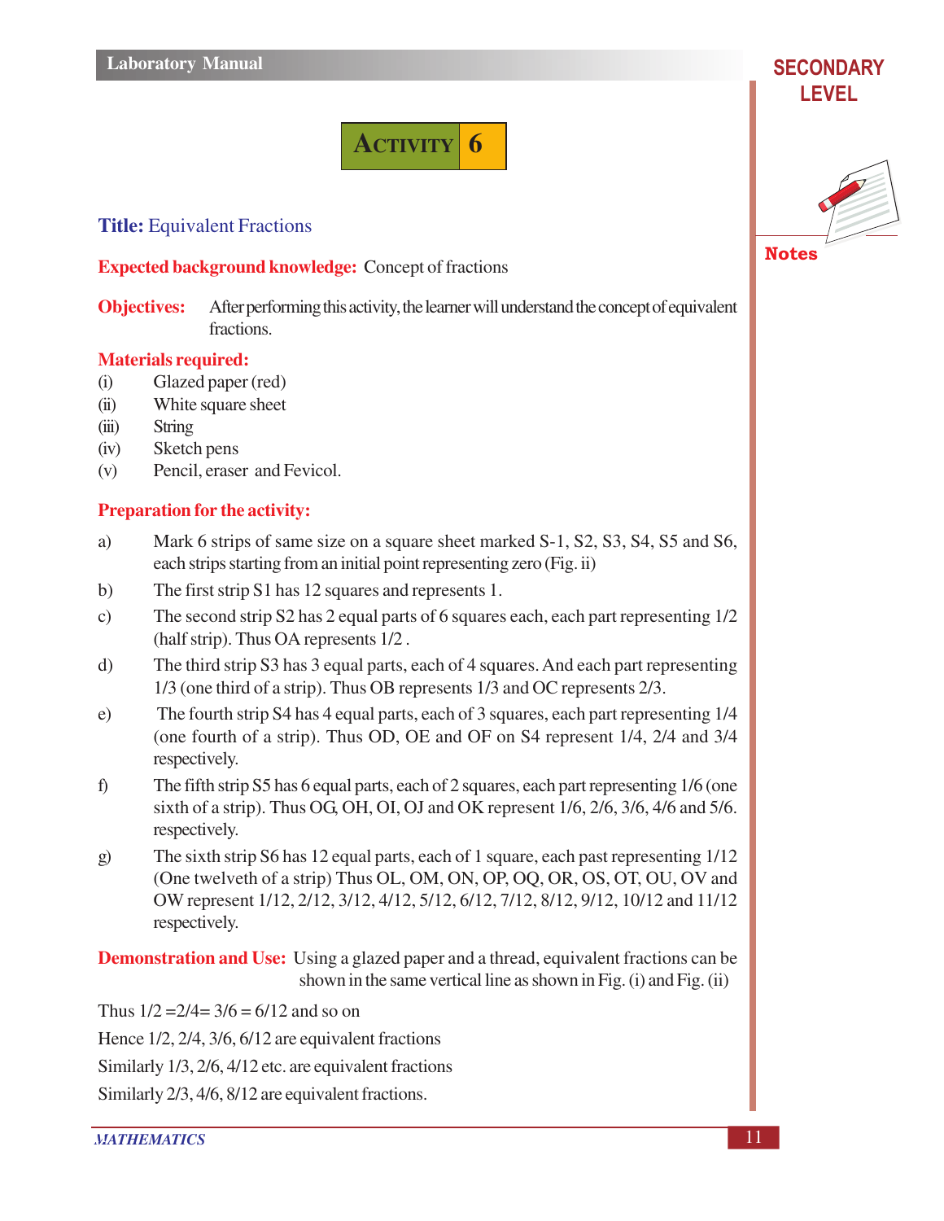# ACTIVITY 6

**Title:** Equivalent Fractions

**Expected background knowledge:** Concept of fractions

**Objectives:** After performing this activity, the learner will understand the concept of equivalent fractions.

**Materials required:**

(i) Glazed paper (red)

(ii) White square sheet

(iii) String

(iv) Sketch pens

(v) Pencil, eraser and Fevicol.

**Preparation for the activity:**

a) Mark 6 strips of same size on a square sheet marked S-1, S2, S3, S4, S5 and S6, each strips starting from an initial point representing zero (Fig. ii)

b) The first strip S1 has 12 squares and represents 1.

c) The second strip S2 has 2 equal parts of 6 squares each, each part representing 1/2 (half strip). Thus OA represents 1/2 .

d) The third strip S3 has 3 equal parts, each of 4 squares. And each part representing 1/3 (one third of a strip). Thus OB represents 1/3 and OC represents 2/3.

e) The fourth strip S4 has 4 equal parts, each of 3 squares, each part representing 1/4 (one fourth of a strip). Thus OD, OE and OF on S4 represent 1/4, 2/4 and 3/4 respectively.

f) The fifth strip S5 has 6 equal parts, each of 2 squares, each part representing 1/6 (one sixth of a strip). Thus OG, OH, OI, OJ and OK represent 1/6, 2/6, 3/6, 4/6 and 5/6. respectively.

g) The sixth strip S6 has 12 equal parts, each of 1 square, each past representing 1/12 (One twelveth of a strip) Thus OL, OM, ON, OP, OQ, OR, OS, OT, OU, OV and OW represent 1/12, 2/12, 3/12, 4/12, 5/12, 6/12, 7/12, 8/12, 9/12, 10/12 and 11/12 respectively.

**Demonstration and Use:** Using a glazed paper and a thread, equivalent fractions can be shown in the same vertical line as shown in Fig. (i) and Fig. (ii)

Thus 1/2 =2/4= 3/6 = 6/12 and so on

Hence 1/2, 2/4, 3/6, 6/12 are equivalent fractions

Similarly 1/3, 2/6, 4/12 etc. are equivalent fractions

Similarly 2/3, 4/6, 8/12 are equivalent fractions.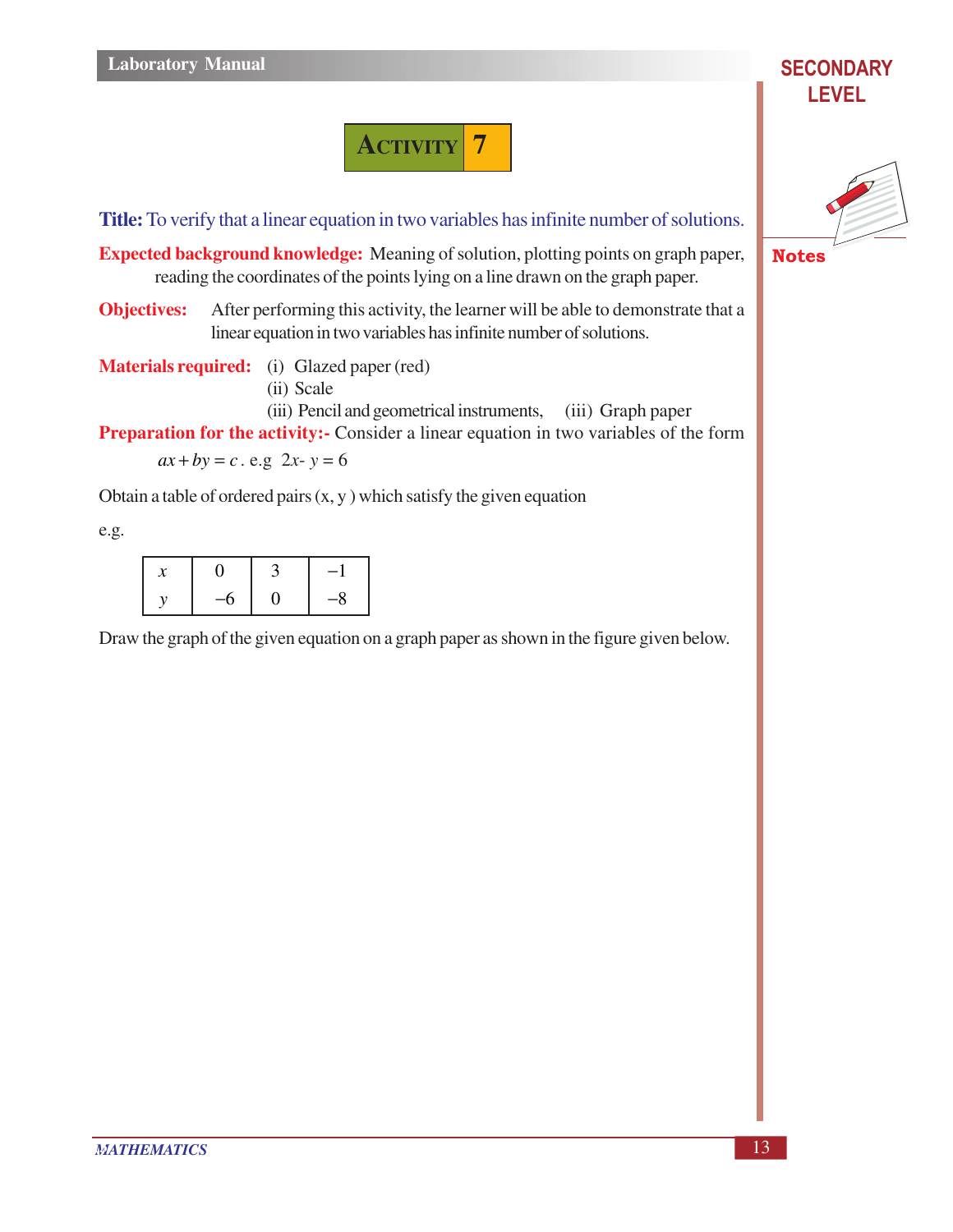# ACTIVITY 7

**Title:** To verify that a linear equation in two variables has infinite number of solutions.

**Expected background knowledge:** Meaning of solution, plotting points on graph paper, reading the coordinates of the points lying on a line drawn on the graph paper.

**Objectives:** After performing this activity, the learner will be able to demonstrate that a linear equation in two variables has infinite number of solutions.

**Materials required:**
(i) Glazed paper (red)
(ii) Scale
(iii) Pencil and geometrical instruments, (iii) Graph paper

**Preparation for the activity:-** Consider a linear equation in two variables of the form $ax + by = c$. e.g $2x - y = 6$

Obtain a table of ordered pairs (x, y ) which satisfy the given equation

e.g.

| $x$ | 0 | 3 | −1 |
|---|---|---|---|
| $y$ | −6 | 0 | −8 |

Draw the graph of the given equation on a graph paper as shown in the figure given below.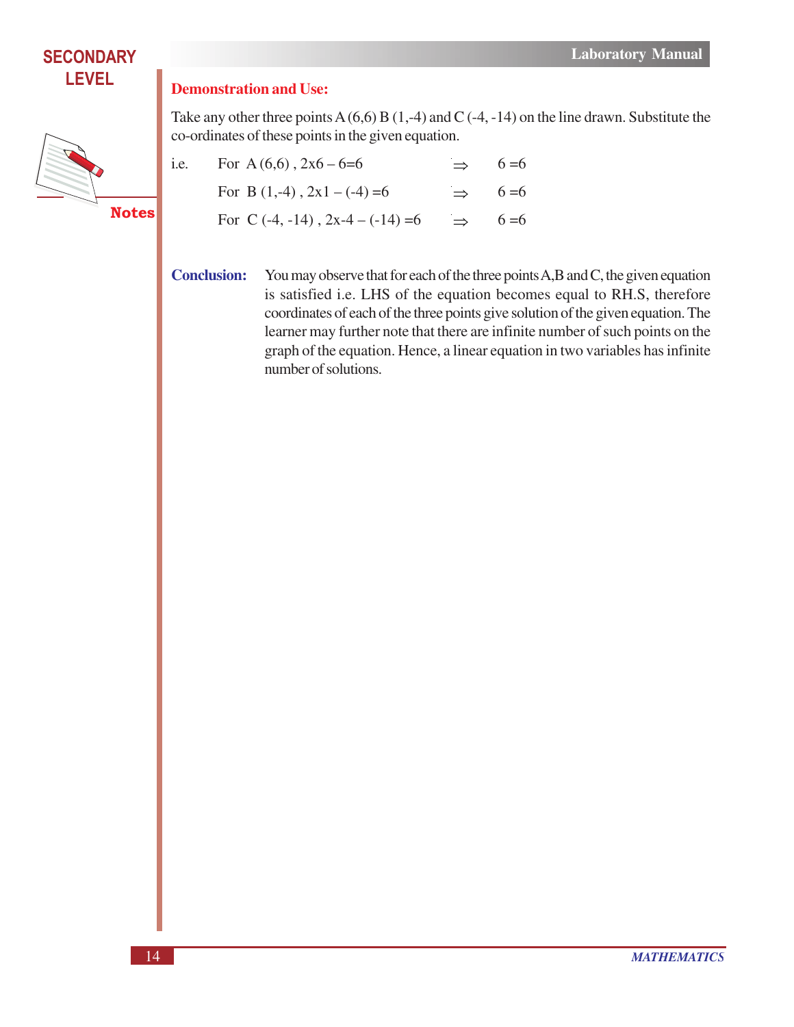**Demonstration and Use:**

Take any other three points A (6,6) B (1,-4) and C (-4, -14) on the line drawn. Substitute the co-ordinates of these points in the given equation.

i.e. For A (6,6), $2 \times 6 - 6 = 6 \Rightarrow 6 = 6$

For B (1,-4), $2 \times 1 - (-4) = 6 \Rightarrow 6 = 6$

For C (-4, -14), $2 \times -4 - (-14) = 6 \Rightarrow 6 = 6$

**Conclusion:** You may observe that for each of the three points A, B and C, the given equation is satisfied i.e. LHS of the equation becomes equal to RH.S, therefore coordinates of each of the three points give solution of the given equation. The learner may further note that there are infinite number of such points on the graph of the equation. Hence, a linear equation in two variables has infinite number of solutions.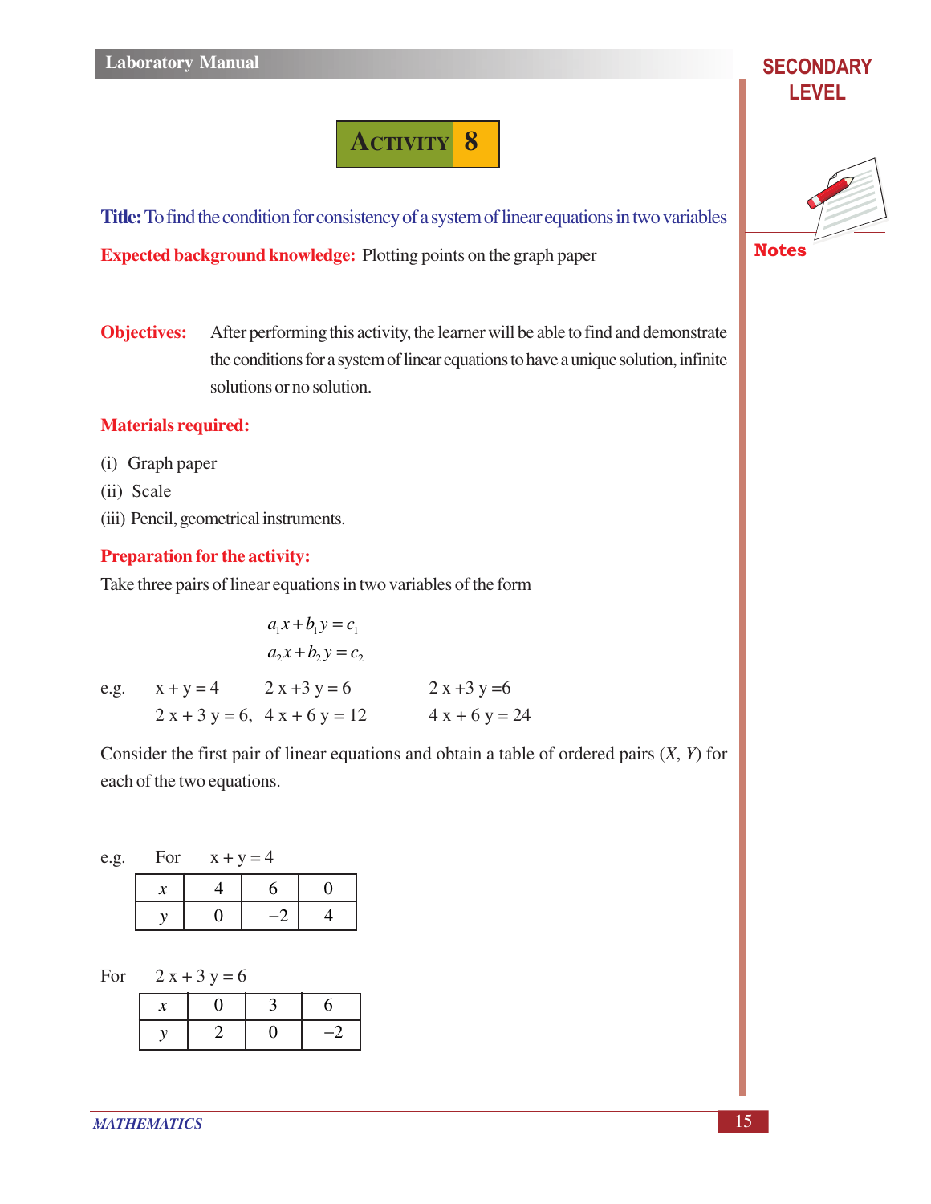## Activity 8

**Title:** To find the condition for consistency of a system of linear equations in two variables

**Expected background knowledge:** Plotting points on the graph paper

**Objectives:** After performing this activity, the learner will be able to find and demonstrate the conditions for a system of linear equations to have a unique solution, infinite solutions or no solution.

**Materials required:**

(i) Graph paper

(ii) Scale

(iii) Pencil, geometrical instruments.

**Preparation for the activity:**

Take three pairs of linear equations in two variables of the form

$$a_1x + b_1y = c_1$$
$$a_2x + b_2y = c_2$$

e.g. $x + y = 4$, $2x + 3y = 6$ ; $2x + 3y = 6$, $4x + 6y = 12$ ; $2x + 3y = 6$, $4x + 6y = 24$

Consider the first pair of linear equations and obtain a table of ordered pairs ($X$, $Y$) for each of the two equations.

e.g. For $x + y = 4$

| $x$ | 4 | 6 | 0 |
|---|---|---|---|
| $y$ | 0 | –2 | 4 |

For $2x + 3y = 6$

| $x$ | 0 | 3 | 6 |
|---|---|---|---|
| $y$ | 2 | 0 | –2 |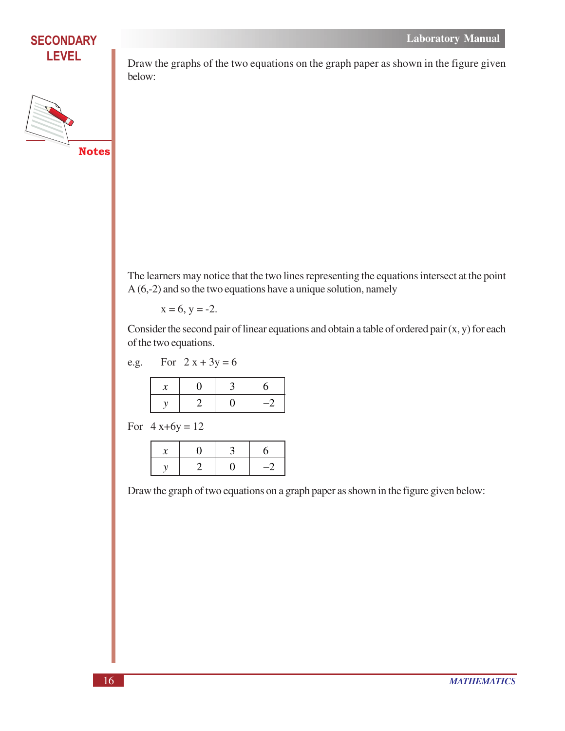Draw the graphs of the two equations on the graph paper as shown in the figure given below:

The learners may notice that the two lines representing the equations intersect at the point A (6,-2) and so the two equations have a unique solution, namely

$x = 6, y = -2.$

Consider the second pair of linear equations and obtain a table of ordered pair (x, y) for each of the two equations.

e.g. For $2x + 3y = 6$

| $x$ | 0 | 3 | 6 |
|---|---|---|---|
| $y$ | 2 | 0 | $-2$ |

For $4x + 6y = 12$

| $x$ | 0 | 3 | 6 |
|---|---|---|---|
| $y$ | 2 | 0 | $-2$ |

Draw the graph of two equations on a graph paper as shown in the figure given below: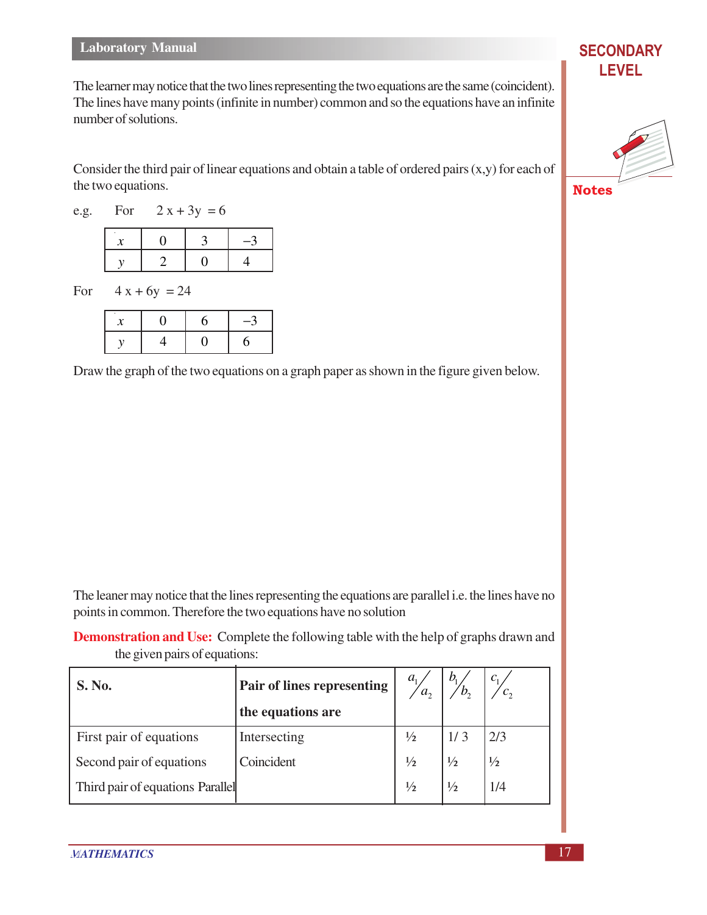The learner may notice that the two lines representing the two equations are the same (coincident). The lines have many points (infinite in number) common and so the equations have an infinite number of solutions.

Consider the third pair of linear equations and obtain a table of ordered pairs (x,y) for each of the two equations.

e.g. For $2x + 3y = 6$

| $x$ | 0 | 3 | –3 |
|---|---|---|---|
| $y$ | 2 | 0 | 4 |

For $4x + 6y = 24$

| $x$ | 0 | 6 | –3 |
|---|---|---|---|
| $y$ | 4 | 0 | 6 |

Draw the graph of the two equations on a graph paper as shown in the figure given below.

The leaner may notice that the lines representing the equations are parallel i.e. the lines have no points in common. Therefore the two equations have no solution

**Demonstration and Use:** Complete the following table with the help of graphs drawn and the given pairs of equations:

| S. No. | Pair of lines representing the equations are | $a_1/a_2$ | $b_1/b_2$ | $c_1/c_2$ |
|---|---|---|---|---|
| First pair of equations | Intersecting | ½ | 1/ 3 | 2/3 |
| Second pair of equations | Coincident | ½ | ½ | ½ |
| Third pair of equations Parallel | | ½ | ½ | 1/4 |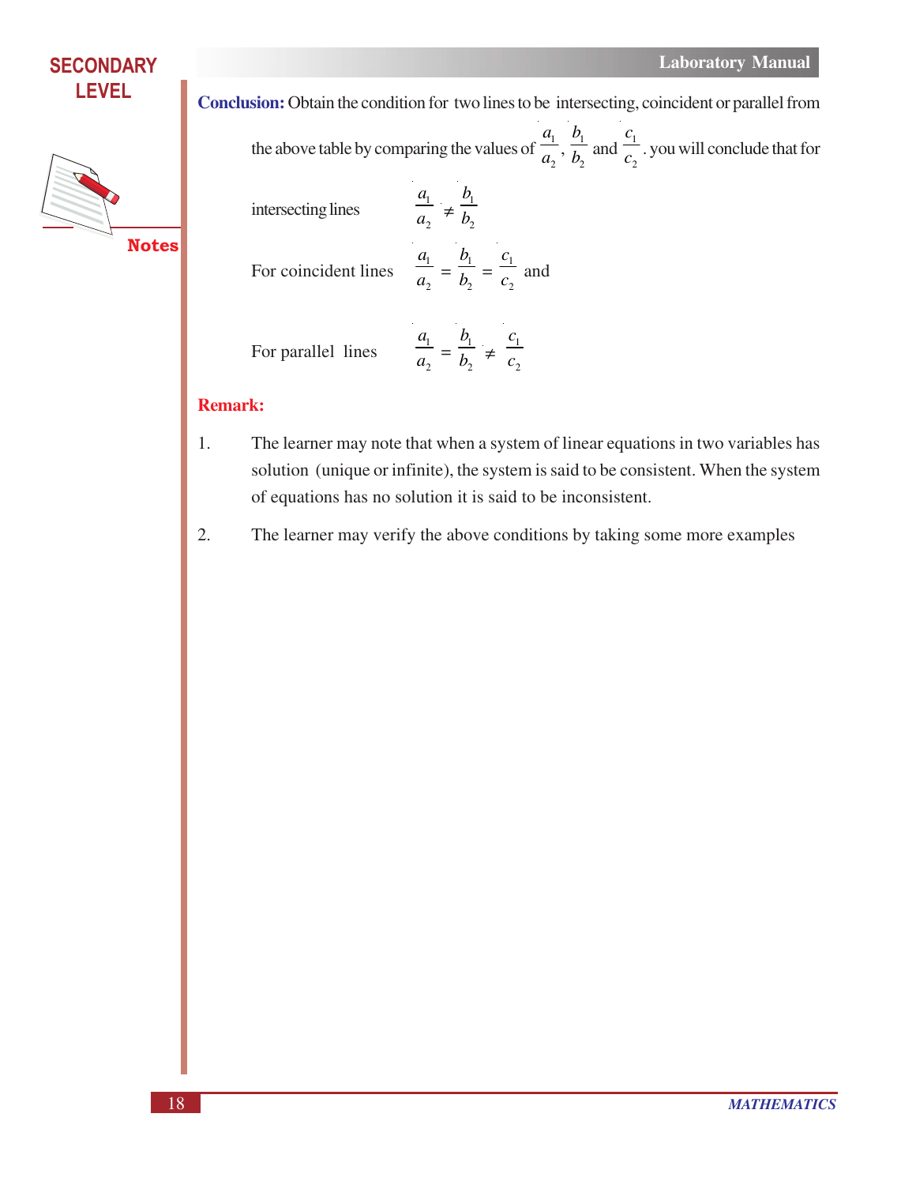**Conclusion:** Obtain the condition for two lines to be intersecting, coincident or parallel from the above table by comparing the values of $\frac{a_1}{a_2}$, $\frac{b_1}{b_2}$ and $\frac{c_1}{c_2}$. you will conclude that for

intersecting lines $\frac{a_1}{a_2} \neq \frac{b_1}{b_2}$

For coincident lines $\frac{a_1}{a_2} = \frac{b_1}{b_2} = \frac{c_1}{c_2}$ and

For parallel lines $\frac{a_1}{a_2} = \frac{b_1}{b_2} \neq \frac{c_1}{c_2}$

**Remark:**

1. The learner may note that when a system of linear equations in two variables has solution (unique or infinite), the system is said to be consistent. When the system of equations has no solution it is said to be inconsistent.

2. The learner may verify the above conditions by taking some more examples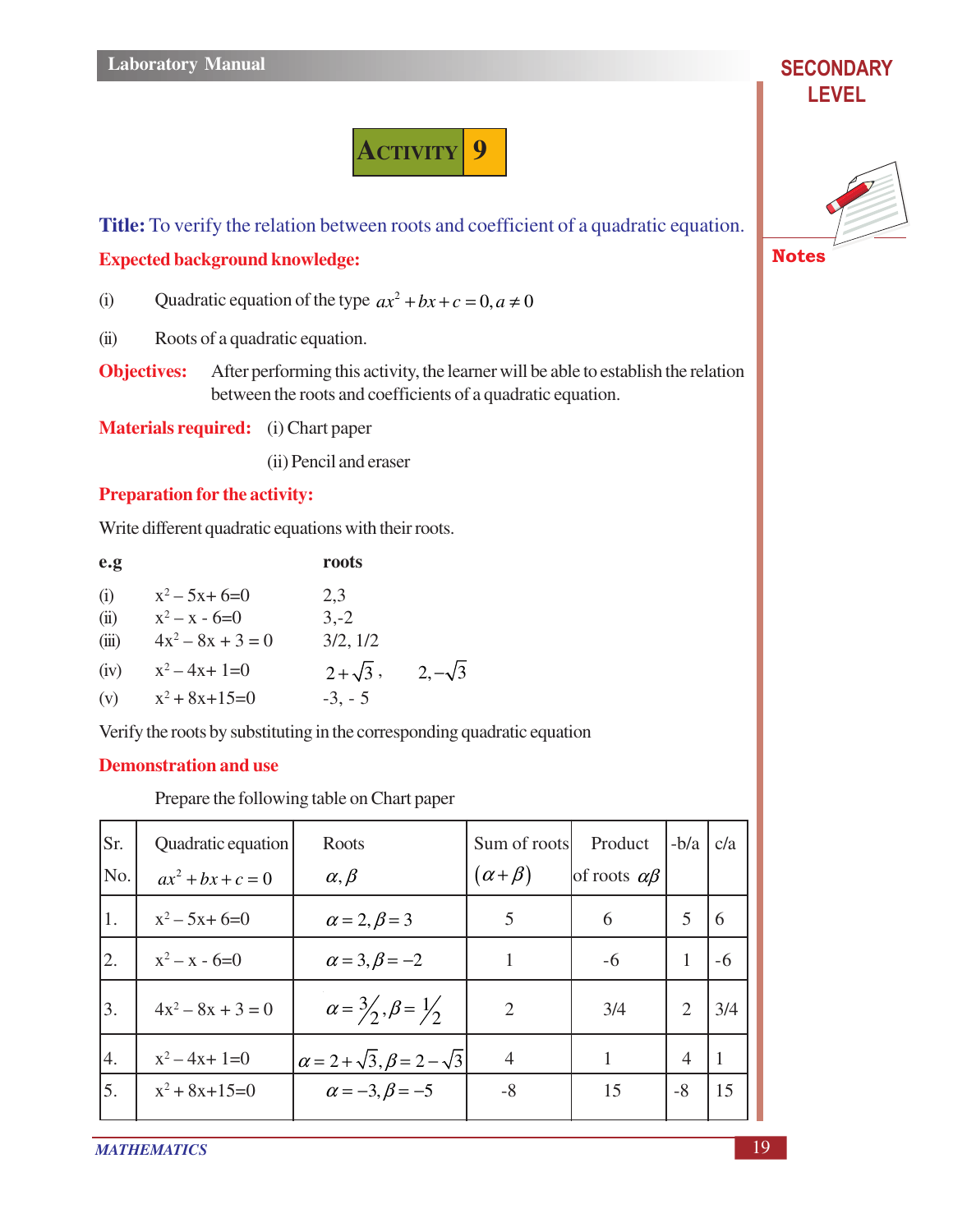# ACTIVITY 9

**Title:** To verify the relation between roots and coefficient of a quadratic equation.

**Expected background knowledge:**

(i) Quadratic equation of the type $ax^2 + bx + c = 0, a \neq 0$

(ii) Roots of a quadratic equation.

**Objectives:** After performing this activity, the learner will be able to establish the relation between the roots and coefficients of a quadratic equation.

**Materials required:** (i) Chart paper

(ii) Pencil and eraser

**Preparation for the activity:**

Write different quadratic equations with their roots.

| e.g | | roots |
|---|---|---|
| (i) | $x^2 - 5x + 6 = 0$ | 2,3 |
| (ii) | $x^2 - x - 6 = 0$ | 3,-2 |
| (iii) | $4x^2 - 8x + 3 = 0$ | 3/2, 1/2 |
| (iv) | $x^2 - 4x + 1 = 0$ | $2+\sqrt{3}$, $2,-\sqrt{3}$ |
| (v) | $x^2 + 8x + 15 = 0$ | -3, - 5 |

Verify the roots by substituting in the corresponding quadratic equation

**Demonstration and use**

Prepare the following table on Chart paper

| Sr. No. | Quadratic equation $ax^2 + bx + c = 0$ | Roots $\alpha, \beta$ | Sum of roots $(\alpha + \beta)$ | Product of roots $\alpha\beta$ | -b/a | c/a |
|---|---|---|---|---|---|---|
| 1. | $x^2 - 5x + 6 = 0$ | $\alpha = 2, \beta = 3$ | 5 | 6 | 5 | 6 |
| 2. | $x^2 - x - 6 = 0$ | $\alpha = 3, \beta = -2$ | 1 | -6 | 1 | -6 |
| 3. | $4x^2 - 8x + 3 = 0$ | $\alpha = 3/2, \beta = 1/2$ | 2 | 3/4 | 2 | 3/4 |
| 4. | $x^2 - 4x + 1 = 0$ | $\alpha = 2+\sqrt{3}, \beta = 2-\sqrt{3}$ | 4 | 1 | 4 | 1 |
| 5. | $x^2 + 8x + 15 = 0$ | $\alpha = -3, \beta = -5$ | -8 | 15 | -8 | 15 |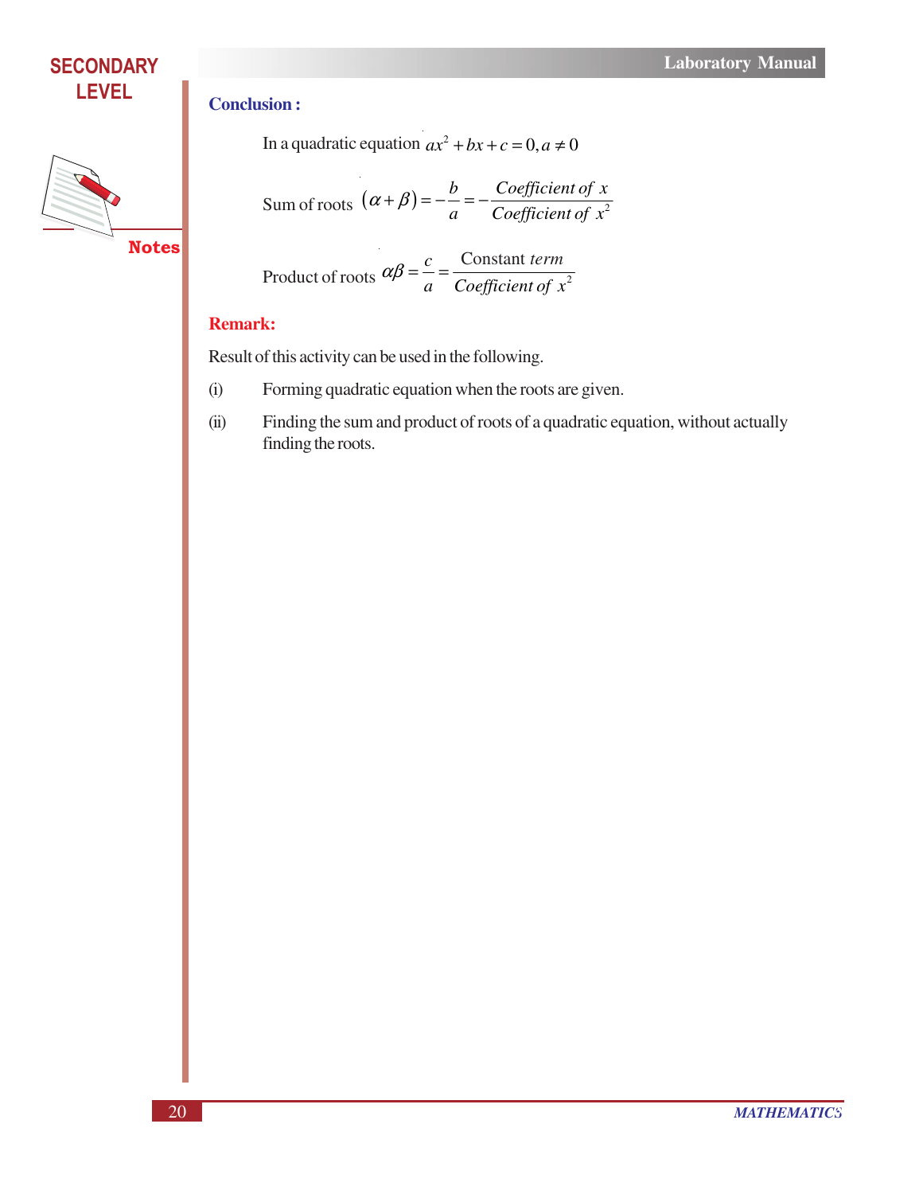**Conclusion :**

In a quadratic equation $ax^2 + bx + c = 0, a \neq 0$

Sum of roots $(\alpha + \beta) = -\dfrac{b}{a} = -\dfrac{\textit{Coefficient of } x}{\textit{Coefficient of } x^2}$

Product of roots $\alpha\beta = \dfrac{c}{a} = \dfrac{\text{Constant } \textit{term}}{\textit{Coefficient of } x^2}$

**Remark:**

Result of this activity can be used in the following.

(i) Forming quadratic equation when the roots are given.

(ii) Finding the sum and product of roots of a quadratic equation, without actually finding the roots.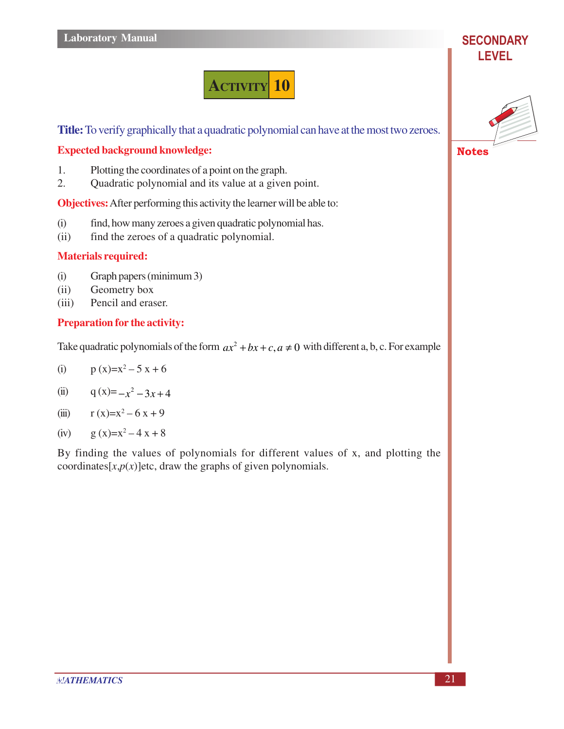# ACTIVITY 10

**Title:** To verify graphically that a quadratic polynomial can have at the most two zeroes.

**Expected background knowledge:**

1. Plotting the coordinates of a point on the graph.
2. Quadratic polynomial and its value at a given point.

**Objectives:** After performing this activity the learner will be able to:

(i) find, how many zeroes a given quadratic polynomial has.

(ii) find the zeroes of a quadratic polynomial.

**Materials required:**

(i) Graph papers (minimum 3)

(ii) Geometry box

(iii) Pencil and eraser.

**Preparation for the activity:**

Take quadratic polynomials of the form $ax^2 + bx + c, a \neq 0$ with different a, b, c. For example

(i) $p(x) = x^2 - 5x + 6$

(ii) $q(x) = -x^2 - 3x + 4$

(iii) $r(x) = x^2 - 6x + 9$

(iv) $g(x) = x^2 - 4x + 8$

By finding the values of polynomials for different values of x, and plotting the coordinates$[x, p(x)]$etc, draw the graphs of given polynomials.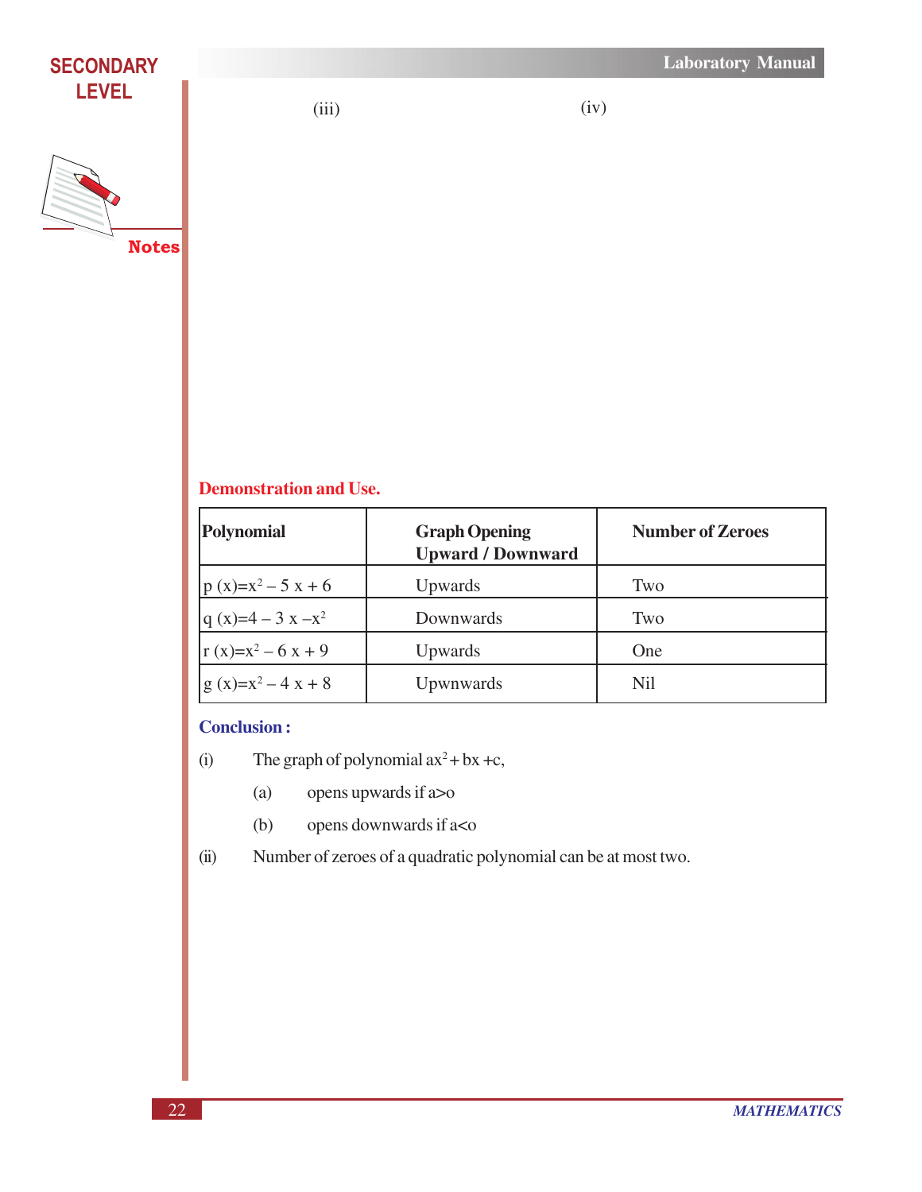(iii) (iv)

**Demonstration and Use.**

| Polynomial | Graph Opening Upward / Downward | Number of Zeroes |
|---|---|---|
| $p(x)=x^2 - 5x + 6$ | Upwards | Two |
| $q(x)=4 - 3x - x^2$ | Downwards | Two |
| $r(x)=x^2 - 6x + 9$ | Upwards | One |
| $g(x)=x^2 - 4x + 8$ | Upwnwards | Nil |

**Conclusion :**

(i) The graph of polynomial $ax^2 + bx + c$,

(a) opens upwards if a>o

(b) opens downwards if a<o

(ii) Number of zeroes of a quadratic polynomial can be at most two.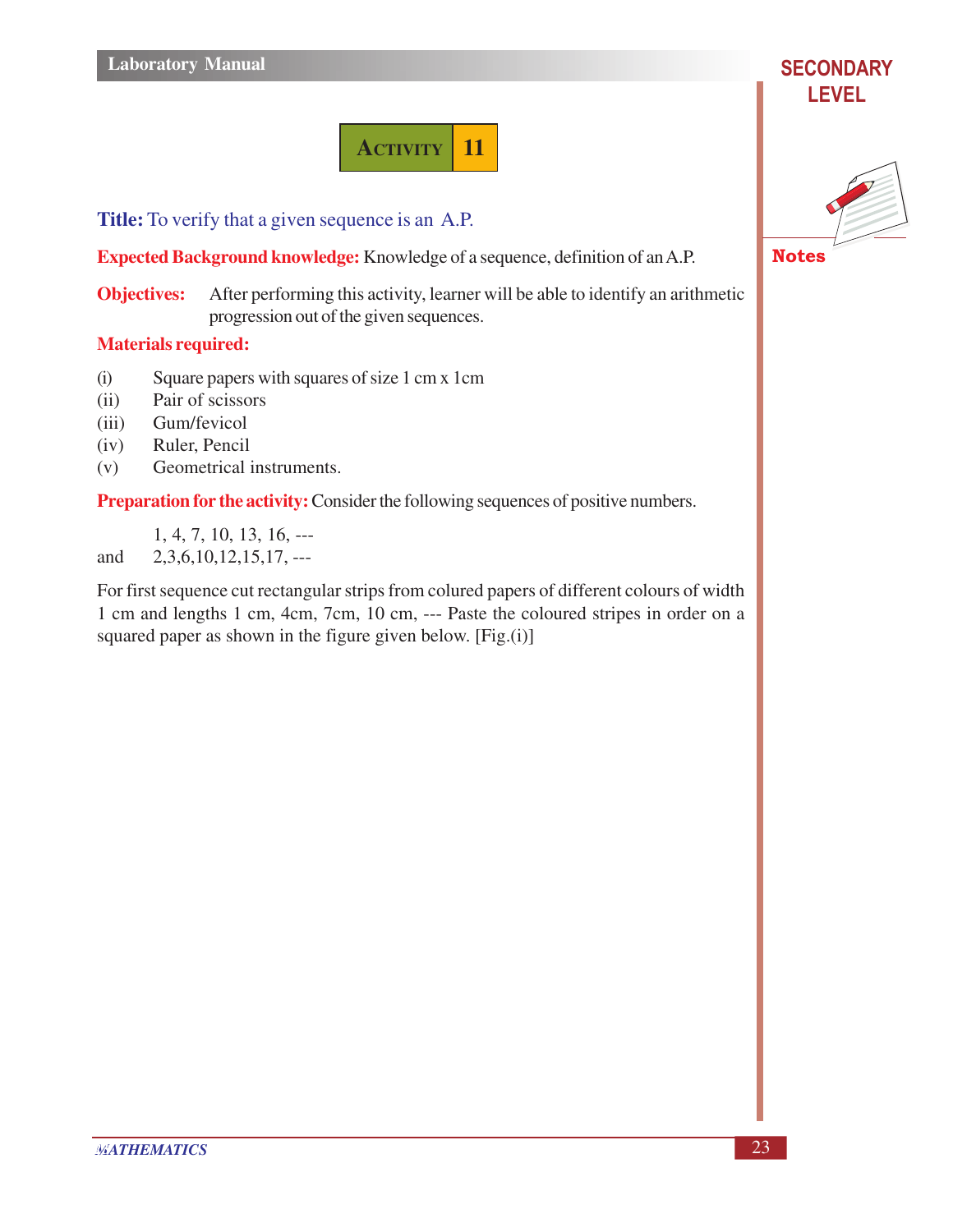# ACTIVITY 11

**Title:** To verify that a given sequence is an A.P.

**Expected Background knowledge:** Knowledge of a sequence, definition of an A.P.

**Objectives:** After performing this activity, learner will be able to identify an arithmetic progression out of the given sequences.

**Materials required:**

(i) Square papers with squares of size 1 cm x 1cm

(ii) Pair of scissors

(iii) Gum/fevicol

(iv) Ruler, Pencil

(v) Geometrical instruments.

**Preparation for the activity:** Consider the following sequences of positive numbers.

1, 4, 7, 10, 13, 16, ---

and 2,3,6,10,12,15,17, ---

For first sequence cut rectangular strips from colured papers of different colours of width 1 cm and lengths 1 cm, 4cm, 7cm, 10 cm, --- Paste the coloured stripes in order on a squared paper as shown in the figure given below. [Fig.(i)]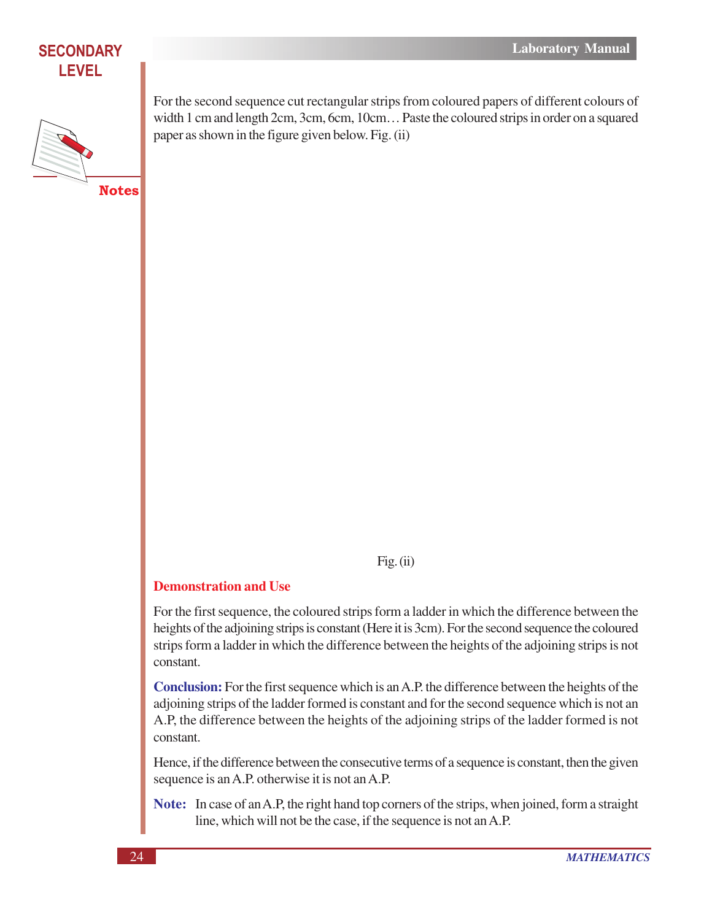For the second sequence cut rectangular strips from coloured papers of different colours of width 1 cm and length 2cm, 3cm, 6cm, 10cm… Paste the coloured strips in order on a squared paper as shown in the figure given below. Fig. (ii)

Fig. (ii)

## Demonstration and Use

For the first sequence, the coloured strips form a ladder in which the difference between the heights of the adjoining strips is constant (Here it is 3cm). For the second sequence the coloured strips form a ladder in which the difference between the heights of the adjoining strips is not constant.

**Conclusion:** For the first sequence which is an A.P. the difference between the heights of the adjoining strips of the ladder formed is constant and for the second sequence which is not an A.P, the difference between the heights of the adjoining strips of the ladder formed is not constant.

Hence, if the difference between the consecutive terms of a sequence is constant, then the given sequence is an A.P. otherwise it is not an A.P.

**Note:** In case of an A.P, the right hand top corners of the strips, when joined, form a straight line, which will not be the case, if the sequence is not an A.P.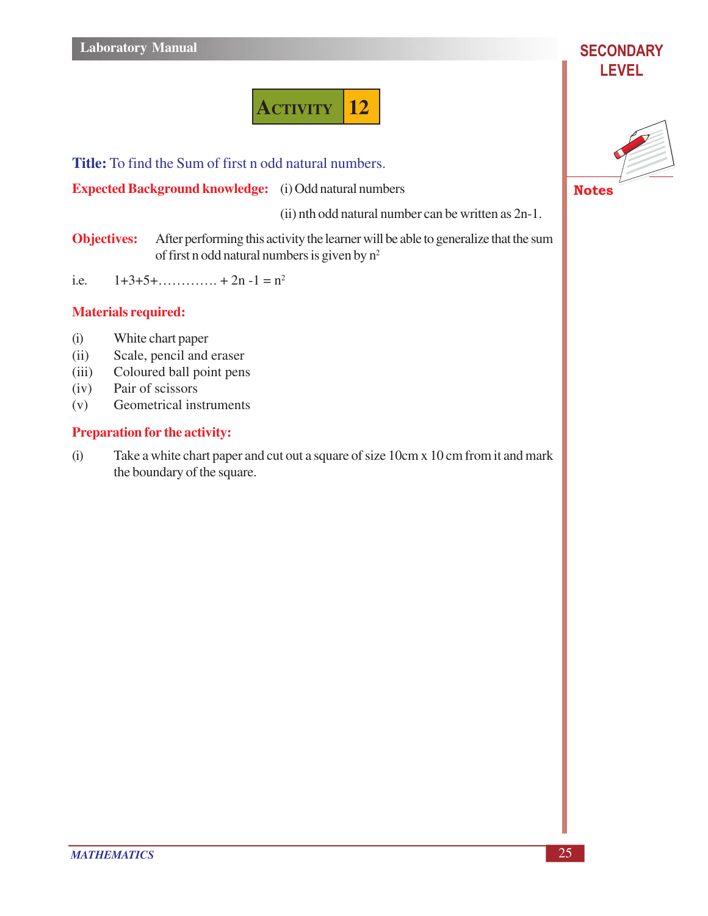# ACTIVITY 12

**Title:** To find the Sum of first n odd natural numbers.

**Expected Background knowledge:** (i) Odd natural numbers

(ii) nth odd natural number can be written as 2n-1.

**Objectives:** After performing this activity the learner will be able to generalize that the sum of first n odd natural numbers is given by $n^2$

i.e. $1+3+5+............ + 2n -1 = n^2$

**Materials required:**

(i) White chart paper
(ii) Scale, pencil and eraser
(iii) Coloured ball point pens
(iv) Pair of scissors
(v) Geometrical instruments

**Preparation for the activity:**

(i) Take a white chart paper and cut out a square of size 10cm x 10 cm from it and mark the boundary of the square.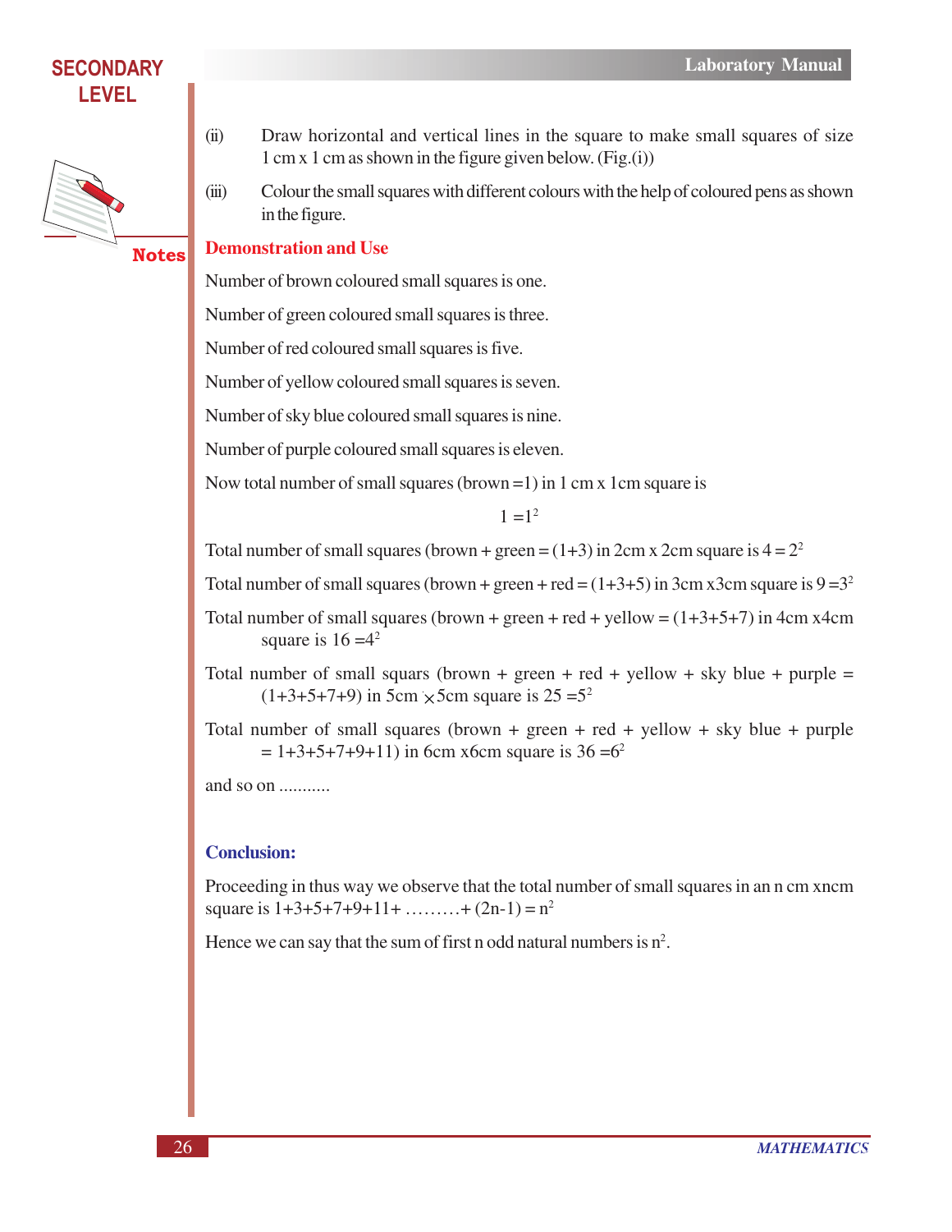(ii) Draw horizontal and vertical lines in the square to make small squares of size 1 cm x 1 cm as shown in the figure given below. (Fig.(i))

(iii) Colour the small squares with different colours with the help of coloured pens as shown in the figure.

## Demonstration and Use

Number of brown coloured small squares is one.

Number of green coloured small squares is three.

Number of red coloured small squares is five.

Number of yellow coloured small squares is seven.

Number of sky blue coloured small squares is nine.

Number of purple coloured small squares is eleven.

Now total number of small squares (brown =1) in 1 cm x 1cm square is

$$1 = 1^2$$

Total number of small squares (brown + green = (1+3) in 2cm x 2cm square is $4 = 2^2$

Total number of small squares (brown + green + red = (1+3+5) in 3cm x3cm square is $9 = 3^2$

Total number of small squares (brown + green + red + yellow = (1+3+5+7) in 4cm x4cm square is $16 = 4^2$

Total number of small squars (brown + green + red + yellow + sky blue + purple = (1+3+5+7+9) in 5cm $\times$ 5cm square is $25 = 5^2$

Total number of small squares (brown + green + red + yellow + sky blue + purple = 1+3+5+7+9+11) in 6cm x6cm square is $36 = 6^2$

and so on ...........

## Conclusion:

Proceeding in thus way we observe that the total number of small squares in an n cm xncm square is $1+3+5+7+9+11+ \ldots\ldots\ldots + (2n-1) = n^2$

Hence we can say that the sum of first n odd natural numbers is $n^2$.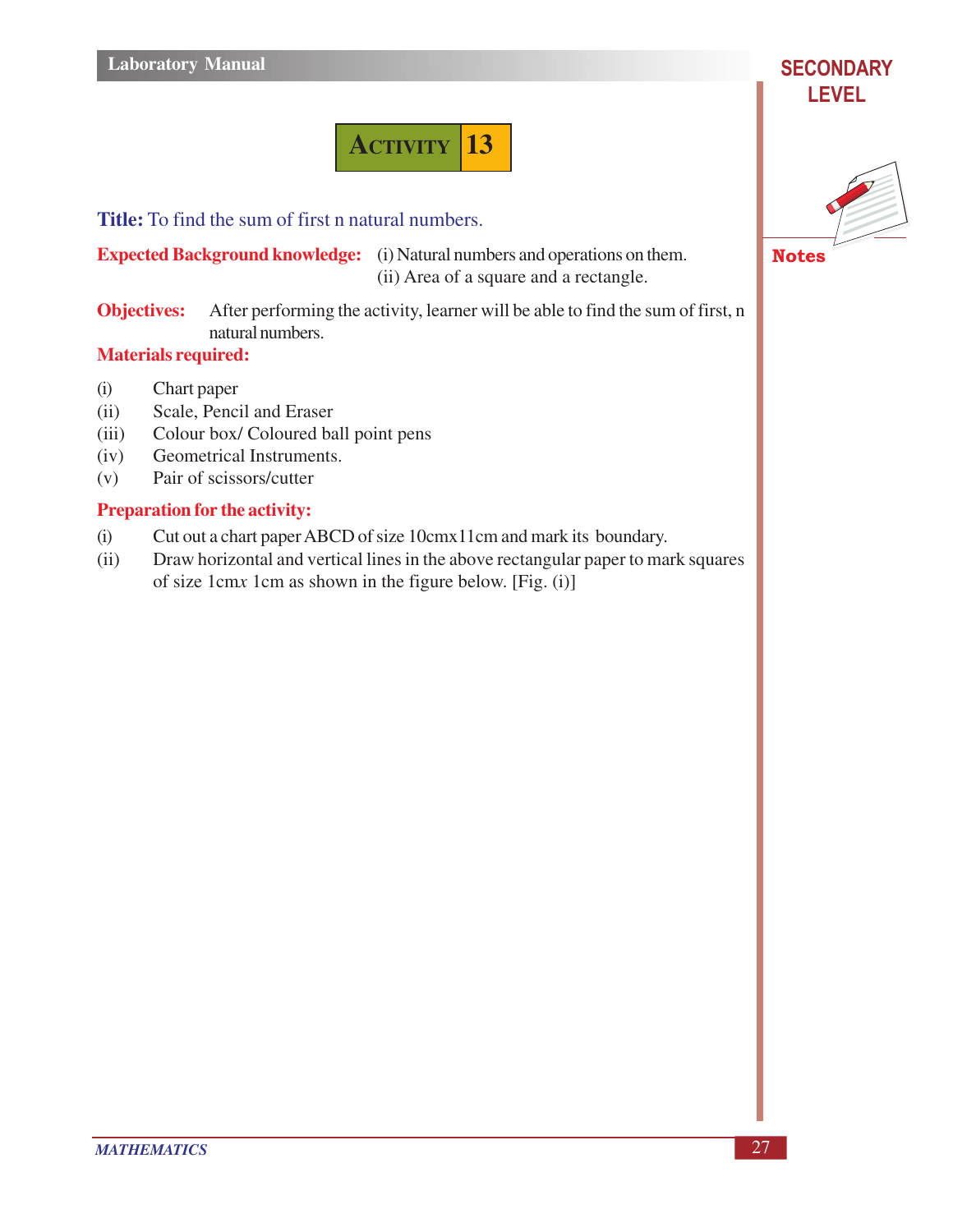# ACTIVITY 13

**Title:** To find the sum of first n natural numbers.

**Expected Background knowledge:** (i) Natural numbers and operations on them.
(ii) Area of a square and a rectangle.

**Objectives:** After performing the activity, learner will be able to find the sum of first, n natural numbers.

**Materials required:**

(i) Chart paper
(ii) Scale, Pencil and Eraser
(iii) Colour box/ Coloured ball point pens
(iv) Geometrical Instruments.
(v) Pair of scissors/cutter

**Preparation for the activity:**

(i) Cut out a chart paper ABCD of size 10cmx11cm and mark its boundary.
(ii) Draw horizontal and vertical lines in the above rectangular paper to mark squares of size 1cm$x$ 1cm as shown in the figure below. [Fig. (i)]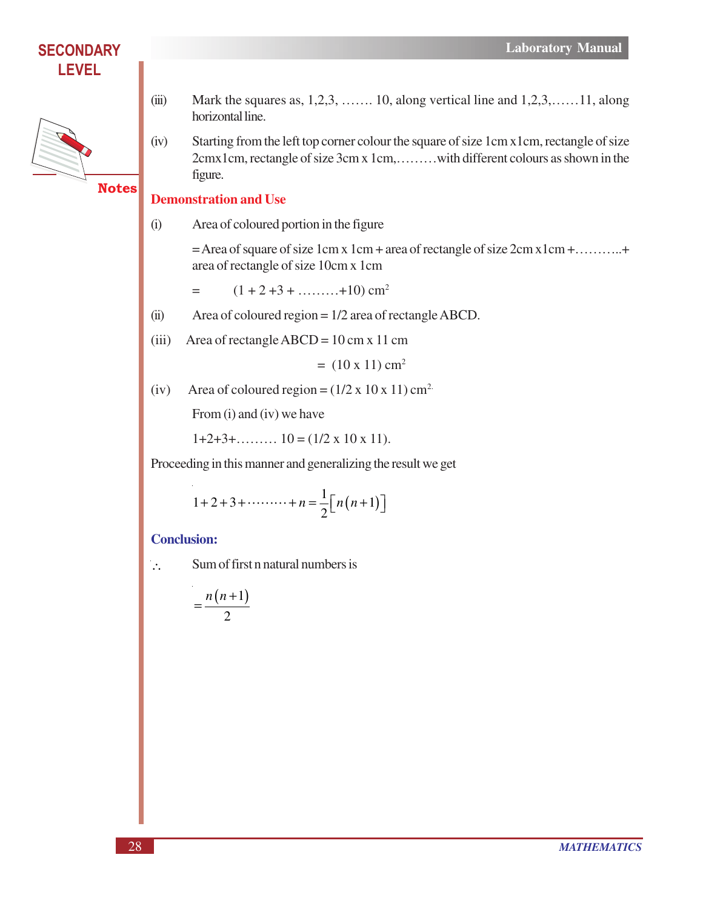(iii) Mark the squares as, 1,2,3, ……. 10, along vertical line and 1,2,3,……11, along horizontal line.

(iv) Starting from the left top corner colour the square of size 1cm x1cm, rectangle of size 2cmx1cm, rectangle of size 3cm x 1cm,………with different colours as shown in the figure.

## Demonstration and Use

(i) Area of coloured portion in the figure

= Area of square of size 1cm x 1cm + area of rectangle of size 2cm x1cm +………..+ area of rectangle of size 10cm x 1cm

= $(1 + 2 + 3 + \ldots\ldots\ldots + 10)\ \text{cm}^2$

(ii) Area of coloured region = 1/2 area of rectangle ABCD.

(iii) Area of rectangle ABCD = 10 cm x 11 cm

= $(10 \times 11)\ \text{cm}^2$

(iv) Area of coloured region = $(1/2 \times 10 \times 11)\ \text{cm}^2$.

From (i) and (iv) we have

$1+2+3+\ldots\ldots\ldots 10 = (1/2 \times 10 \times 11)$.

Proceeding in this manner and generalizing the result we get

$$1+2+3+\cdots\cdots\cdots+n=\frac{1}{2}\left[n(n+1)\right]$$

## Conclusion:

$\therefore$ Sum of first n natural numbers is

$$=\frac{n(n+1)}{2}$$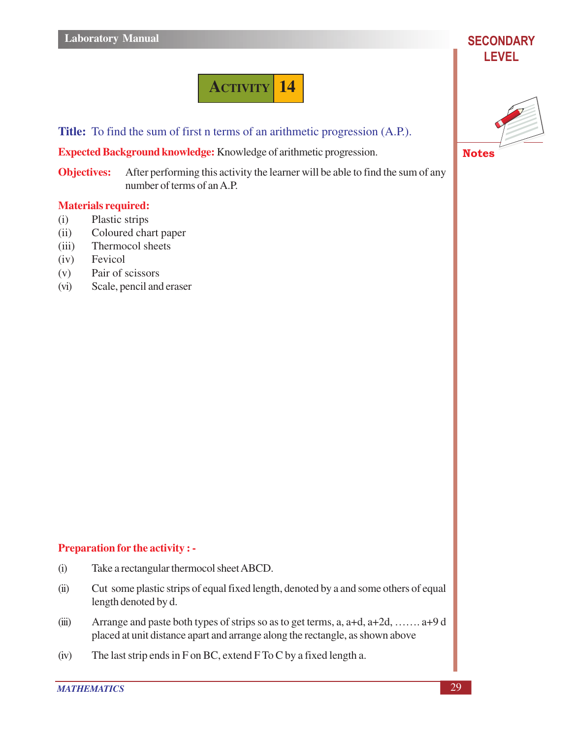# ACTIVITY 14

**Title:** To find the sum of first n terms of an arithmetic progression (A.P.).

**Expected Background knowledge:** Knowledge of arithmetic progression.

**Objectives:** After performing this activity the learner will be able to find the sum of any number of terms of an A.P.

**Materials required:**

(i) Plastic strips
(ii) Coloured chart paper
(iii) Thermocol sheets
(iv) Fevicol
(v) Pair of scissors
(vi) Scale, pencil and eraser

**Preparation for the activity : -**

(i) Take a rectangular thermocol sheet ABCD.

(ii) Cut some plastic strips of equal fixed length, denoted by a and some others of equal length denoted by d.

(iii) Arrange and paste both types of strips so as to get terms, a, a+d, a+2d, ……. a+9 d placed at unit distance apart and arrange along the rectangle, as shown above

(iv) The last strip ends in F on BC, extend F To C by a fixed length a.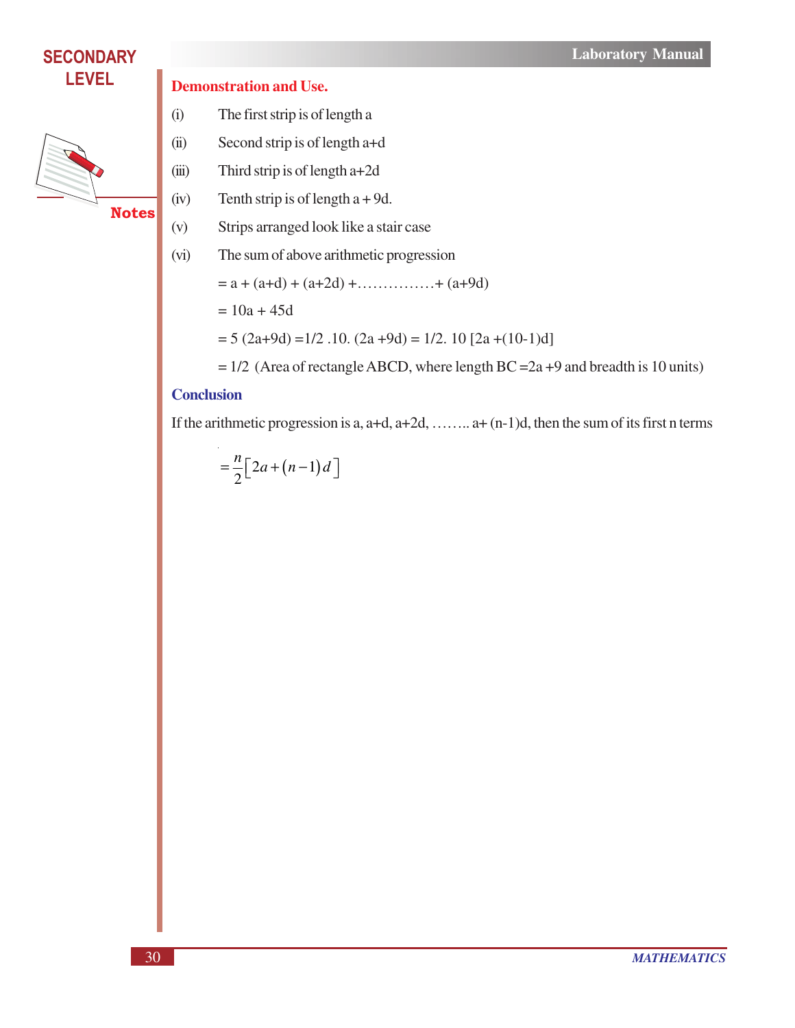### Demonstration and Use.

(i) The first strip is of length a

(ii) Second strip is of length a+d

(iii) Third strip is of length a+2d

(iv) Tenth strip is of length a + 9d.

(v) Strips arranged look like a stair case

(vi) The sum of above arithmetic progression

$= a + (a+d) + (a+2d) + \ldots\ldots\ldots\ldots\ldots + (a+9d)$

$= 10a + 45d$

$= 5\,(2a+9d) = 1/2\,.10.\,(2a+9d) = 1/2.\,10\,[2a+(10-1)d]$

= 1/2 (Area of rectangle ABCD, where length BC =2a +9 and breadth is 10 units)

### Conclusion

If the arithmetic progression is a, a+d, a+2d, …….. a+ (n-1)d, then the sum of its first n terms

$$= \frac{n}{2}\left[2a + (n-1)d\right]$$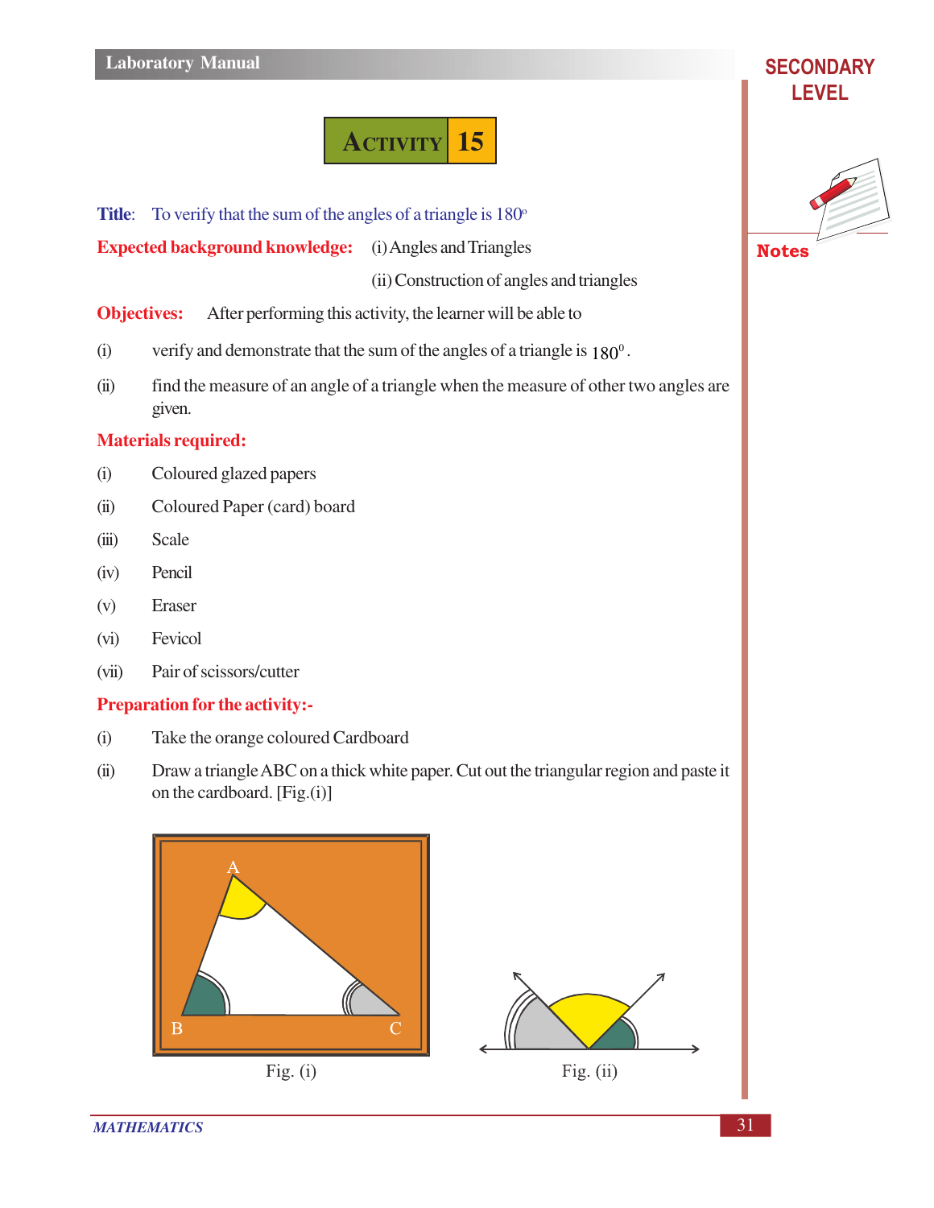# ACTIVITY 15

**Title**: To verify that the sum of the angles of a triangle is 180°

**Expected background knowledge:** (i) Angles and Triangles

(ii) Construction of angles and triangles

**Objectives:** After performing this activity, the learner will be able to

(i) verify and demonstrate that the sum of the angles of a triangle is $180^0$.

(ii) find the measure of an angle of a triangle when the measure of other two angles are given.

**Materials required:**

(i) Coloured glazed papers

(ii) Coloured Paper (card) board

(iii) Scale

(iv) Pencil

(v) Eraser

(vi) Fevicol

(vii) Pair of scissors/cutter

**Preparation for the activity:-**

(i) Take the orange coloured Cardboard

(ii) Draw a triangle ABC on a thick white paper. Cut out the triangular region and paste it on the cardboard. [Fig.(i)]

Fig. (i)

Fig. (ii)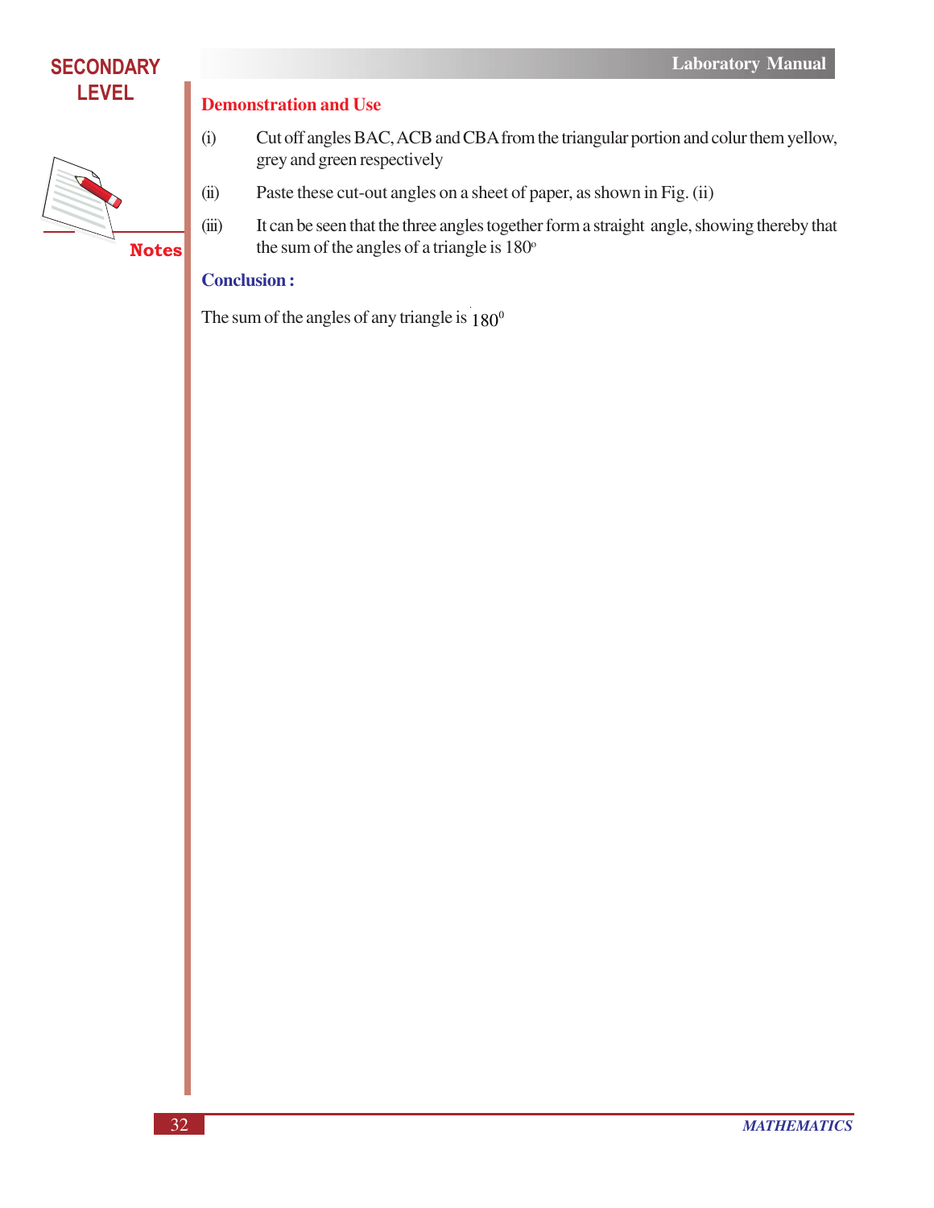### Demonstration and Use

(i) Cut off angles BAC, ACB and CBA from the triangular portion and colur them yellow, grey and green respectively

(ii) Paste these cut-out angles on a sheet of paper, as shown in Fig. (ii)

(iii) It can be seen that the three angles together form a straight angle, showing thereby that the sum of the angles of a triangle is $180^o$

### Conclusion :

The sum of the angles of any triangle is $180^0$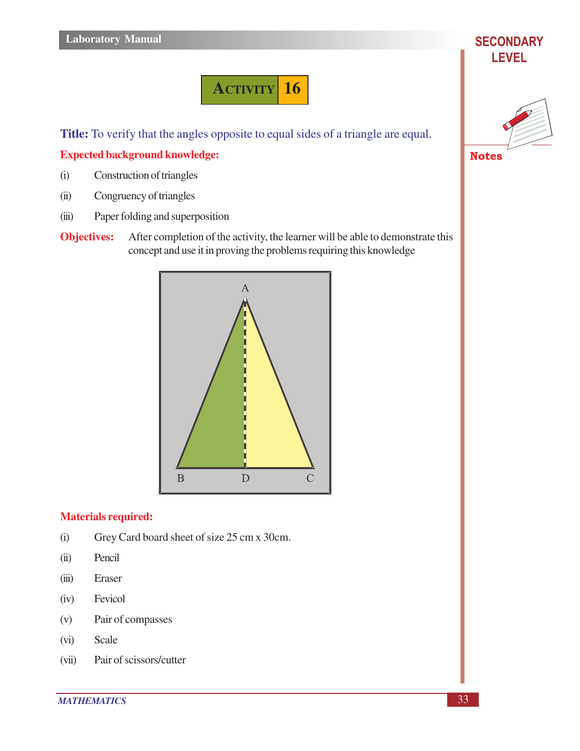# Activity 16

**Title:** To verify that the angles opposite to equal sides of a triangle are equal.

**Expected background knowledge:**

(i) Construction of triangles

(ii) Congruency of triangles

(iii) Paper folding and superposition

**Objectives:** After completion of the activity, the learner will be able to demonstrate this concept and use it in proving the problems requiring this knowledge

**Materials required:**

(i) Grey Card board sheet of size 25 cm x 30cm.

(ii) Pencil

(iii) Eraser

(iv) Fevicol

(v) Pair of compasses

(vi) Scale

(vii) Pair of scissors/cutter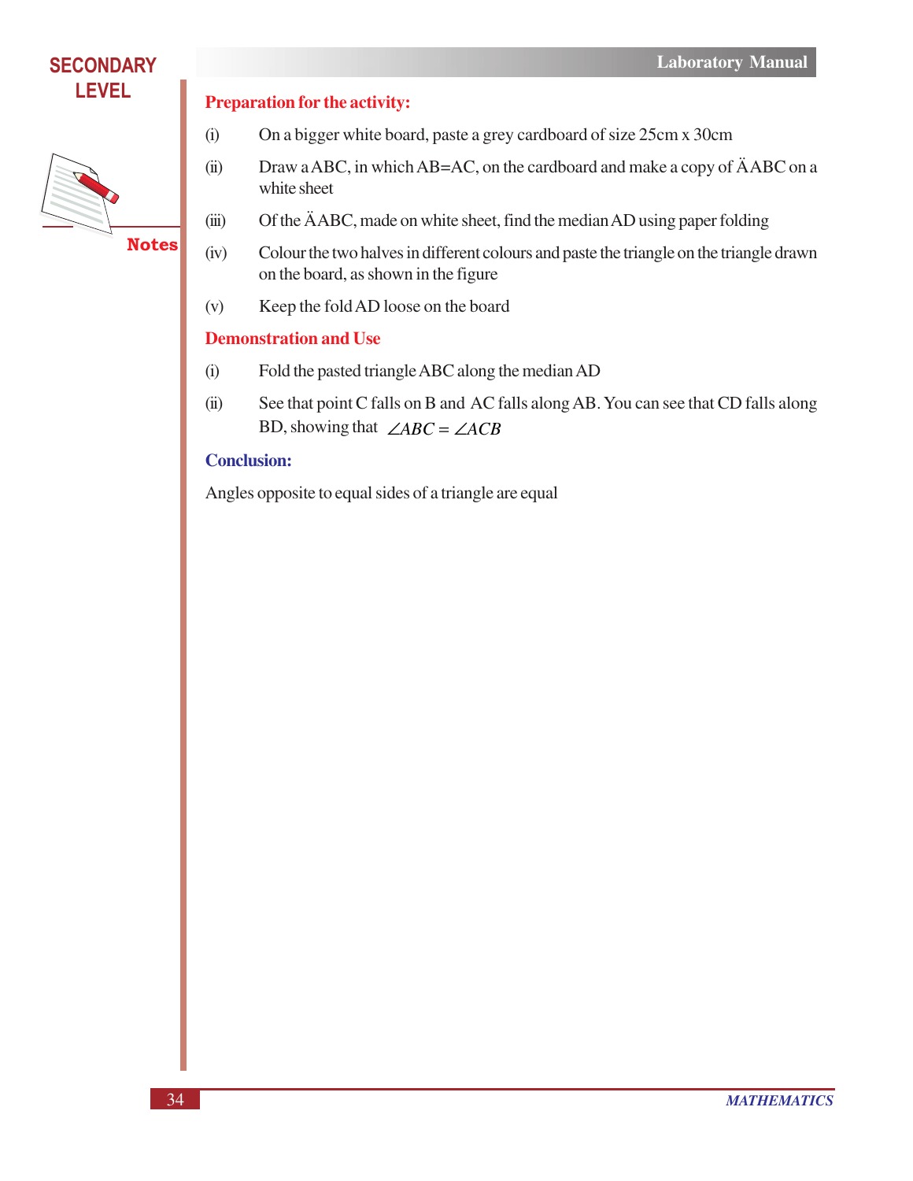**Preparation for the activity:**

(i) On a bigger white board, paste a grey cardboard of size 25cm x 30cm

(ii) Draw a ABC, in which AB=AC, on the cardboard and make a copy of ÄABC on a white sheet

(iii) Of the ÄABC, made on white sheet, find the median AD using paper folding

(iv) Colour the two halves in different colours and paste the triangle on the triangle drawn on the board, as shown in the figure

(v) Keep the fold AD loose on the board

**Demonstration and Use**

(i) Fold the pasted triangle ABC along the median AD

(ii) See that point C falls on B and AC falls along AB. You can see that CD falls along BD, showing that $\angle ABC = \angle ACB$

**Conclusion:**

Angles opposite to equal sides of a triangle are equal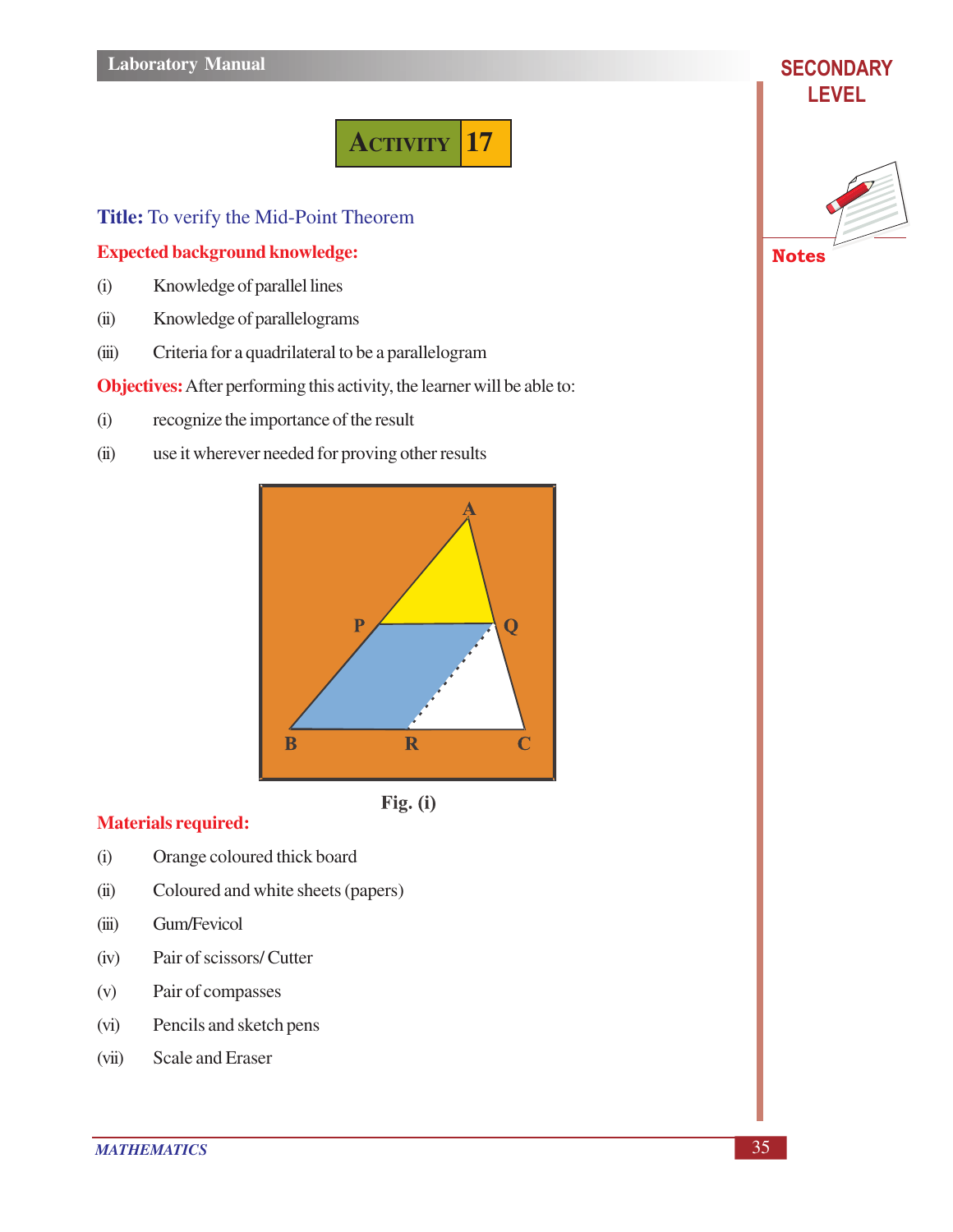# ACTIVITY 17

**Title:** To verify the Mid-Point Theorem

**Expected background knowledge:**

(i) Knowledge of parallel lines

(ii) Knowledge of parallelograms

(iii) Criteria for a quadrilateral to be a parallelogram

**Objectives:** After performing this activity, the learner will be able to:

(i) recognize the importance of the result

(ii) use it wherever needed for proving other results

Fig. (i)

**Materials required:**

(i) Orange coloured thick board

(ii) Coloured and white sheets (papers)

(iii) Gum/Fevicol

(iv) Pair of scissors/ Cutter

(v) Pair of compasses

(vi) Pencils and sketch pens

(vii) Scale and Eraser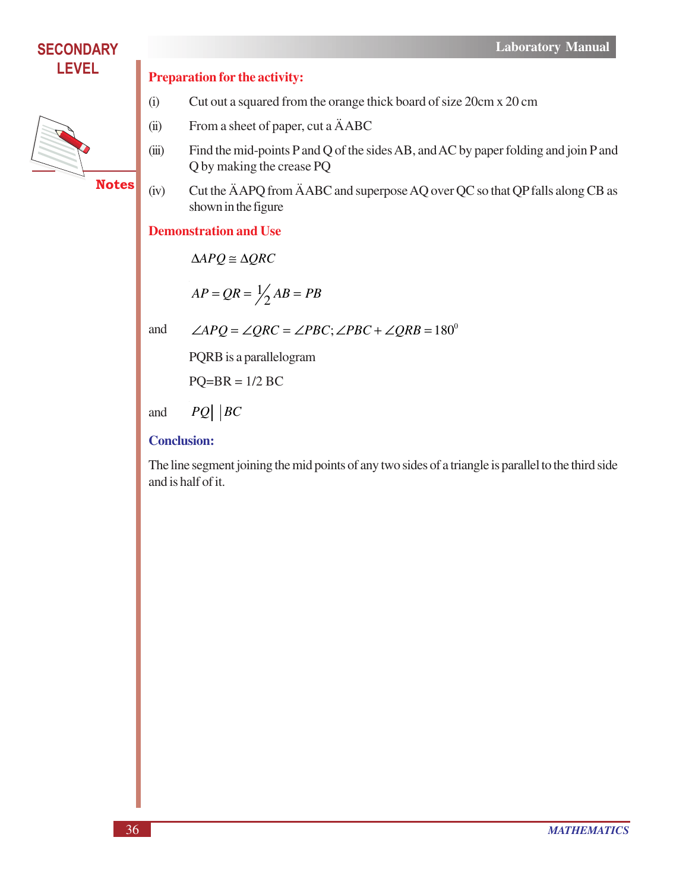### Preparation for the activity:

(i) Cut out a squared from the orange thick board of size 20cm x 20 cm

(ii) From a sheet of paper, cut a ÄABC

(iii) Find the mid-points P and Q of the sides AB, and AC by paper folding and join P and Q by making the crease PQ

(iv) Cut the ÄAPQ from ÄABC and superpose AQ over QC so that QP falls along CB as shown in the figure

### Demonstration and Use

$$\Delta APQ \cong \Delta QRC$$

$$AP = QR = \frac{1}{2} AB = PB$$

and $\angle APQ = \angle QRC = \angle PBC; \angle PBC + \angle QRB = 180^0$

PQRB is a parallelogram

PQ=BR = 1/2 BC

and $PQ \| BC$

### Conclusion:

The line segment joining the mid points of any two sides of a triangle is parallel to the third side and is half of it.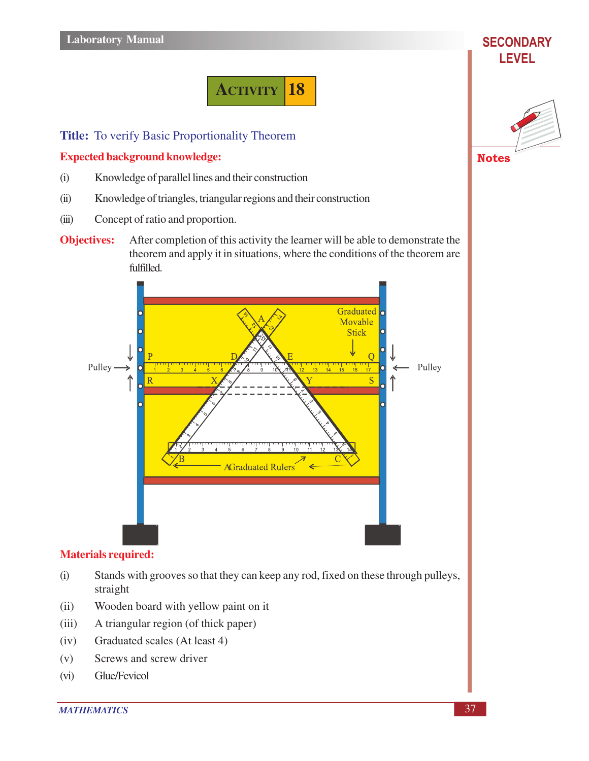# Activity 18

**Title:** To verify Basic Proportionality Theorem

**Expected background knowledge:**

(i) Knowledge of parallel lines and their construction

(ii) Knowledge of triangles, triangular regions and their construction

(iii) Concept of ratio and proportion.

**Objectives:** After completion of this activity the learner will be able to demonstrate the theorem and apply it in situations, where the conditions of the theorem are fulfilled.

**Materials required:**

(i) Stands with grooves so that they can keep any rod, fixed on these through pulleys, straight

(ii) Wooden board with yellow paint on it

(iii) A triangular region (of thick paper)

(iv) Graduated scales (At least 4)

(v) Screws and screw driver

(vi) Glue/Fevicol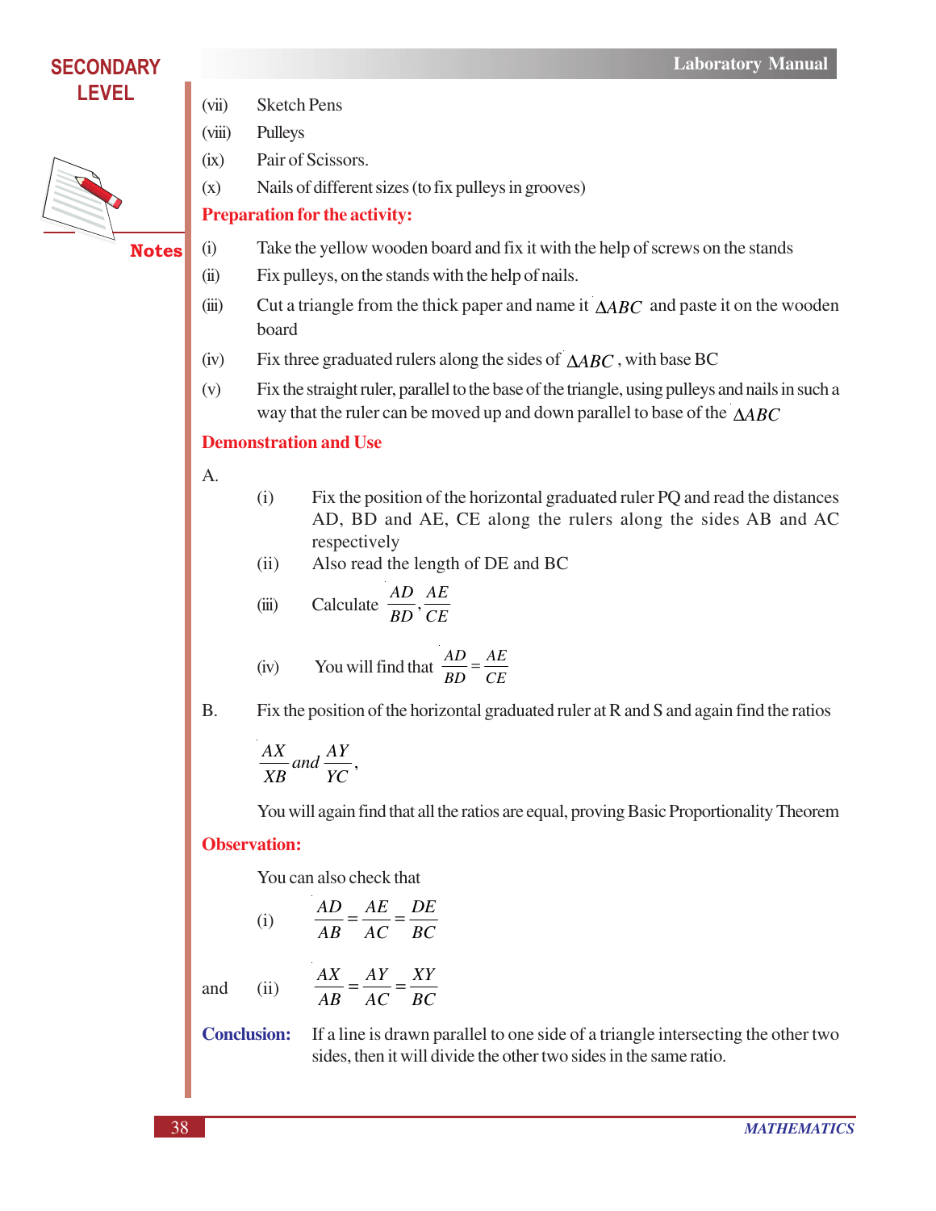(vii) Sketch Pens

(viii) Pulleys

(ix) Pair of Scissors.

(x) Nails of different sizes (to fix pulleys in grooves)

**Preparation for the activity:**

(i) Take the yellow wooden board and fix it with the help of screws on the stands

(ii) Fix pulleys, on the stands with the help of nails.

(iii) Cut a triangle from the thick paper and name it $\Delta ABC$ and paste it on the wooden board

(iv) Fix three graduated rulers along the sides of $\Delta ABC$, with base BC

(v) Fix the straight ruler, parallel to the base of the triangle, using pulleys and nails in such a way that the ruler can be moved up and down parallel to base of the $\Delta ABC$

**Demonstration and Use**

A.

(i) Fix the position of the horizontal graduated ruler PQ and read the distances AD, BD and AE, CE along the rulers along the sides AB and AC respectively

(ii) Also read the length of DE and BC

(iii) Calculate $\frac{AD}{BD}, \frac{AE}{CE}$

(iv) You will find that $\frac{AD}{BD} = \frac{AE}{CE}$

B. Fix the position of the horizontal graduated ruler at R and S and again find the ratios

$\frac{AX}{XB}$ and $\frac{AY}{YC}$,

You will again find that all the ratios are equal, proving Basic Proportionality Theorem

**Observation:**

You can also check that

(i) $\frac{AD}{AB} = \frac{AE}{AC} = \frac{DE}{BC}$

and (ii) $\frac{AX}{AB} = \frac{AY}{AC} = \frac{XY}{BC}$

**Conclusion:** If a line is drawn parallel to one side of a triangle intersecting the other two sides, then it will divide the other two sides in the same ratio.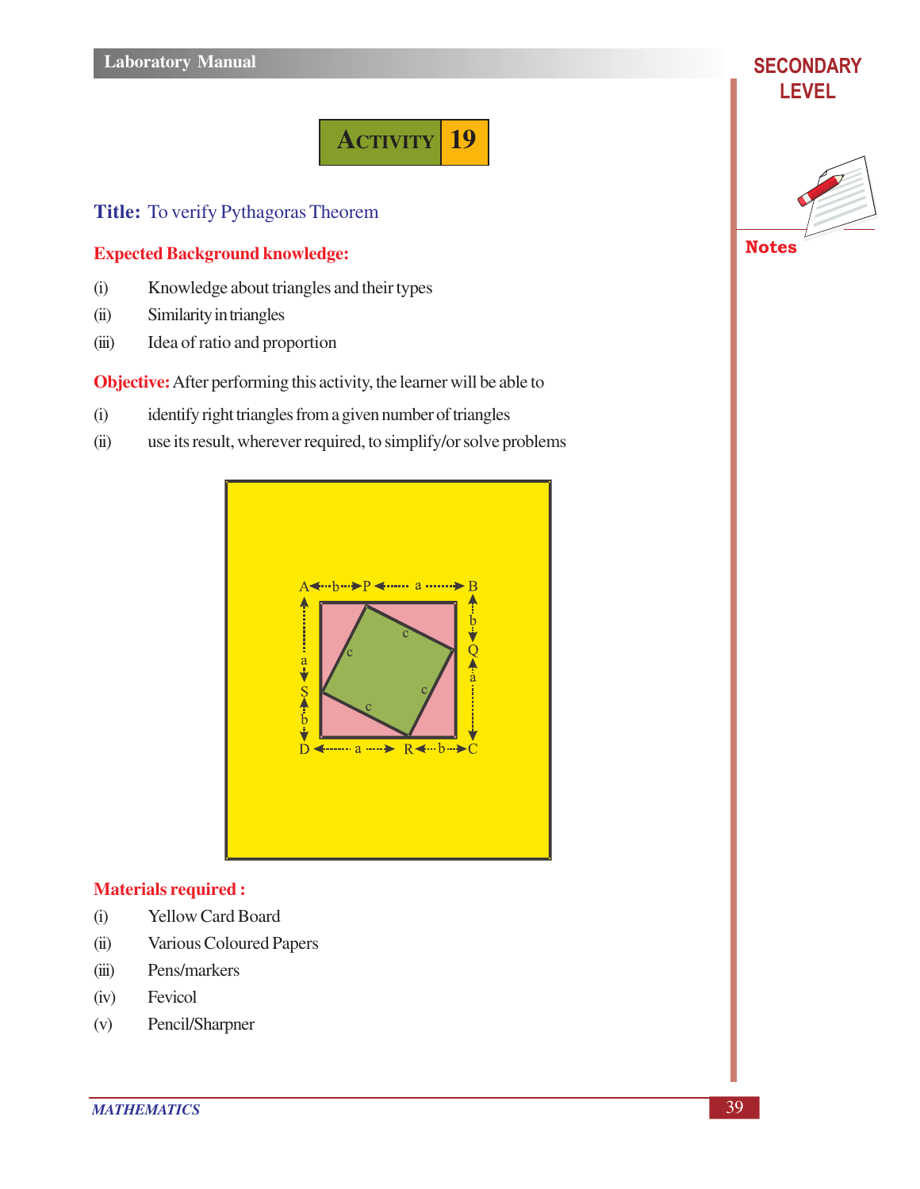# Activity 19

**Title:** To verify Pythagoras Theorem

**Expected Background knowledge:**

(i) Knowledge about triangles and their types

(ii) Similarity in triangles

(iii) Idea of ratio and proportion

**Objective:** After performing this activity, the learner will be able to

(i) identify right triangles from a given number of triangles

(ii) use its result, wherever required, to simplify/or solve problems

**Materials required :**

(i) Yellow Card Board

(ii) Various Coloured Papers

(iii) Pens/markers

(iv) Fevicol

(v) Pencil/Sharpner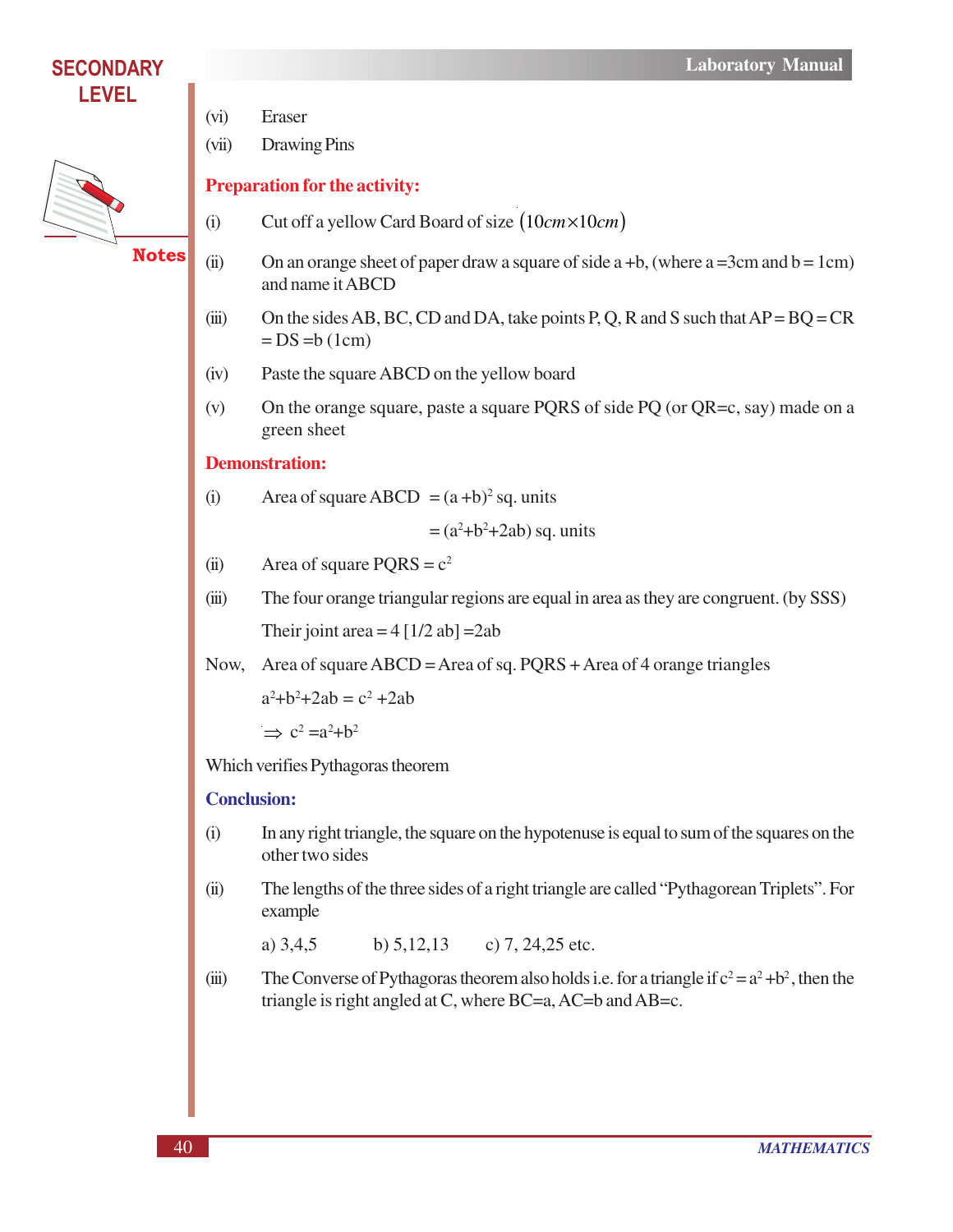(vi) Eraser

(vii) Drawing Pins

**Preparation for the activity:**

(i) Cut off a yellow Card Board of size $(10cm \times 10cm)$

(ii) On an orange sheet of paper draw a square of side a +b, (where a =3cm and b = 1cm) and name it ABCD

(iii) On the sides AB, BC, CD and DA, take points P, Q, R and S such that AP = BQ = CR = DS =b (1cm)

(iv) Paste the square ABCD on the yellow board

(v) On the orange square, paste a square PQRS of side PQ (or QR=c, say) made on a green sheet

**Demonstration:**

(i) Area of square ABCD $= (a + b)^2$ sq. units

$= (a^2+b^2+2ab)$ sq. units

(ii) Area of square PQRS $= c^2$

(iii) The four orange triangular regions are equal in area as they are congruent. (by SSS)

Their joint area = 4 [1/2 ab] =2ab

Now, Area of square ABCD = Area of sq. PQRS + Area of 4 orange triangles

$a^2+b^2+2ab = c^2 +2ab$

$\Rightarrow c^2 = a^2+b^2$

Which verifies Pythagoras theorem

**Conclusion:**

(i) In any right triangle, the square on the hypotenuse is equal to sum of the squares on the other two sides

(ii) The lengths of the three sides of a right triangle are called "Pythagorean Triplets". For example

a) 3,4,5 b) 5,12,13 c) 7, 24,25 etc.

(iii) The Converse of Pythagoras theorem also holds i.e. for a triangle if $c^2 = a^2 + b^2$, then the triangle is right angled at C, where BC=a, AC=b and AB=c.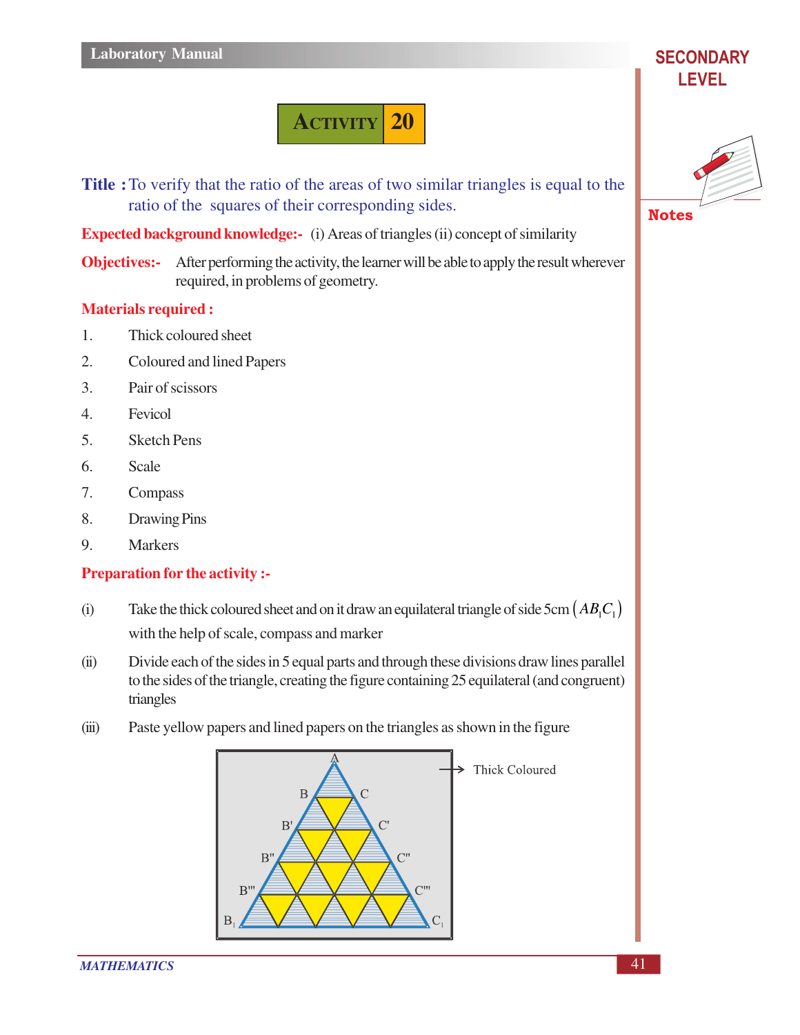# ACTIVITY 20

**Title :** To verify that the ratio of the areas of two similar triangles is equal to the ratio of the squares of their corresponding sides.

**Expected background knowledge:-** (i) Areas of triangles (ii) concept of similarity

**Objectives:-** After performing the activity, the learner will be able to apply the result wherever required, in problems of geometry.

**Materials required :**

1. Thick coloured sheet
2. Coloured and lined Papers
3. Pair of scissors
4. Fevicol
5. Sketch Pens
6. Scale
7. Compass
8. Drawing Pins
9. Markers

**Preparation for the activity :-**

(i) Take the thick coloured sheet and on it draw an equilateral triangle of side 5cm $(AB_1C_1)$ with the help of scale, compass and marker

(ii) Divide each of the sides in 5 equal parts and through these divisions draw lines parallel to the sides of the triangle, creating the figure containing 25 equilateral (and congruent) triangles

(iii) Paste yellow papers and lined papers on the triangles as shown in the figure

A, B, C, B', C', B'', C'', B''', C''', $B_1$, $C_1$ — Thick Coloured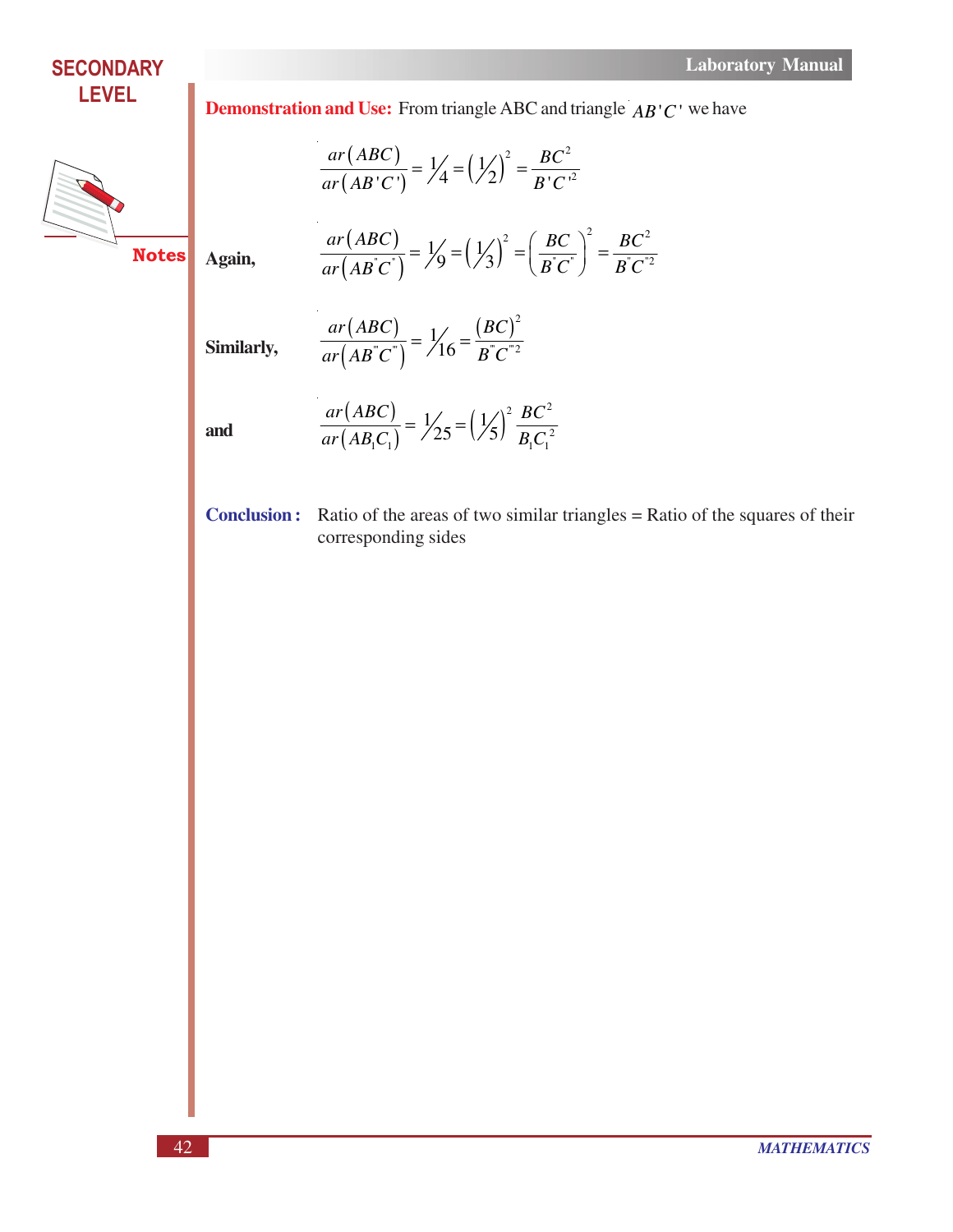**Demonstration and Use:** From triangle ABC and triangle $AB'C'$ we have

$$\frac{ar(ABC)}{ar(AB'C')} = \frac{1}{4} = \left(\frac{1}{2}\right)^2 = \frac{BC^2}{B'C'^2}$$

**Again,**

$$\frac{ar(ABC)}{ar(AB''C'')} = \frac{1}{9} = \left(\frac{1}{3}\right)^2 = \left(\frac{BC}{B''C''}\right)^2 = \frac{BC^2}{B''C''^2}$$

**Similarly,**

$$\frac{ar(ABC)}{ar(AB'''C''')} = \frac{1}{16} = \frac{(BC)^2}{B'''C'''^2}$$

**and**

$$\frac{ar(ABC)}{ar(AB_1C_1)} = \frac{1}{25} = \left(\frac{1}{5}\right)^2 \frac{BC^2}{B_1C_1^2}$$

**Conclusion :** Ratio of the areas of two similar triangles = Ratio of the squares of their corresponding sides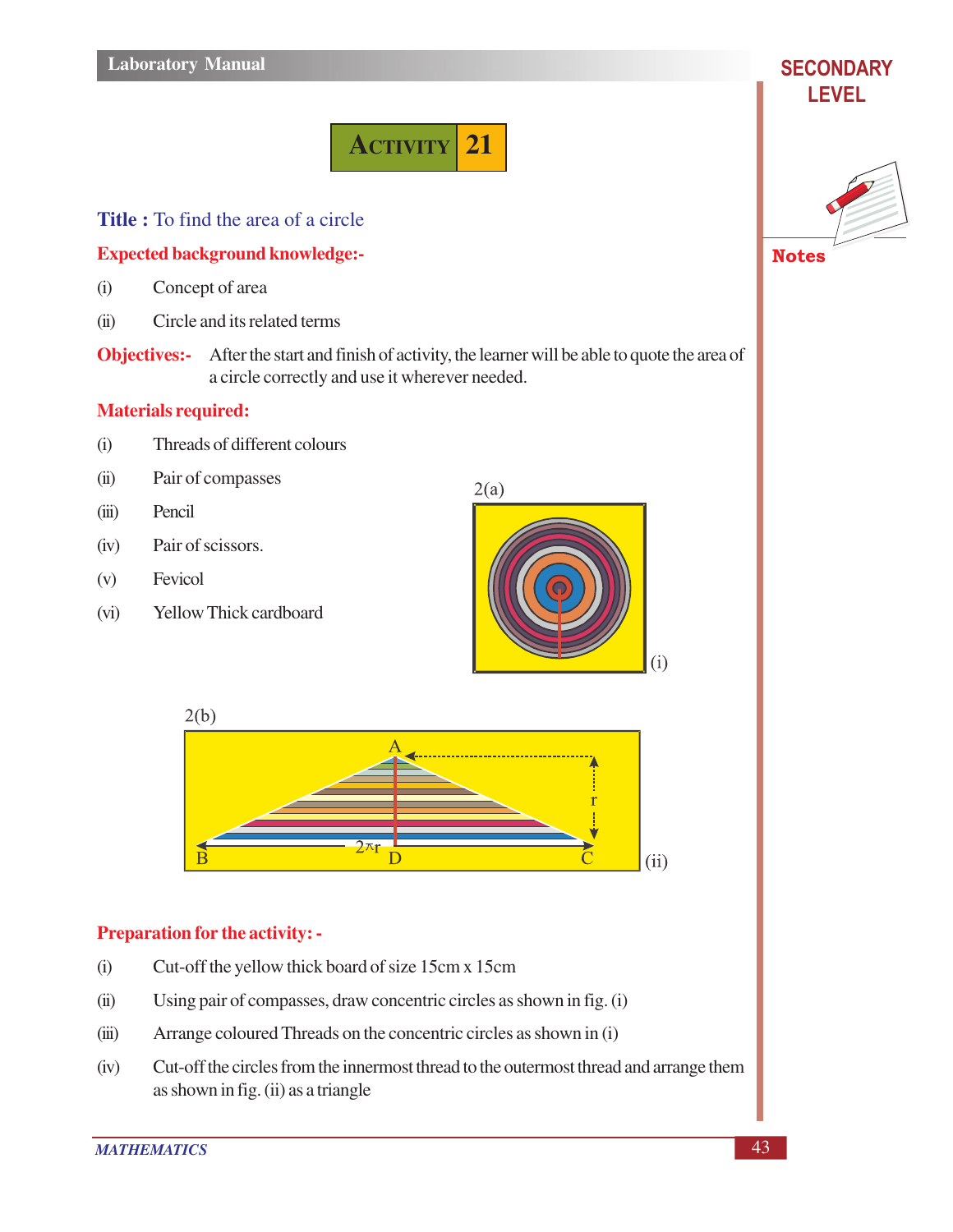# ACTIVITY 21

**Title :** To find the area of a circle

**Expected background knowledge:-**

(i) Concept of area

(ii) Circle and its related terms

**Objectives:-** After the start and finish of activity, the learner will be able to quote the area of a circle correctly and use it wherever needed.

**Materials required:**

(i) Threads of different colours

(ii) Pair of compasses

(iii) Pencil

(iv) Pair of scissors.

(v) Fevicol

(vi) Yellow Thick cardboard

2(a)

(i)

2(b)

A, r, B, $2\pi r$, D, C

(ii)

**Preparation for the activity: -**

(i) Cut-off the yellow thick board of size 15cm x 15cm

(ii) Using pair of compasses, draw concentric circles as shown in fig. (i)

(iii) Arrange coloured Threads on the concentric circles as shown in (i)

(iv) Cut-off the circles from the innermost thread to the outermost thread and arrange them as shown in fig. (ii) as a triangle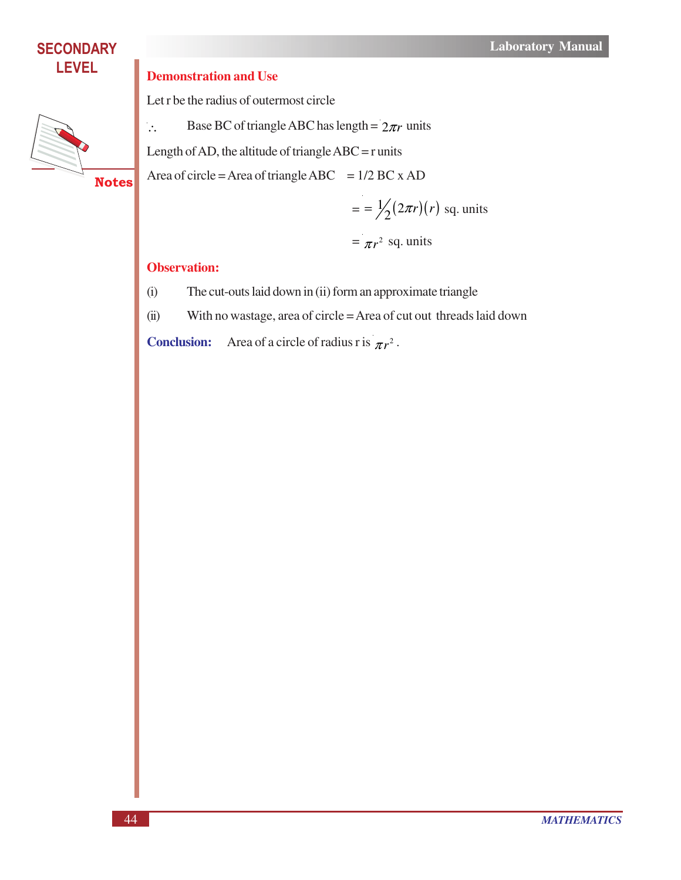### Demonstration and Use

Let r be the radius of outermost circle

$\therefore$ Base BC of triangle ABC has length = $2\pi r$ units

Length of AD, the altitude of triangle ABC = r units

Area of circle = Area of triangle ABC = 1/2 BC x AD

$$= = \frac{1}{2}(2\pi r)(r) \text{ sq. units}$$

$$= \pi r^2 \text{ sq. units}$$

### Observation:

(i) The cut-outs laid down in (ii) form an approximate triangle

(ii) With no wastage, area of circle = Area of cut out threads laid down

**Conclusion:** Area of a circle of radius r is $\pi r^2$.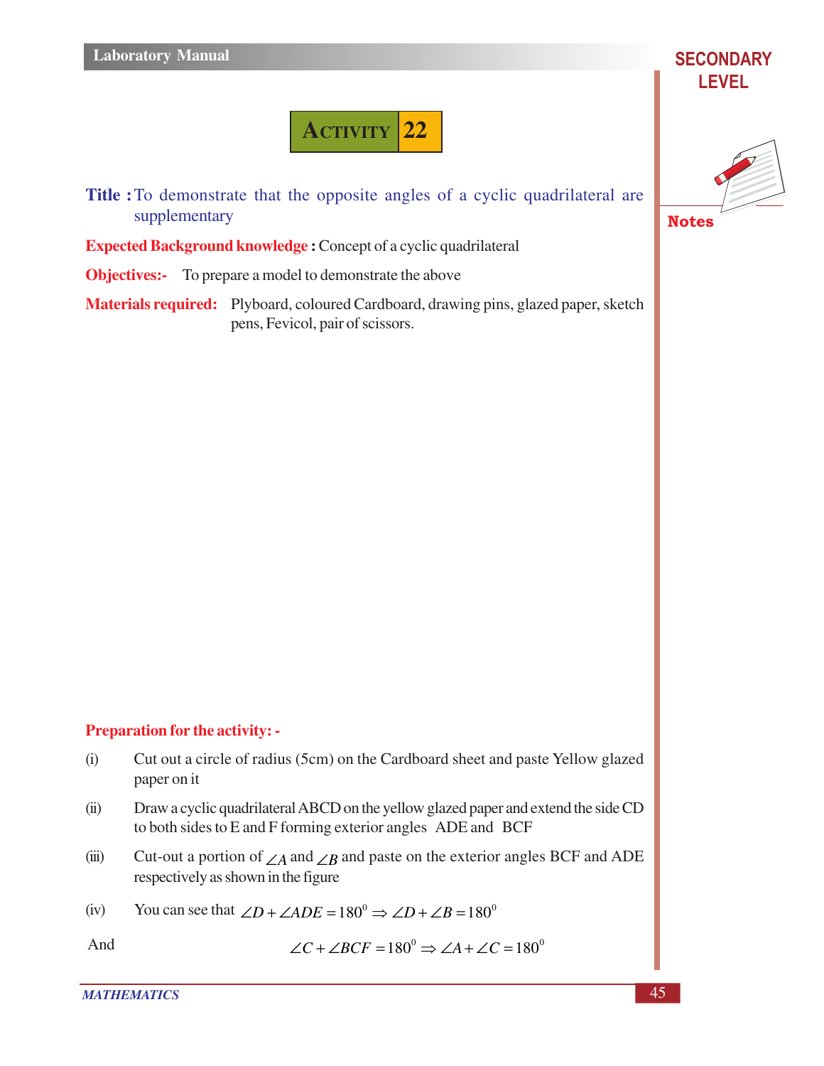# ACTIVITY 22

**Title :** To demonstrate that the opposite angles of a cyclic quadrilateral are supplementary

**Expected Background knowledge :** Concept of a cyclic quadrilateral

**Objectives:-** To prepare a model to demonstrate the above

**Materials required:** Plyboard, coloured Cardboard, drawing pins, glazed paper, sketch pens, Fevicol, pair of scissors.

**Preparation for the activity: -**

(i) Cut out a circle of radius (5cm) on the Cardboard sheet and paste Yellow glazed paper on it

(ii) Draw a cyclic quadrilateral ABCD on the yellow glazed paper and extend the side CD to both sides to E and F forming exterior angles ADE and BCF

(iii) Cut-out a portion of $\angle A$ and $\angle B$ and paste on the exterior angles BCF and ADE respectively as shown in the figure

(iv) You can see that $\angle D + \angle ADE = 180^0 \Rightarrow \angle D + \angle B = 180^0$

And $\angle C + \angle BCF = 180^0 \Rightarrow \angle A + \angle C = 180^0$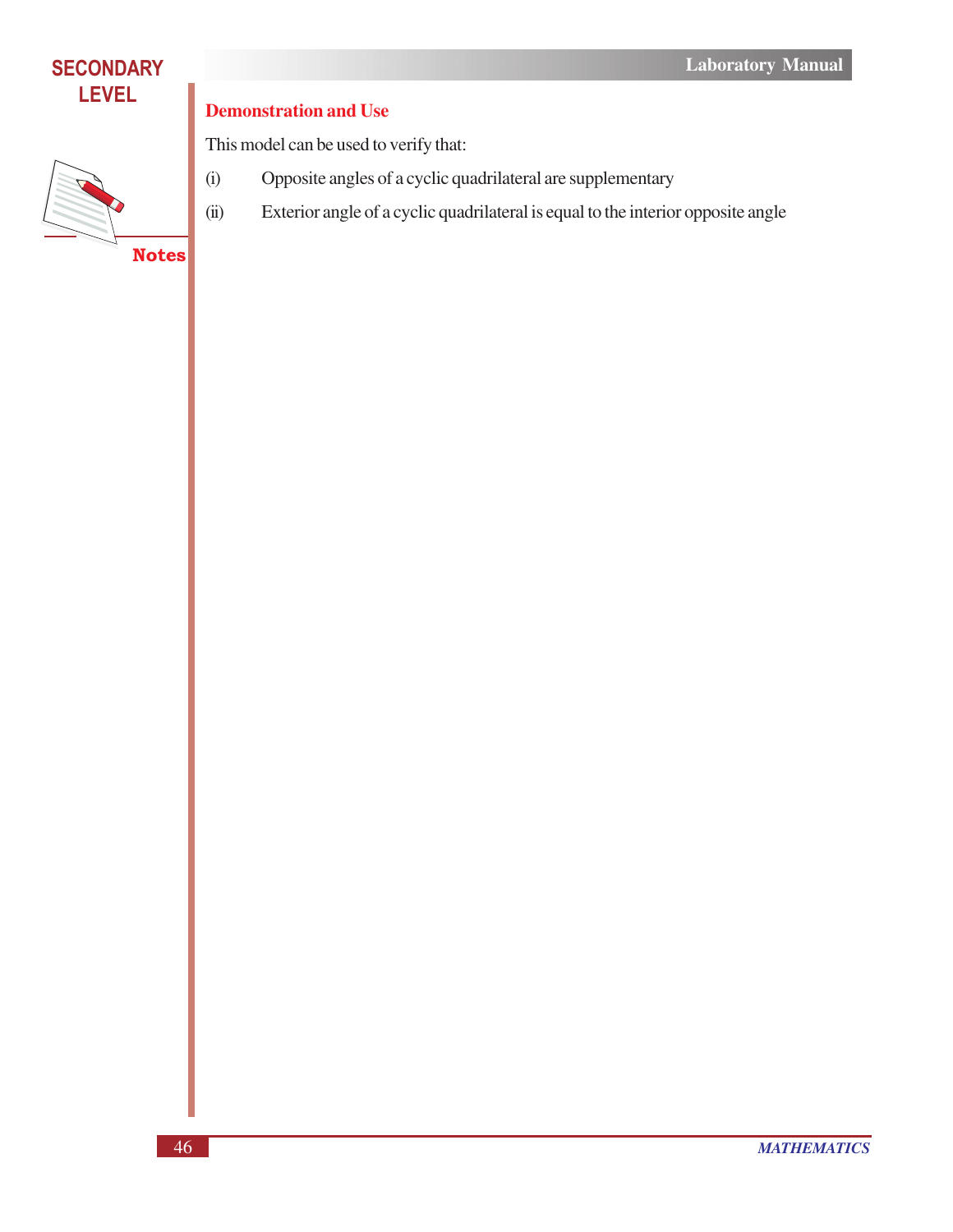### Demonstration and Use

This model can be used to verify that:

(i) Opposite angles of a cyclic quadrilateral are supplementary

(ii) Exterior angle of a cyclic quadrilateral is equal to the interior opposite angle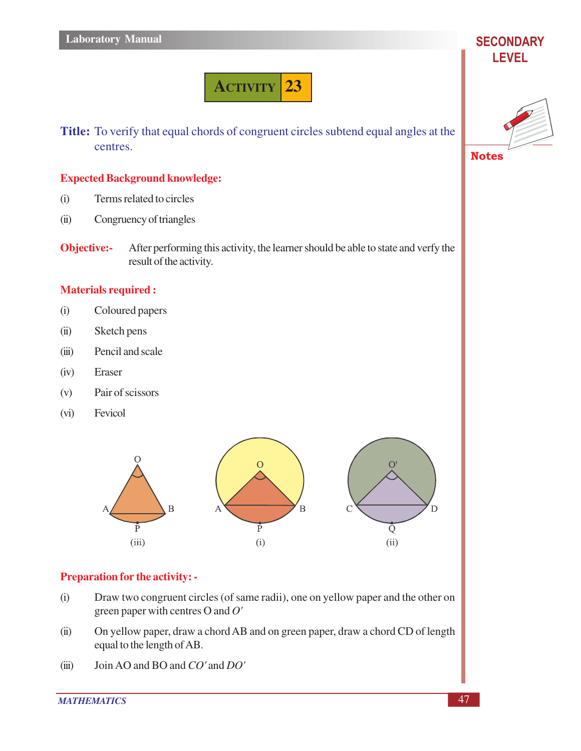# ACTIVITY 23

**Title:** To verify that equal chords of congruent circles subtend equal angles at the centres.

**Expected Background knowledge:**

(i) Terms related to circles

(ii) Congruency of triangles

**Objective:-** After performing this activity, the learner should be able to state and verfy the result of the activity.

**Materials required :**

(i) Coloured papers

(ii) Sketch pens

(iii) Pencil and scale

(iv) Eraser

(v) Pair of scissors

(vi) Fevicol

(iii) (i) (ii)

**Preparation for the activity: -**

(i) Draw two congruent circles (of same radii), one on yellow paper and the other on green paper with centres O and $O'$

(ii) On yellow paper, draw a chord AB and on green paper, draw a chord CD of length equal to the length of AB.

(iii) Join AO and BO and $CO'$ and $DO'$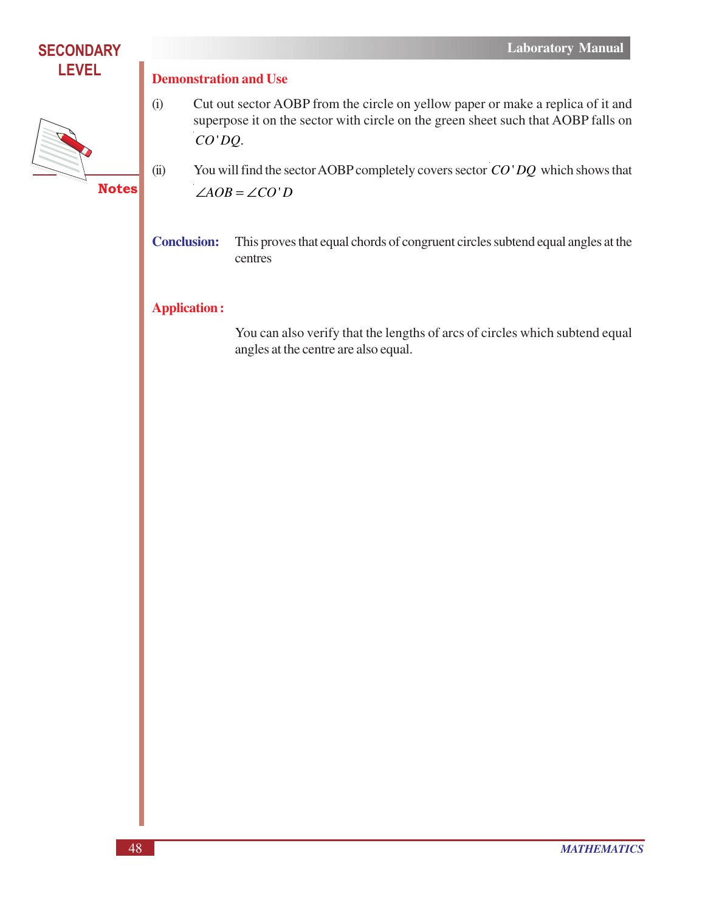## Demonstration and Use

(i) Cut out sector AOBP from the circle on yellow paper or make a replica of it and superpose it on the sector with circle on the green sheet such that AOBP falls on $CO'DQ$.

(ii) You will find the sector AOBP completely covers sector $CO'DQ$ which shows that $\angle AOB = \angle CO'D$

**Conclusion:** This proves that equal chords of congruent circles subtend equal angles at the centres

## Application :

You can also verify that the lengths of arcs of circles which subtend equal angles at the centre are also equal.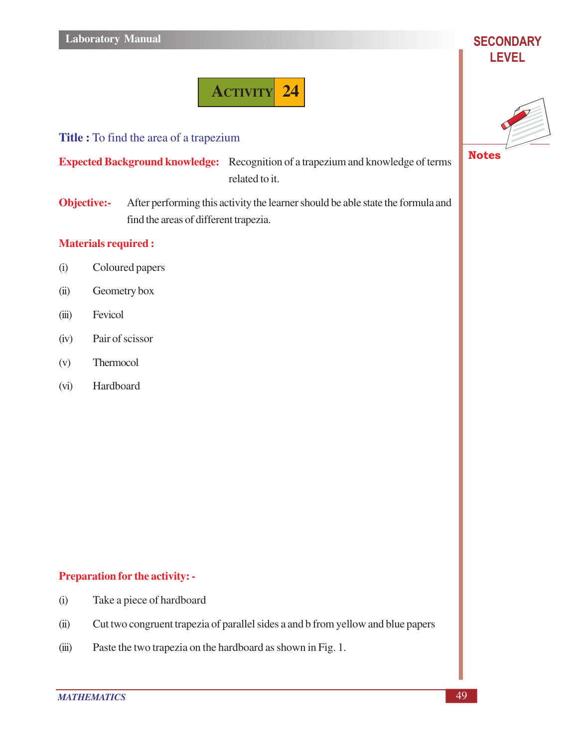# ACTIVITY 24

**Title :** To find the area of a trapezium

**Expected Background knowledge:** Recognition of a trapezium and knowledge of terms related to it.

**Objective:-** After performing this activity the learner should be able state the formula and find the areas of different trapezia.

**Materials required :**

(i) Coloured papers

(ii) Geometry box

(iii) Fevicol

(iv) Pair of scissor

(v) Thermocol

(vi) Hardboard

**Preparation for the activity: -**

(i) Take a piece of hardboard

(ii) Cut two congruent trapezia of parallel sides a and b from yellow and blue papers

(iii) Paste the two trapezia on the hardboard as shown in Fig. 1.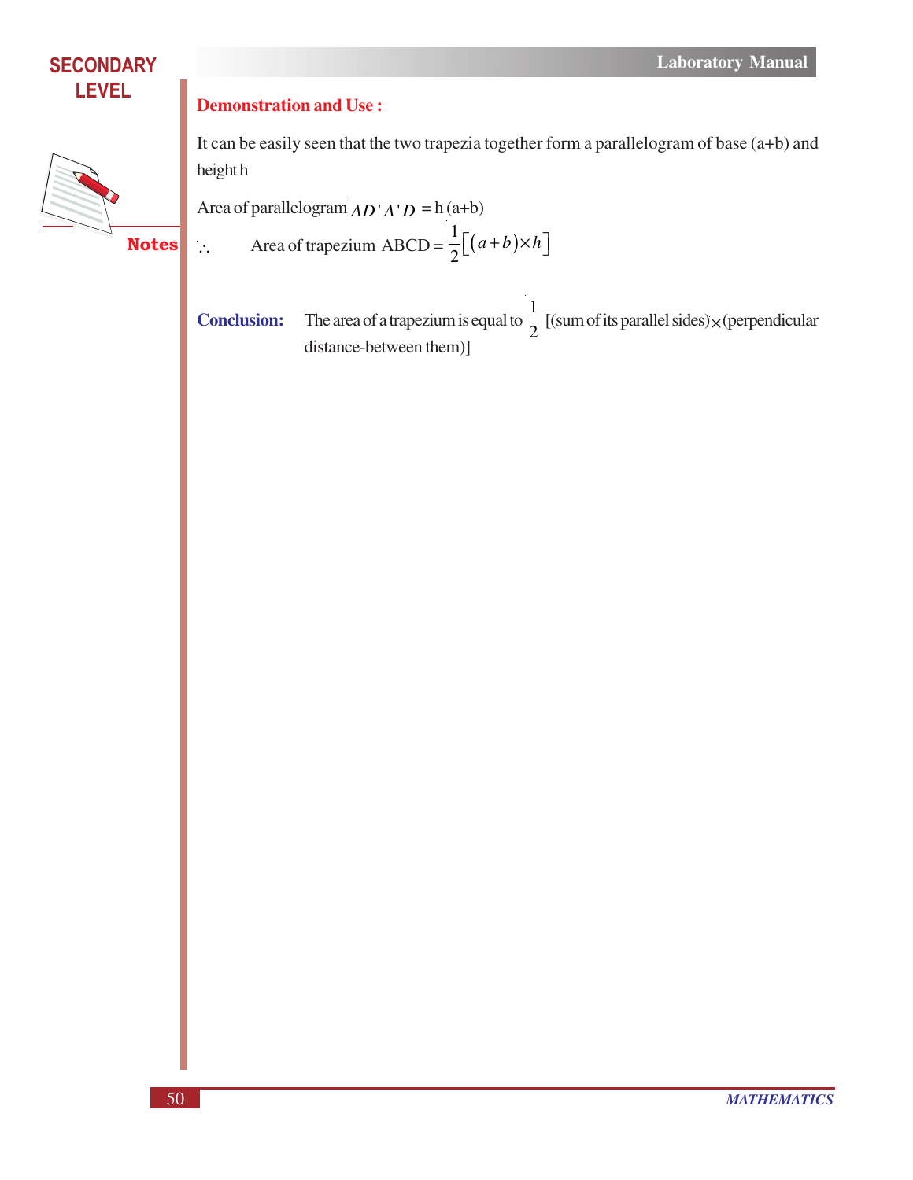**Demonstration and Use :**

It can be easily seen that the two trapezia together form a parallelogram of base (a+b) and height h

Area of parallelogram $AD'A'D$ = h (a+b)

$\therefore$ Area of trapezium ABCD = $\frac{1}{2}\left[(a+b)\times h\right]$

**Conclusion:** The area of a trapezium is equal to $\frac{1}{2}$ [(sum of its parallel sides)$\times$(perpendicular distance-between them)]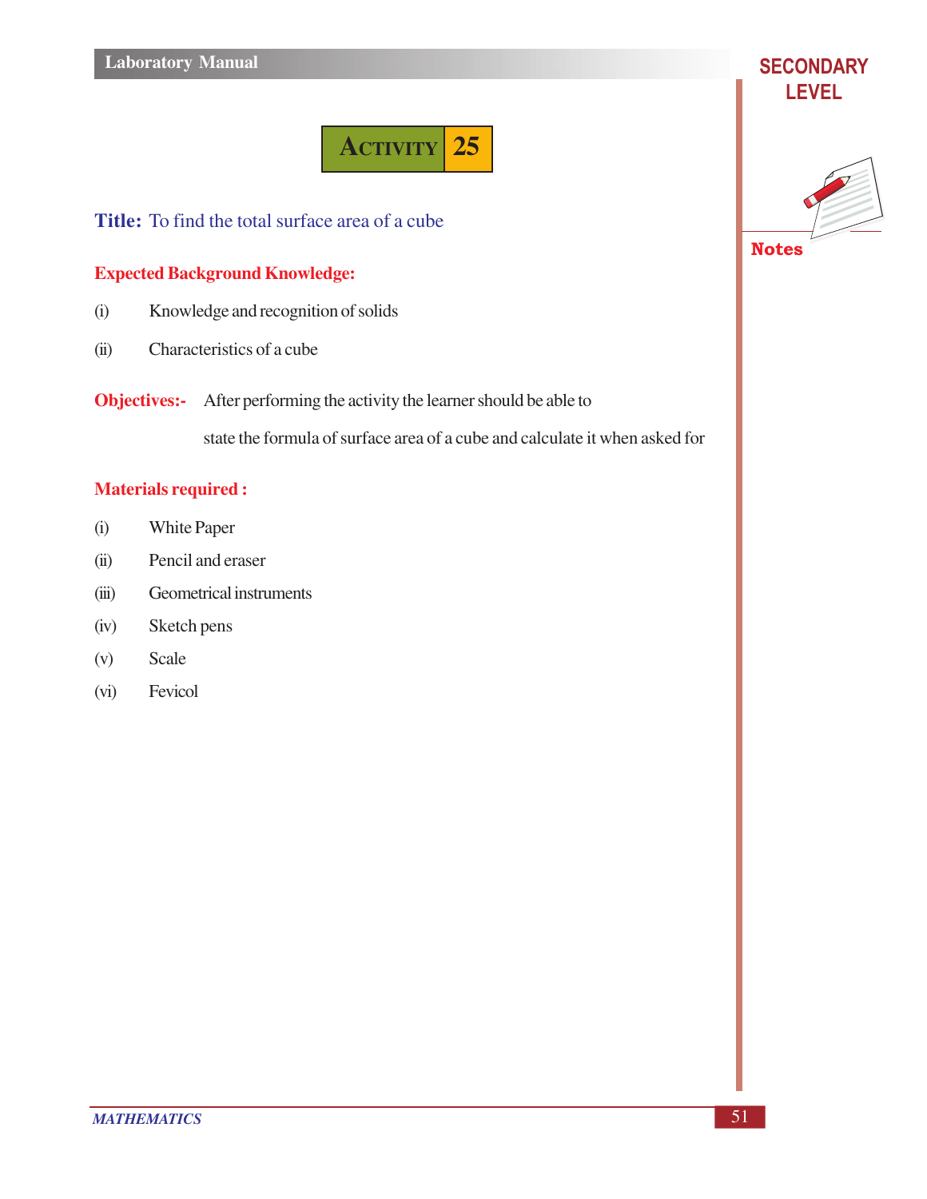## ACTIVITY 25

**Title:** To find the total surface area of a cube

**Expected Background Knowledge:**

(i) Knowledge and recognition of solids

(ii) Characteristics of a cube

**Objectives:-** After performing the activity the learner should be able to state the formula of surface area of a cube and calculate it when asked for

**Materials required :**

(i) White Paper

(ii) Pencil and eraser

(iii) Geometrical instruments

(iv) Sketch pens

(v) Scale

(vi) Fevicol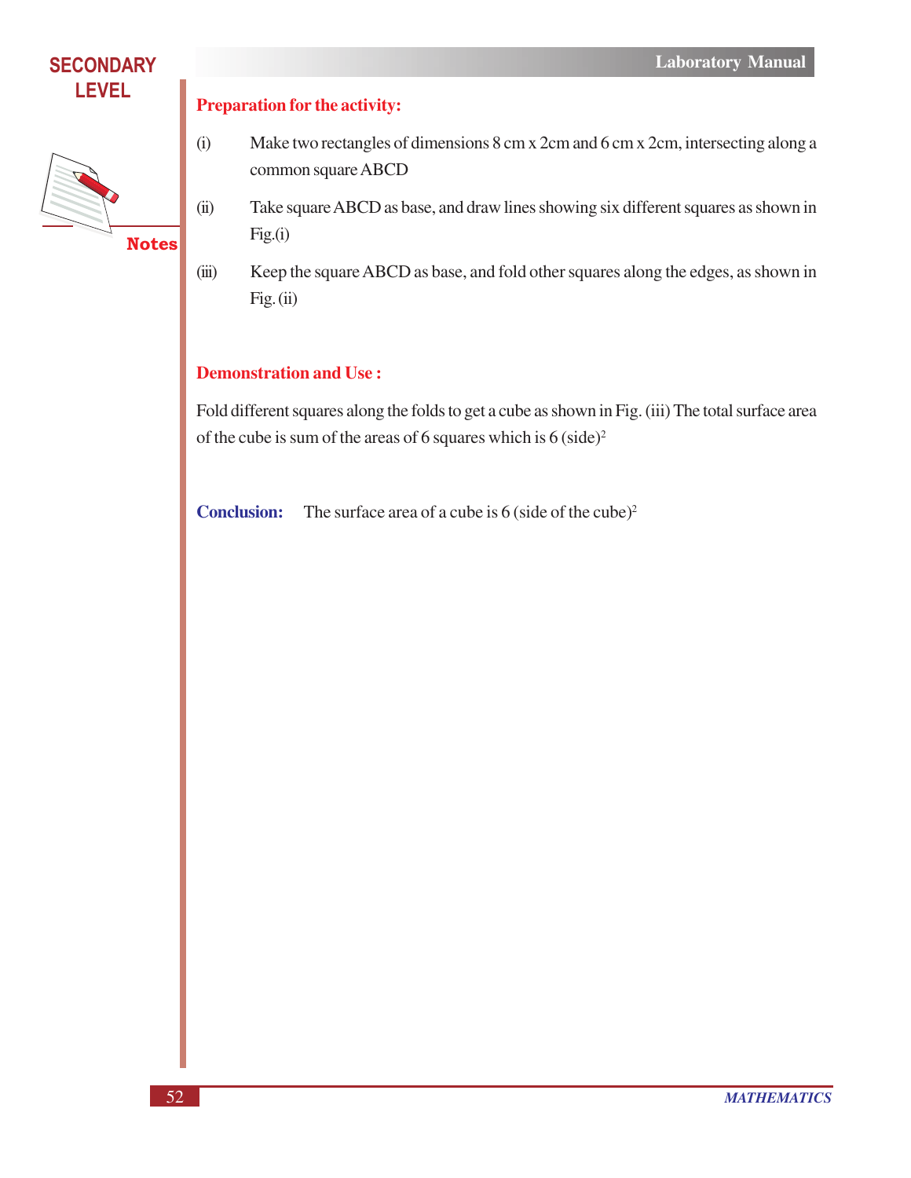**Preparation for the activity:**

(i) Make two rectangles of dimensions 8 cm x 2cm and 6 cm x 2cm, intersecting along a common square ABCD

(ii) Take square ABCD as base, and draw lines showing six different squares as shown in Fig.(i)

(iii) Keep the square ABCD as base, and fold other squares along the edges, as shown in Fig. (ii)

**Demonstration and Use :**

Fold different squares along the folds to get a cube as shown in Fig. (iii) The total surface area of the cube is sum of the areas of 6 squares which is $6\ (\text{side})^2$

**Conclusion:** The surface area of a cube is $6\ (\text{side of the cube})^2$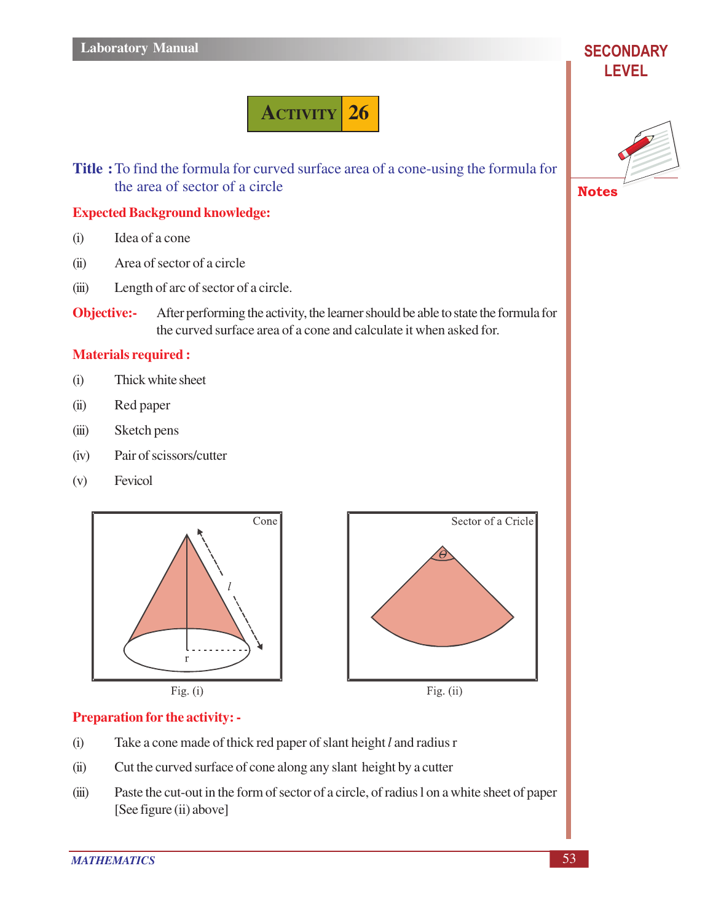# ACTIVITY 26

**Title :** To find the formula for curved surface area of a cone-using the formula for the area of sector of a circle

**Expected Background knowledge:**

(i) Idea of a cone

(ii) Area of sector of a circle

(iii) Length of arc of sector of a circle.

**Objective:-** After performing the activity, the learner should be able to state the formula for the curved surface area of a cone and calculate it when asked for.

**Materials required :**

(i) Thick white sheet

(ii) Red paper

(iii) Sketch pens

(iv) Pair of scissors/cutter

(v) Fevicol

Fig. (i)

Fig. (ii)

**Preparation for the activity: -**

(i) Take a cone made of thick red paper of slant height $l$ and radius r

(ii) Cut the curved surface of cone along any slant height by a cutter

(iii) Paste the cut-out in the form of sector of a circle, of radius l on a white sheet of paper [See figure (ii) above]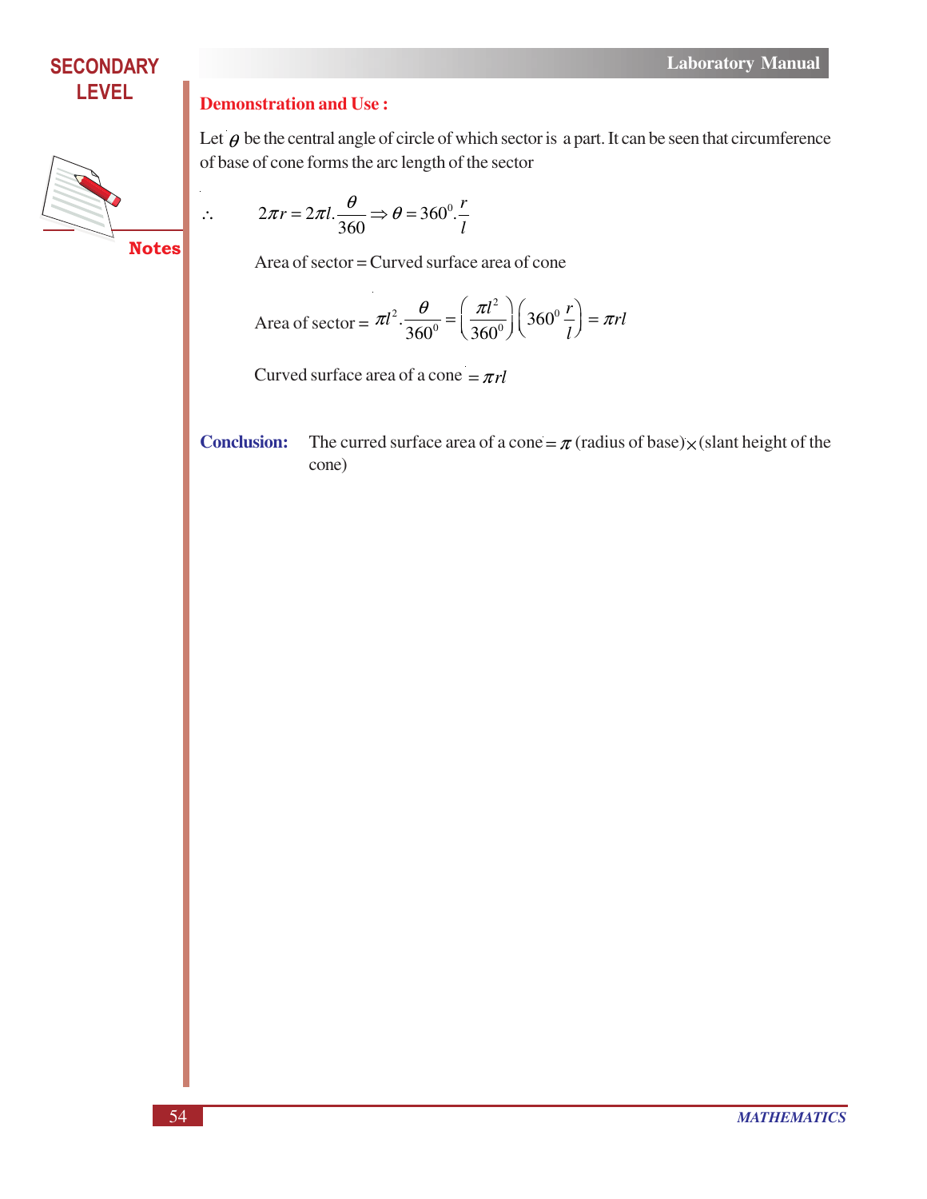**Demonstration and Use :**

Let $\theta$ be the central angle of circle of which sector is a part. It can be seen that circumference of base of cone forms the arc length of the sector

$$\therefore \quad 2\pi r = 2\pi l.\frac{\theta}{360} \Rightarrow \theta = 360^0.\frac{r}{l}$$

Area of sector = Curved surface area of cone

$$\text{Area of sector} = \pi l^2.\frac{\theta}{360^0} = \left(\frac{\pi l^2}{360^0}\right)\left(360^0\frac{r}{l}\right) = \pi rl$$

Curved surface area of a cone $= \pi rl$

**Conclusion:** The curred surface area of a cone $= \pi$ (radius of base) $\times$ (slant height of the cone)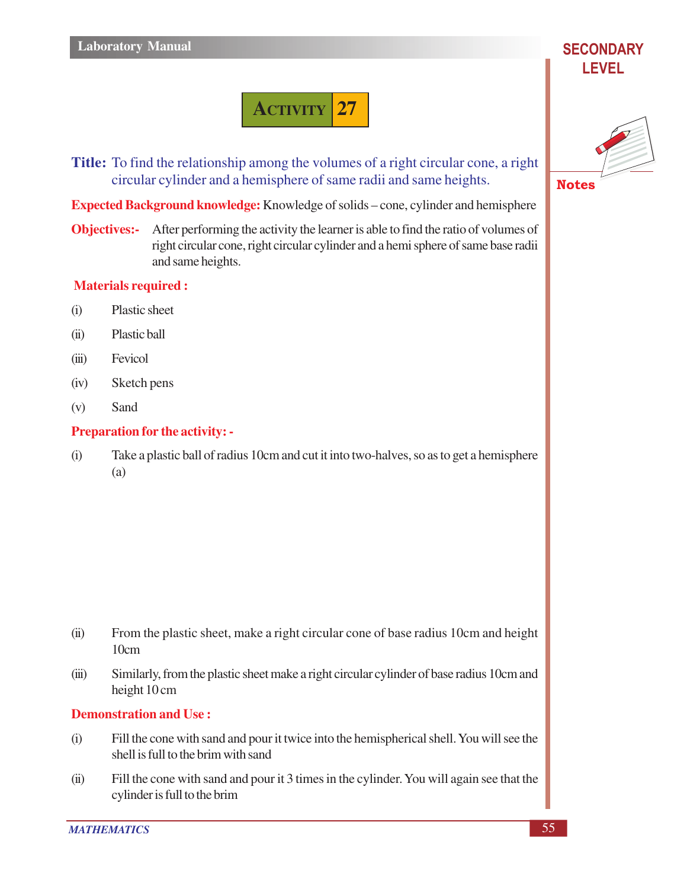# ACTIVITY 27

**Title:** To find the relationship among the volumes of a right circular cone, a right circular cylinder and a hemisphere of same radii and same heights.

**Expected Background knowledge:** Knowledge of solids – cone, cylinder and hemisphere

**Objectives:-** After performing the activity the learner is able to find the ratio of volumes of right circular cone, right circular cylinder and a hemi sphere of same base radii and same heights.

**Materials required :**

(i) Plastic sheet

(ii) Plastic ball

(iii) Fevicol

(iv) Sketch pens

(v) Sand

**Preparation for the activity: -**

(i) Take a plastic ball of radius 10cm and cut it into two-halves, so as to get a hemisphere (a)

(ii) From the plastic sheet, make a right circular cone of base radius 10cm and height 10cm

(iii) Similarly, from the plastic sheet make a right circular cylinder of base radius 10cm and height 10 cm

**Demonstration and Use :**

(i) Fill the cone with sand and pour it twice into the hemispherical shell. You will see the shell is full to the brim with sand

(ii) Fill the cone with sand and pour it 3 times in the cylinder. You will again see that the cylinder is full to the brim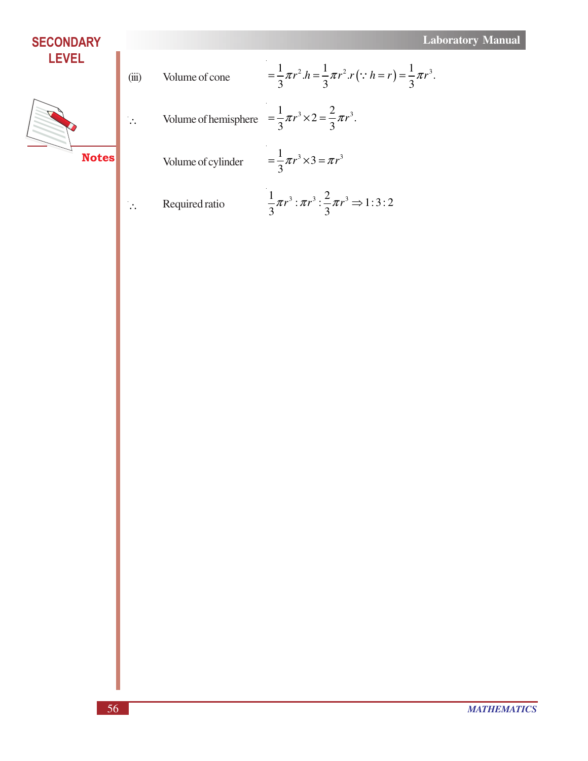(iii) Volume of cone $= \frac{1}{3}\pi r^2.h = \frac{1}{3}\pi r^2.r\,(\because h = r) = \frac{1}{3}\pi r^3.$

$\therefore$ Volume of hemisphere $= \frac{1}{3}\pi r^3 \times 2 = \frac{2}{3}\pi r^3.$

Volume of cylinder $= \frac{1}{3}\pi r^3 \times 3 = \pi r^3$

$\therefore$ Required ratio $\frac{1}{3}\pi r^3 : \pi r^3 : \frac{2}{3}\pi r^3 \Rightarrow 1:3:2$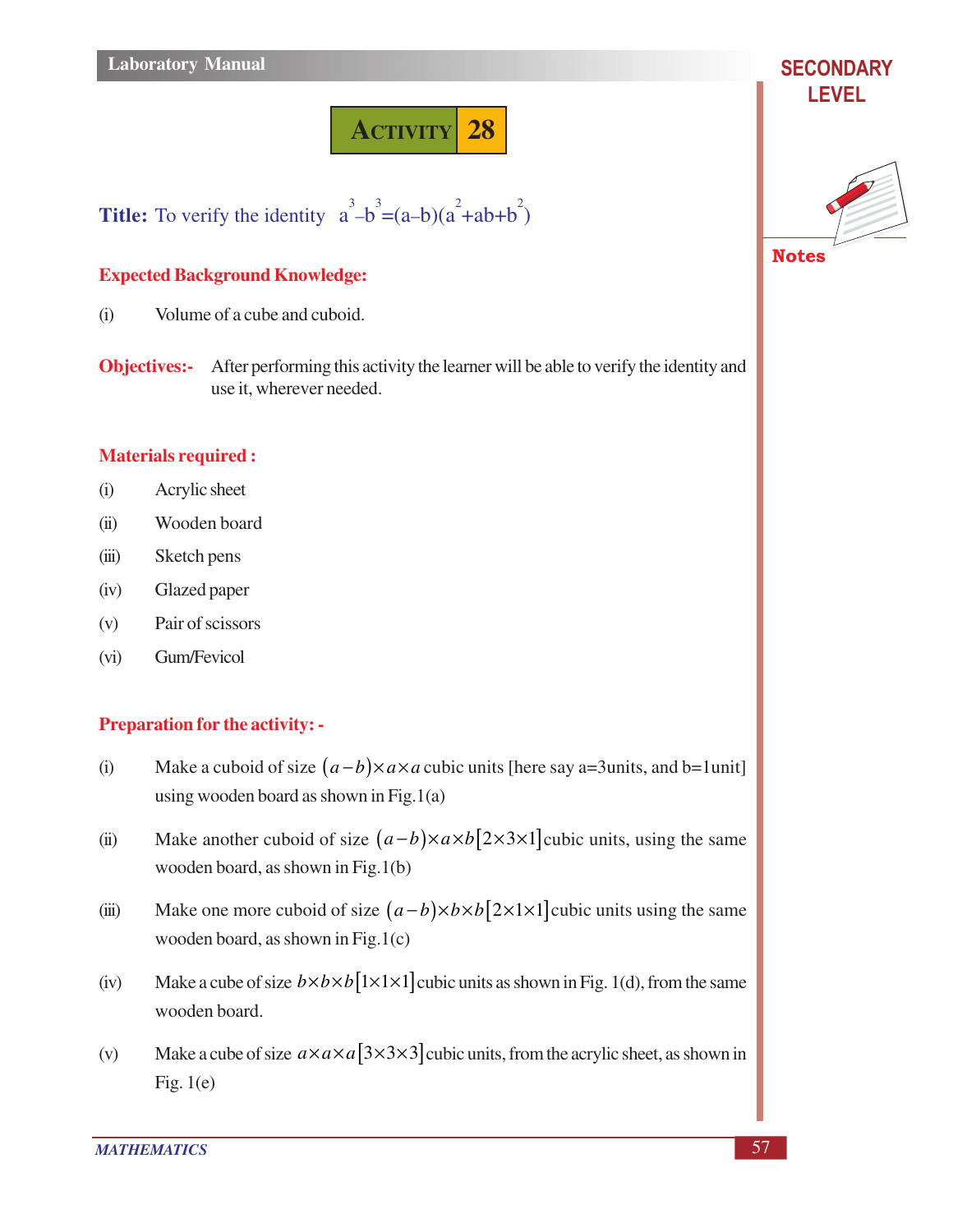# ACTIVITY 28

**Title:** To verify the identity $a^3 - b^3 = (a-b)(a^2+ab+b^2)$

## Expected Background Knowledge:

(i) Volume of a cube and cuboid.

**Objectives:-** After performing this activity the learner will be able to verify the identity and use it, wherever needed.

## Materials required :

(i) Acrylic sheet

(ii) Wooden board

(iii) Sketch pens

(iv) Glazed paper

(v) Pair of scissors

(vi) Gum/Fevicol

## Preparation for the activity: -

(i) Make a cuboid of size $(a-b)\times a\times a$ cubic units [here say a=3units, and b=1unit] using wooden board as shown in Fig.1(a)

(ii) Make another cuboid of size $(a-b)\times a\times b[2\times3\times1]$ cubic units, using the same wooden board, as shown in Fig.1(b)

(iii) Make one more cuboid of size $(a-b)\times b\times b[2\times1\times1]$ cubic units using the same wooden board, as shown in Fig.1(c)

(iv) Make a cube of size $b\times b\times b[1\times1\times1]$ cubic units as shown in Fig. 1(d), from the same wooden board.

(v) Make a cube of size $a\times a\times a[3\times3\times3]$ cubic units, from the acrylic sheet, as shown in Fig. 1(e)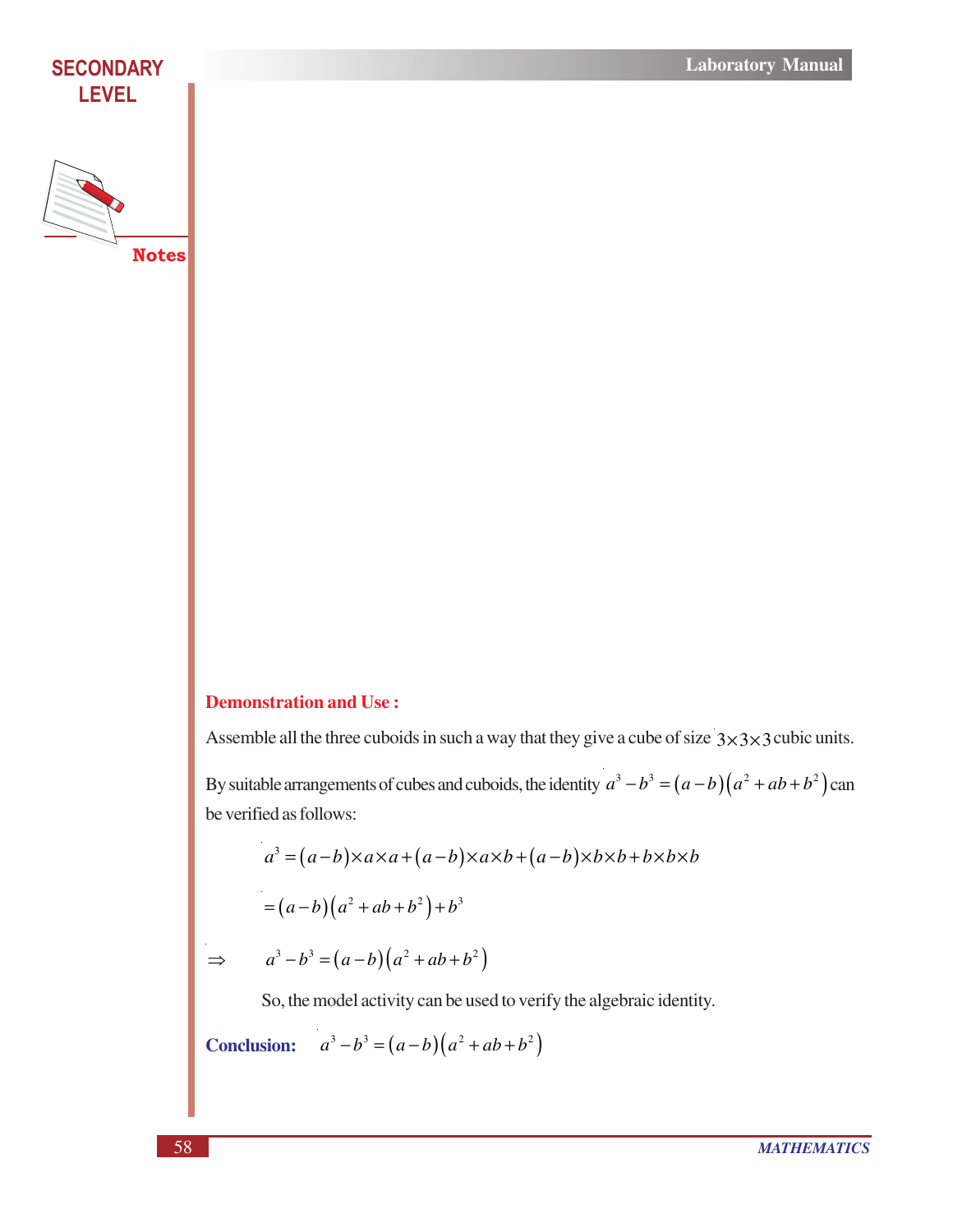**Demonstration and Use :**

Assemble all the three cuboids in such a way that they give a cube of size $3 \times 3 \times 3$ cubic units.

By suitable arrangements of cubes and cuboids, the identity $a^3 - b^3 = (a-b)(a^2 + ab + b^2)$ can be verified as follows:

$$a^3 = (a-b) \times a \times a + (a-b) \times a \times b + (a-b) \times b \times b + b \times b \times b$$

$$= (a-b)(a^2 + ab + b^2) + b^3$$

$$\Rightarrow \quad a^3 - b^3 = (a-b)(a^2 + ab + b^2)$$

So, the model activity can be used to verify the algebraic identity.

**Conclusion:** $a^3 - b^3 = (a-b)(a^2 + ab + b^2)$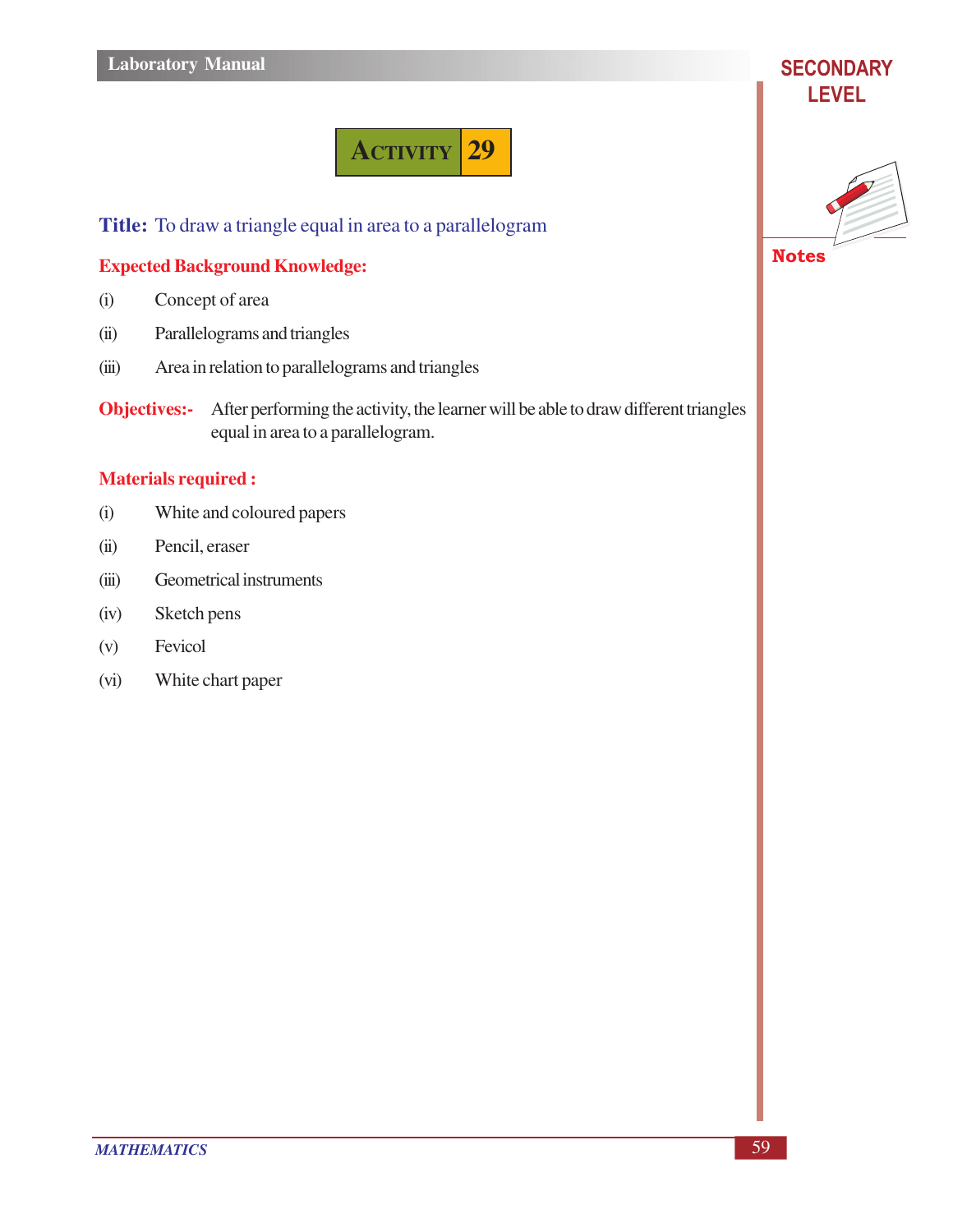# ACTIVITY 29

**Title:** To draw a triangle equal in area to a parallelogram

**Expected Background Knowledge:**

(i) Concept of area

(ii) Parallelograms and triangles

(iii) Area in relation to parallelograms and triangles

**Objectives:-** After performing the activity, the learner will be able to draw different triangles equal in area to a parallelogram.

**Materials required :**

(i) White and coloured papers

(ii) Pencil, eraser

(iii) Geometrical instruments

(iv) Sketch pens

(v) Fevicol

(vi) White chart paper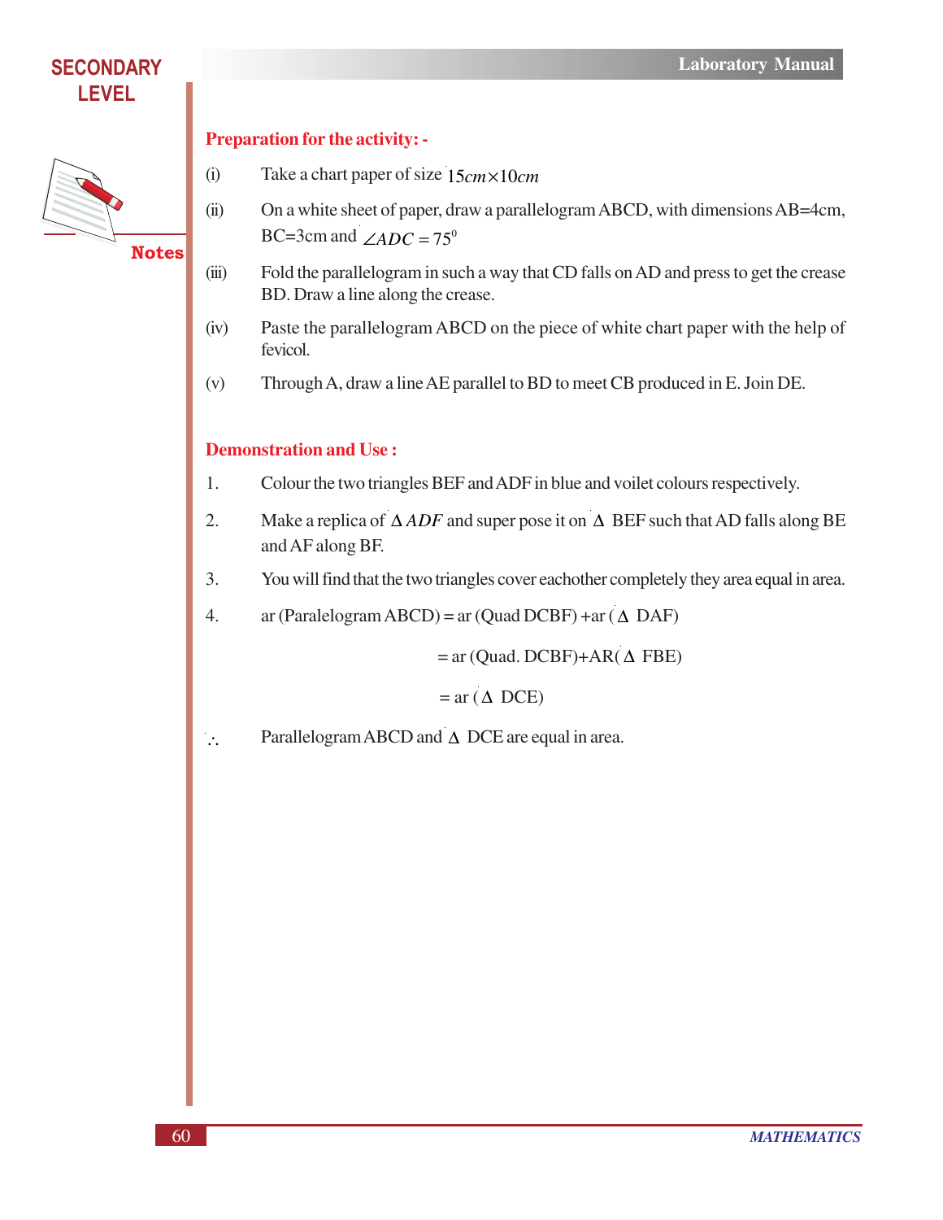**Preparation for the activity: -**

(i) Take a chart paper of size $15cm \times 10cm$

(ii) On a white sheet of paper, draw a parallelogram ABCD, with dimensions AB=4cm, BC=3cm and $\angle ADC = 75^0$

(iii) Fold the parallelogram in such a way that CD falls on AD and press to get the crease BD. Draw a line along the crease.

(iv) Paste the parallelogram ABCD on the piece of white chart paper with the help of fevicol.

(v) Through A, draw a line AE parallel to BD to meet CB produced in E. Join DE.

**Demonstration and Use :**

1. Colour the two triangles BEF and ADF in blue and voilet colours respectively.

2. Make a replica of $\Delta ADF$ and super pose it on $\Delta$ BEF such that AD falls along BE and AF along BF.

3. You will find that the two triangles cover eachother completely they area equal in area.

4. ar (Paralelogram ABCD) = ar (Quad DCBF) +ar ($\Delta$ DAF)

   = ar (Quad. DCBF)+AR($\Delta$ FBE)

   = ar ($\Delta$ DCE)

$\therefore$ Parallelogram ABCD and $\Delta$ DCE are equal in area.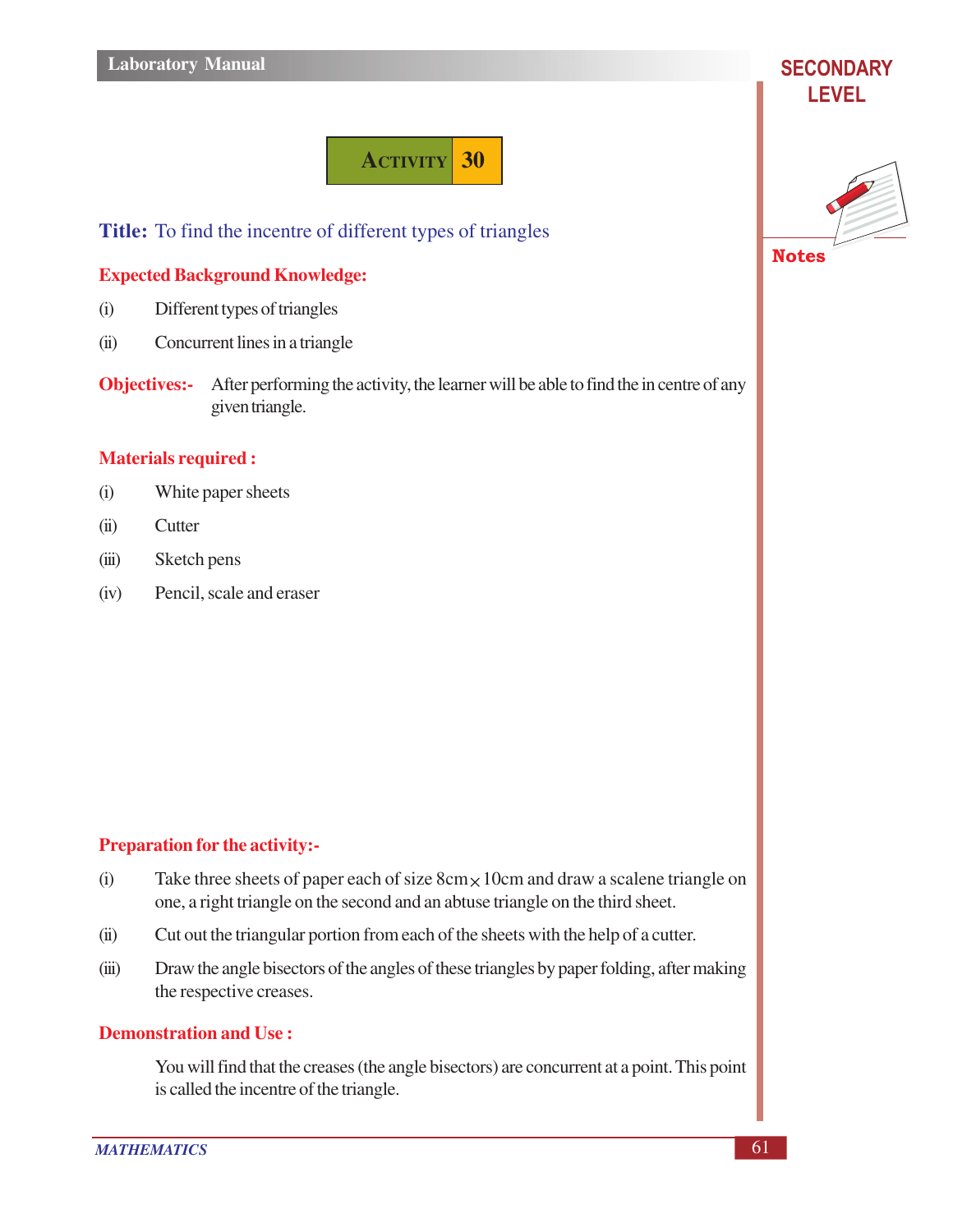## Activity 30

**Title:** To find the incentre of different types of triangles

**Expected Background Knowledge:**

(i) Different types of triangles

(ii) Concurrent lines in a triangle

**Objectives:-** After performing the activity, the learner will be able to find the in centre of any given triangle.

**Materials required :**

(i) White paper sheets

(ii) Cutter

(iii) Sketch pens

(iv) Pencil, scale and eraser

**Preparation for the activity:-**

(i) Take three sheets of paper each of size 8cm $\times$ 10cm and draw a scalene triangle on one, a right triangle on the second and an abtuse triangle on the third sheet.

(ii) Cut out the triangular portion from each of the sheets with the help of a cutter.

(iii) Draw the angle bisectors of the angles of these triangles by paper folding, after making the respective creases.

**Demonstration and Use :**

You will find that the creases (the angle bisectors) are concurrent at a point. This point is called the incentre of the triangle.